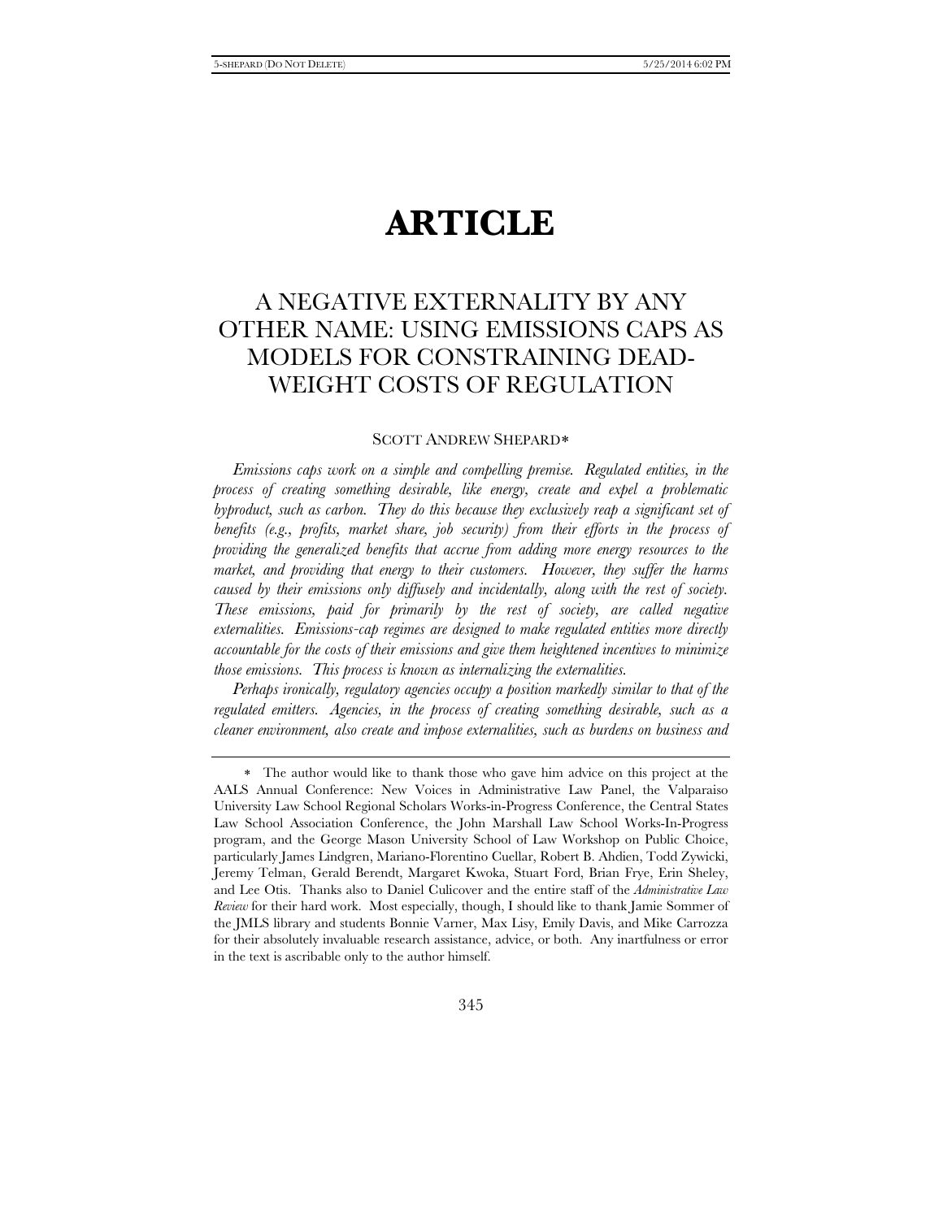# ARTICLE

## A NEGATIVE EXTERNALITY BY ANY OTHER NAME: USING EMISSIONS CAPS AS MODELS FOR CONSTRAINING DEAD-WEIGHT COSTS OF REGULATION

SCOTT ANDREW SHEPARD*

*Emissions caps work on a simple and compelling premise. Regulated entities, in the process of creating something desirable, like energy, create and expel a problematic byproduct, such as carbon. They do this because they exclusively reap a significant set of benefits (e.g., profits, market share, job security) from their efforts in the process of providing the generalized benefits that accrue from adding more energy resources to the market, and providing that energy to their customers. However, they suffer the harms caused by their emissions only diffusely and incidentally, along with the rest of society. These emissions, paid for primarily by the rest of society, are called negative externalities. Emissions-cap regimes are designed to make regulated entities more directly accountable for the costs of their emissions and give them heightened incentives to minimize those emissions. This process is known as internalizing the externalities.*

*Perhaps ironically, regulatory agencies occupy a position markedly similar to that of the regulated emitters. Agencies, in the process of creating something desirable, such as a cleaner environment, also create and impose externalities, such as burdens on business and*

---

* The author would like to thank those who gave him advice on this project at the AALS Annual Conference: New Voices in Administrative Law Panel, the Valparaiso University Law School Regional Scholars Works-in-Progress Conference, the Central States Law School Association Conference, the John Marshall Law School Works-In-Progress program, and the George Mason University School of Law Workshop on Public Choice, particularly James Lindgren, Mariano-Florentino Cuellar, Robert B. Ahdien, Todd Zywicki, Jeremy Telman, Gerald Berendt, Margaret Kwoka, Stuart Ford, Brian Frye, Erin Sheley, and Lee Otis. Thanks also to Daniel Culicover and the entire staff of the *Administrative Law Review* for their hard work. Most especially, though, I should like to thank Jamie Sommer of the JMLS library and students Bonnie Varner, Max Lisy, Emily Davis, and Mike Carrozza for their absolutely invaluable research assistance, advice, or both. Any inartfulness or error in the text is ascribable only to the author himself.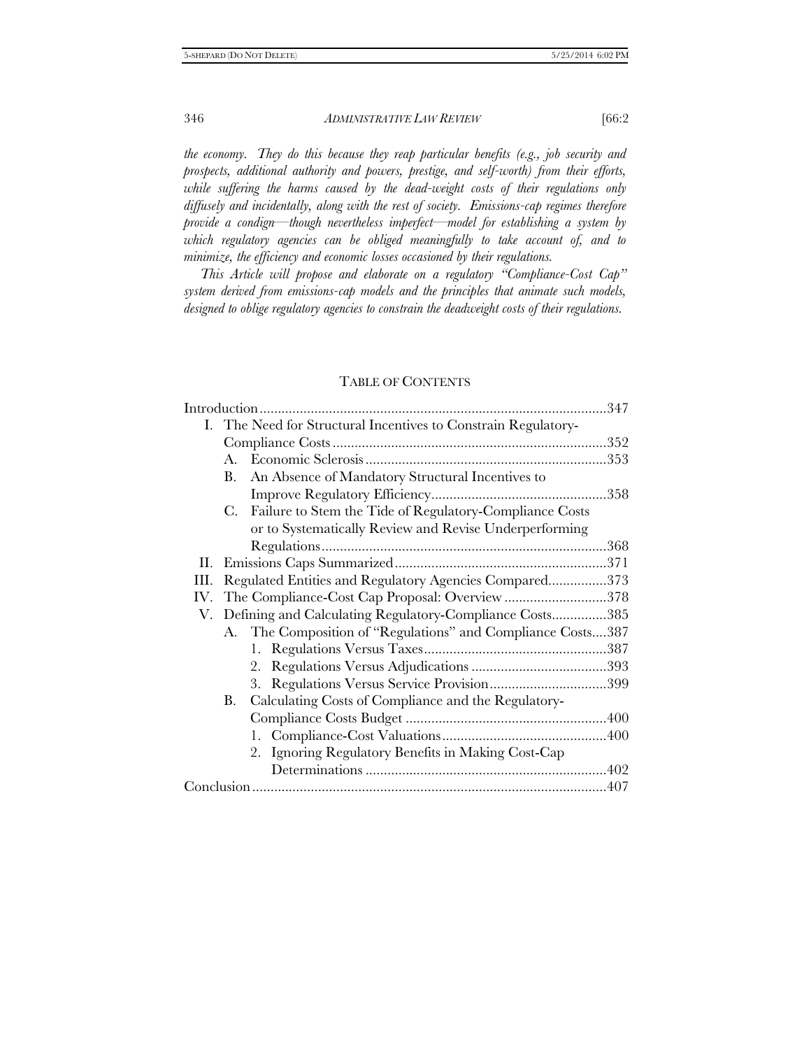*the economy. They do this because they reap particular benefits (e.g., job security and prospects, additional authority and powers, prestige, and self-worth) from their efforts, while suffering the harms caused by the dead-weight costs of their regulations only diffusely and incidentally, along with the rest of society. Emissions-cap regimes therefore provide a condign—though nevertheless imperfect—model for establishing a system by which regulatory agencies can be obliged meaningfully to take account of, and to minimize, the efficiency and economic losses occasioned by their regulations.*

*This Article will propose and elaborate on a regulatory "Compliance-Cost Cap" system derived from emissions-cap models and the principles that animate such models, designed to oblige regulatory agencies to constrain the deadweight costs of their regulations.*

## TABLE OF CONTENTS

Introduction ............ 347

I. The Need for Structural Incentives to Constrain Regulatory-Compliance Costs ............ 352
   - A. Economic Sclerosis ............ 353
   - B. An Absence of Mandatory Structural Incentives to Improve Regulatory Efficiency ............ 358
   - C. Failure to Stem the Tide of Regulatory-Compliance Costs or to Systematically Review and Revise Underperforming Regulations ............ 368

II. Emissions Caps Summarized ............ 371

III. Regulated Entities and Regulatory Agencies Compared ............ 373

IV. The Compliance-Cost Cap Proposal: Overview ............ 378

V. Defining and Calculating Regulatory-Compliance Costs ............ 385
   - A. The Composition of "Regulations" and Compliance Costs ............ 387
     1. Regulations Versus Taxes ............ 387
     2. Regulations Versus Adjudications ............ 393
     3. Regulations Versus Service Provision ............ 399
   - B. Calculating Costs of Compliance and the Regulatory-Compliance Costs Budget ............ 400
     1. Compliance-Cost Valuations ............ 400
     2. Ignoring Regulatory Benefits in Making Cost-Cap Determinations ............ 402

Conclusion ............ 407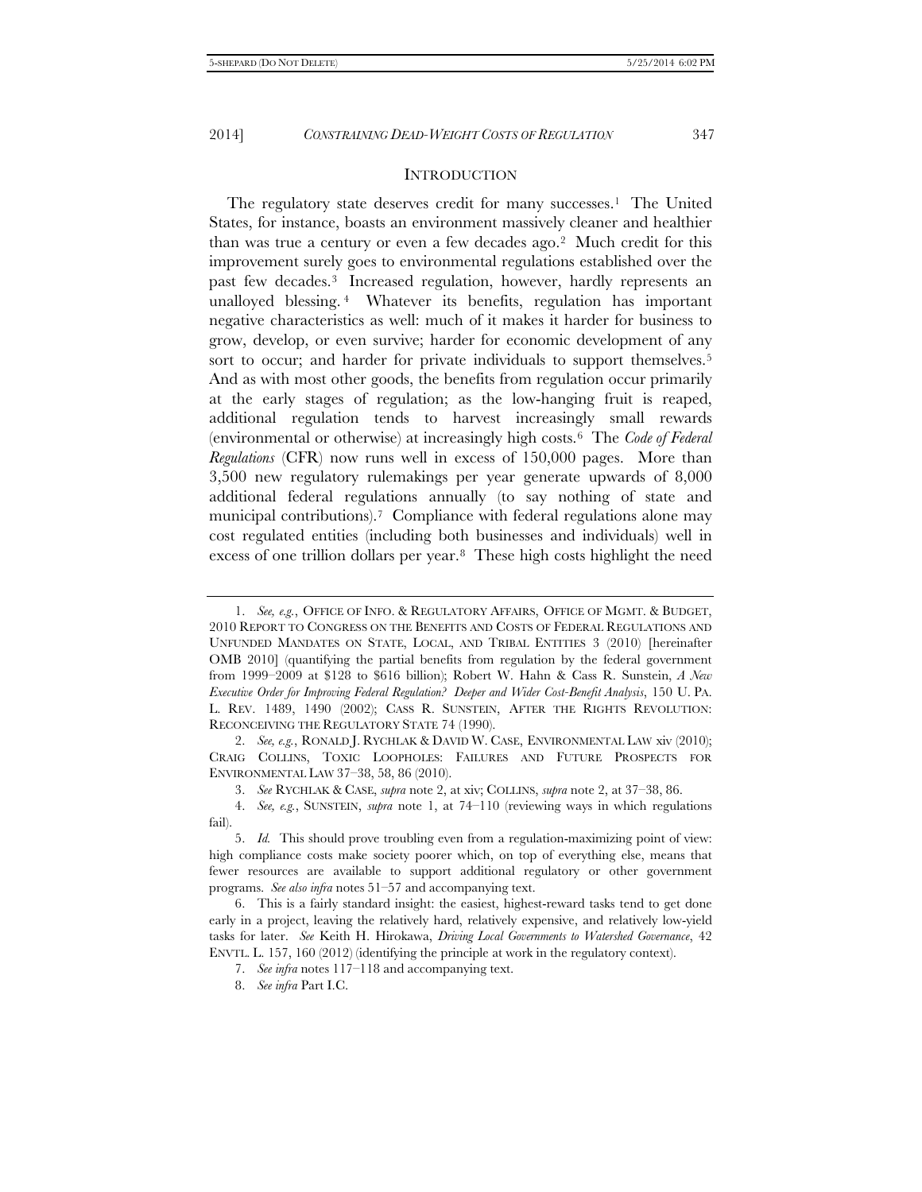## INTRODUCTION

The regulatory state deserves credit for many successes.[1] The United States, for instance, boasts an environment massively cleaner and healthier than was true a century or even a few decades ago.[2] Much credit for this improvement surely goes to environmental regulations established over the past few decades.[3] Increased regulation, however, hardly represents an unalloyed blessing.[4] Whatever its benefits, regulation has important negative characteristics as well: much of it makes it harder for business to grow, develop, or even survive; harder for economic development of any sort to occur; and harder for private individuals to support themselves.[5] And as with most other goods, the benefits from regulation occur primarily at the early stages of regulation; as the low-hanging fruit is reaped, additional regulation tends to harvest increasingly small rewards (environmental or otherwise) at increasingly high costs.[6] The *Code of Federal Regulations* (CFR) now runs well in excess of 150,000 pages. More than 3,500 new regulatory rulemakings per year generate upwards of 8,000 additional federal regulations annually (to say nothing of state and municipal contributions).[7] Compliance with federal regulations alone may cost regulated entities (including both businesses and individuals) well in excess of one trillion dollars per year.[8] These high costs highlight the need

---

1. *See, e.g.*, OFFICE OF INFO. & REGULATORY AFFAIRS, OFFICE OF MGMT. & BUDGET, 2010 REPORT TO CONGRESS ON THE BENEFITS AND COSTS OF FEDERAL REGULATIONS AND UNFUNDED MANDATES ON STATE, LOCAL, AND TRIBAL ENTITIES 3 (2010) [hereinafter OMB 2010] (quantifying the partial benefits from regulation by the federal government from 1999–2009 at $128 to $616 billion); Robert W. Hahn & Cass R. Sunstein, *A New Executive Order for Improving Federal Regulation? Deeper and Wider Cost-Benefit Analysis*, 150 U. PA. L. REV. 1489, 1490 (2002); CASS R. SUNSTEIN, AFTER THE RIGHTS REVOLUTION: RECONCEIVING THE REGULATORY STATE 74 (1990).

2. *See, e.g.*, RONALD J. RYCHLAK & DAVID W. CASE, ENVIRONMENTAL LAW xiv (2010); CRAIG COLLINS, TOXIC LOOPHOLES: FAILURES AND FUTURE PROSPECTS FOR ENVIRONMENTAL LAW 37–38, 58, 86 (2010).

3. *See* RYCHLAK & CASE, *supra* note 2, at xiv; COLLINS, *supra* note 2, at 37–38, 86.

4. *See, e.g.*, SUNSTEIN, *supra* note 1, at 74–110 (reviewing ways in which regulations fail).

5. *Id.* This should prove troubling even from a regulation-maximizing point of view: high compliance costs make society poorer which, on top of everything else, means that fewer resources are available to support additional regulatory or other government programs. *See also infra* notes 51–57 and accompanying text.

6. This is a fairly standard insight: the easiest, highest-reward tasks tend to get done early in a project, leaving the relatively hard, relatively expensive, and relatively low-yield tasks for later. *See* Keith H. Hirokawa, *Driving Local Governments to Watershed Governance*, 42 ENVTL. L. 157, 160 (2012) (identifying the principle at work in the regulatory context).

7. *See infra* notes 117–118 and accompanying text.

8. *See infra* Part I.C.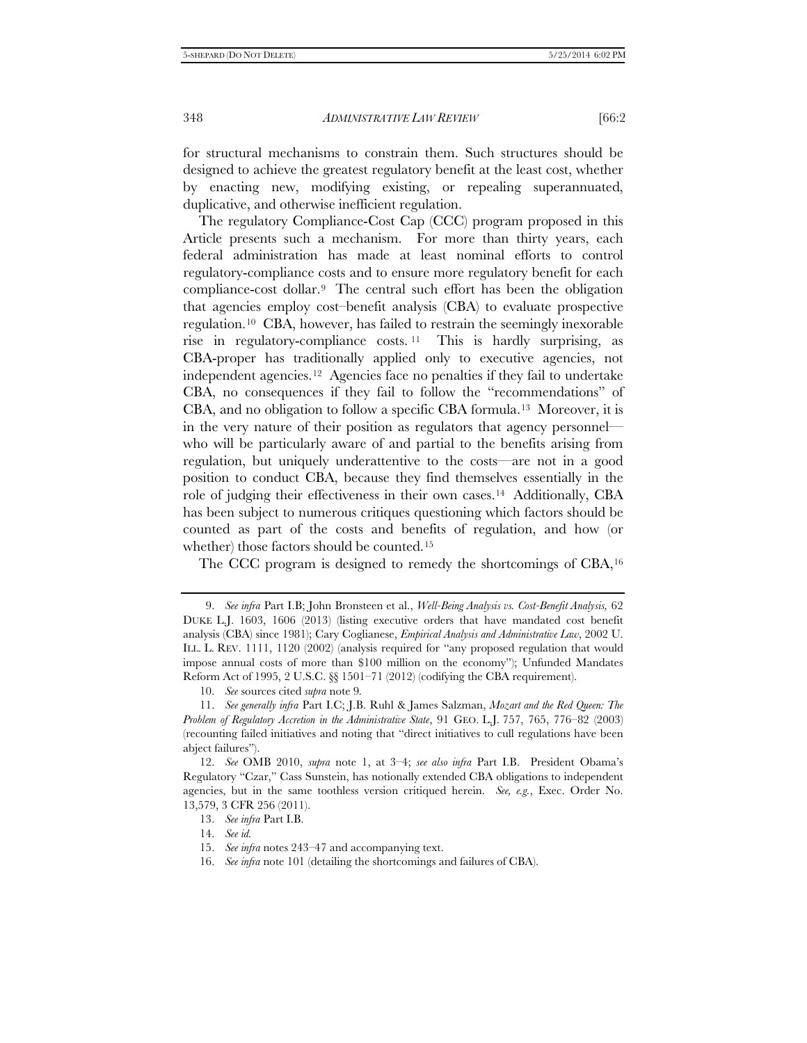for structural mechanisms to constrain them. Such structures should be designed to achieve the greatest regulatory benefit at the least cost, whether by enacting new, modifying existing, or repealing superannuated, duplicative, and otherwise inefficient regulation.

The regulatory Compliance-Cost Cap (CCC) program proposed in this Article presents such a mechanism. For more than thirty years, each federal administration has made at least nominal efforts to control regulatory-compliance costs and to ensure more regulatory benefit for each compliance-cost dollar.[9] The central such effort has been the obligation that agencies employ cost–benefit analysis (CBA) to evaluate prospective regulation.[10] CBA, however, has failed to restrain the seemingly inexorable rise in regulatory-compliance costs.[11] This is hardly surprising, as CBA-proper has traditionally applied only to executive agencies, not independent agencies.[12] Agencies face no penalties if they fail to undertake CBA, no consequences if they fail to follow the "recommendations" of CBA, and no obligation to follow a specific CBA formula.[13] Moreover, it is in the very nature of their position as regulators that agency personnel—who will be particularly aware of and partial to the benefits arising from regulation, but uniquely underattentive to the costs—are not in a good position to conduct CBA, because they find themselves essentially in the role of judging their effectiveness in their own cases.[14] Additionally, CBA has been subject to numerous critiques questioning which factors should be counted as part of the costs and benefits of regulation, and how (or whether) those factors should be counted.[15]

The CCC program is designed to remedy the shortcomings of CBA,[16]

---

9. *See infra* Part I.B; John Bronsteen et al., *Well-Being Analysis vs. Cost-Benefit Analysis,* 62 DUKE L.J. 1603, 1606 (2013) (listing executive orders that have mandated cost benefit analysis (CBA) since 1981); Cary Coglianese, *Empirical Analysis and Administrative Law*, 2002 U. ILL. L. REV. 1111, 1120 (2002) (analysis required for "any proposed regulation that would impose annual costs of more than $100 million on the economy"); Unfunded Mandates Reform Act of 1995, 2 U.S.C. §§ 1501–71 (2012) (codifying the CBA requirement).

10. *See* sources cited *supra* note 9.

11. *See generally infra* Part I.C; J.B. Ruhl & James Salzman, *Mozart and the Red Queen: The Problem of Regulatory Accretion in the Administrative State*, 91 GEO. L.J. 757, 765, 776–82 (2003) (recounting failed initiatives and noting that "direct initiatives to cull regulations have been abject failures").

12. *See* OMB 2010, *supra* note 1, at 3–4; *see also infra* Part I.B. President Obama's Regulatory "Czar," Cass Sunstein, has notionally extended CBA obligations to independent agencies, but in the same toothless version critiqued herein. *See, e.g.*, Exec. Order No. 13,579, 3 CFR 256 (2011).

13. *See infra* Part I.B.

14. *See id.*

15. *See infra* notes 243–47 and accompanying text.

16. *See infra* note 101 (detailing the shortcomings and failures of CBA).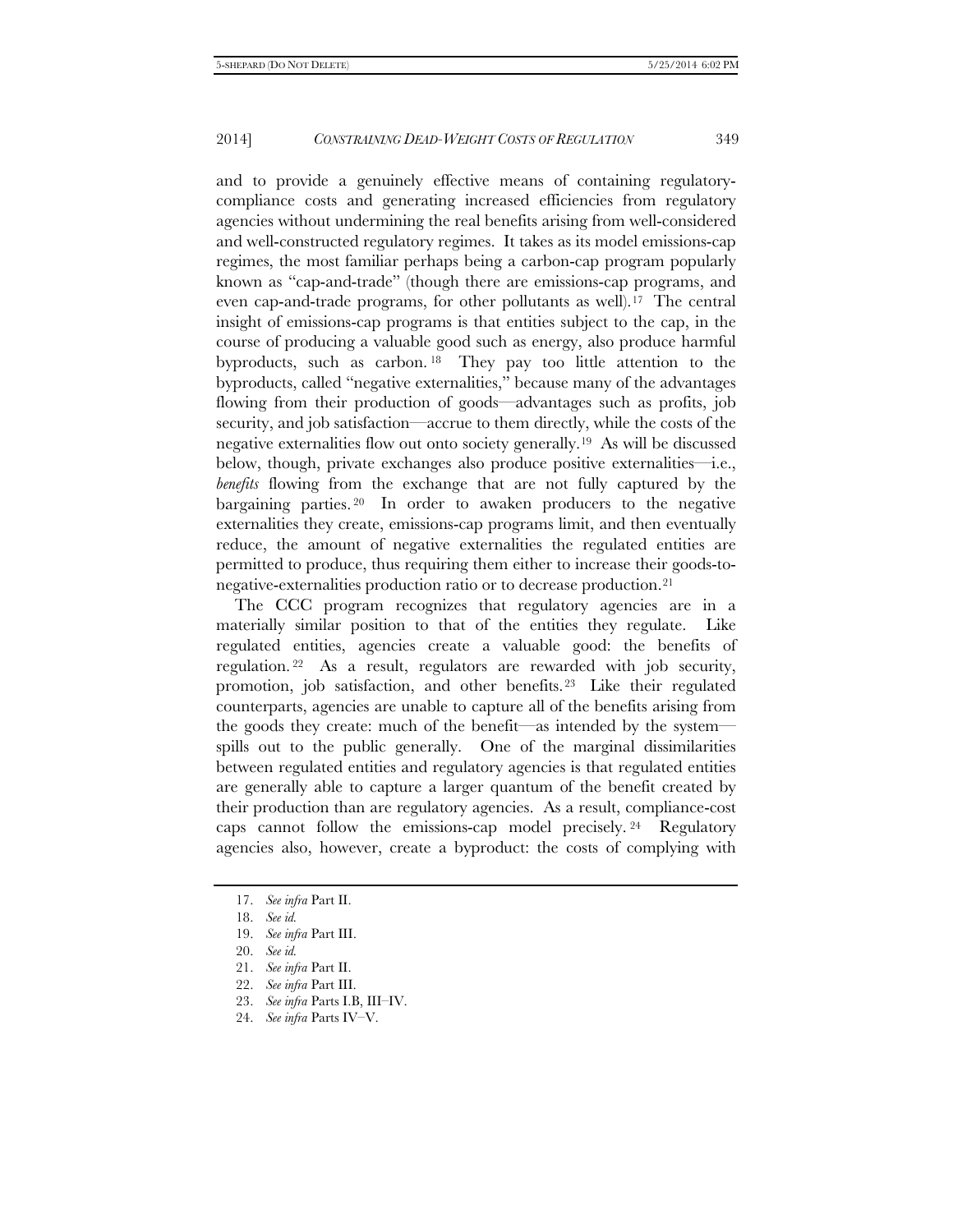and to provide a genuinely effective means of containing regulatory-compliance costs and generating increased efficiencies from regulatory agencies without undermining the real benefits arising from well-considered and well-constructed regulatory regimes. It takes as its model emissions-cap regimes, the most familiar perhaps being a carbon-cap program popularly known as "cap-and-trade" (though there are emissions-cap programs, and even cap-and-trade programs, for other pollutants as well).[17] The central insight of emissions-cap programs is that entities subject to the cap, in the course of producing a valuable good such as energy, also produce harmful byproducts, such as carbon.[18] They pay too little attention to the byproducts, called "negative externalities," because many of the advantages flowing from their production of goods—advantages such as profits, job security, and job satisfaction—accrue to them directly, while the costs of the negative externalities flow out onto society generally.[19] As will be discussed below, though, private exchanges also produce positive externalities—i.e., *benefits* flowing from the exchange that are not fully captured by the bargaining parties.[20] In order to awaken producers to the negative externalities they create, emissions-cap programs limit, and then eventually reduce, the amount of negative externalities the regulated entities are permitted to produce, thus requiring them either to increase their goods-to-negative-externalities production ratio or to decrease production.[21]

The CCC program recognizes that regulatory agencies are in a materially similar position to that of the entities they regulate. Like regulated entities, agencies create a valuable good: the benefits of regulation.[22] As a result, regulators are rewarded with job security, promotion, job satisfaction, and other benefits.[23] Like their regulated counterparts, agencies are unable to capture all of the benefits arising from the goods they create: much of the benefit—as intended by the system—spills out to the public generally. One of the marginal dissimilarities between regulated entities and regulatory agencies is that regulated entities are generally able to capture a larger quantum of the benefit created by their production than are regulatory agencies. As a result, compliance-cost caps cannot follow the emissions-cap model precisely.[24] Regulatory agencies also, however, create a byproduct: the costs of complying with

---

17. *See infra* Part II.
18. *See id.*
19. *See infra* Part III.
20. *See id.*
21. *See infra* Part II.
22. *See infra* Part III.
23. *See infra* Parts I.B, III–IV.
24. *See infra* Parts IV–V.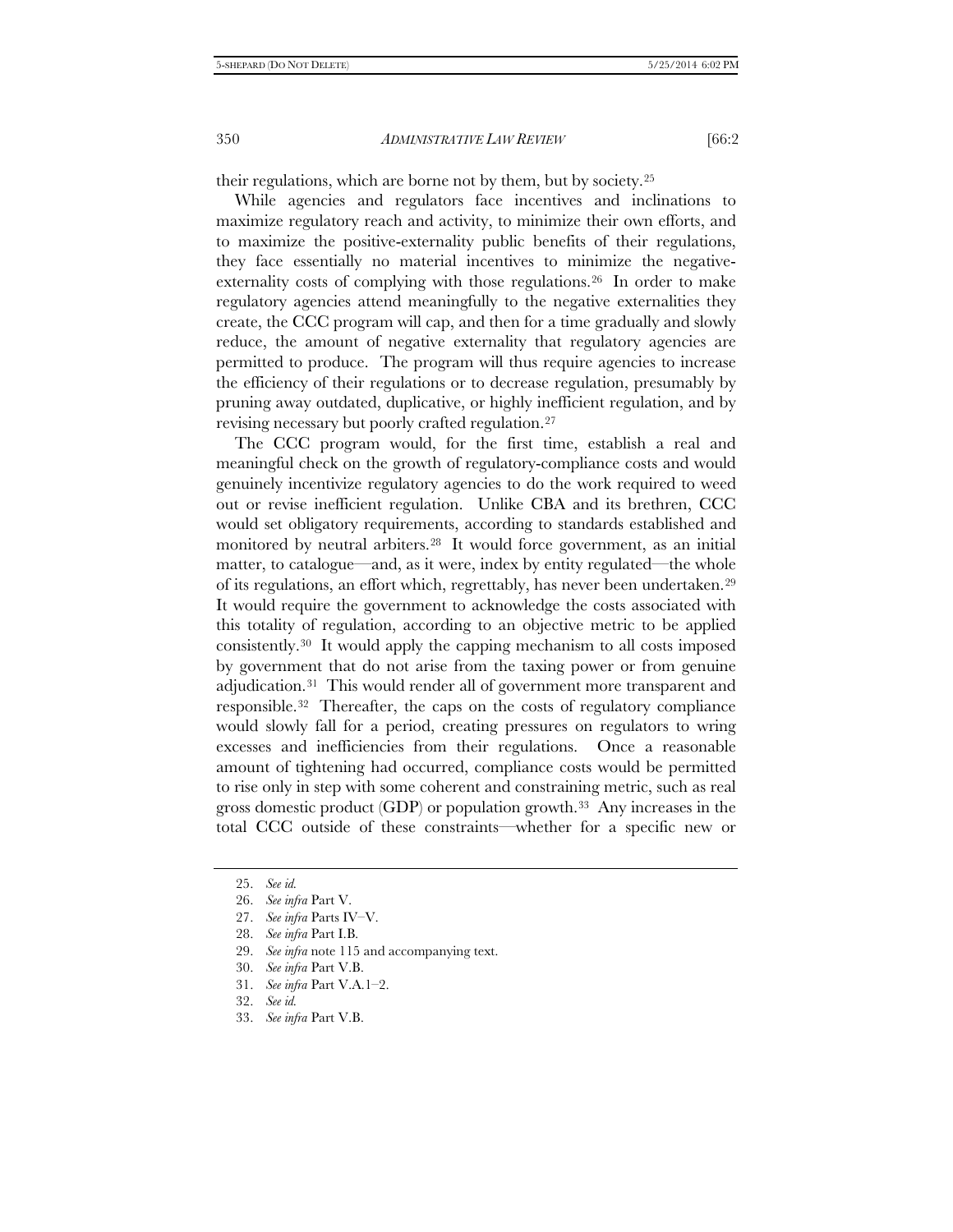their regulations, which are borne not by them, but by society.[25]

While agencies and regulators face incentives and inclinations to maximize regulatory reach and activity, to minimize their own efforts, and to maximize the positive-externality public benefits of their regulations, they face essentially no material incentives to minimize the negative-externality costs of complying with those regulations.[26] In order to make regulatory agencies attend meaningfully to the negative externalities they create, the CCC program will cap, and then for a time gradually and slowly reduce, the amount of negative externality that regulatory agencies are permitted to produce. The program will thus require agencies to increase the efficiency of their regulations or to decrease regulation, presumably by pruning away outdated, duplicative, or highly inefficient regulation, and by revising necessary but poorly crafted regulation.[27]

The CCC program would, for the first time, establish a real and meaningful check on the growth of regulatory-compliance costs and would genuinely incentivize regulatory agencies to do the work required to weed out or revise inefficient regulation. Unlike CBA and its brethren, CCC would set obligatory requirements, according to standards established and monitored by neutral arbiters.[28] It would force government, as an initial matter, to catalogue—and, as it were, index by entity regulated—the whole of its regulations, an effort which, regrettably, has never been undertaken.[29] It would require the government to acknowledge the costs associated with this totality of regulation, according to an objective metric to be applied consistently.[30] It would apply the capping mechanism to all costs imposed by government that do not arise from the taxing power or from genuine adjudication.[31] This would render all of government more transparent and responsible.[32] Thereafter, the caps on the costs of regulatory compliance would slowly fall for a period, creating pressures on regulators to wring excesses and inefficiencies from their regulations. Once a reasonable amount of tightening had occurred, compliance costs would be permitted to rise only in step with some coherent and constraining metric, such as real gross domestic product (GDP) or population growth.[33] Any increases in the total CCC outside of these constraints—whether for a specific new or

---

25. *See id.*
26. *See infra* Part V.
27. *See infra* Parts IV–V.
28. *See infra* Part I.B.
29. *See infra* note 115 and accompanying text.
30. *See infra* Part V.B.
31. *See infra* Part V.A.1–2.
32. *See id.*
33. *See infra* Part V.B.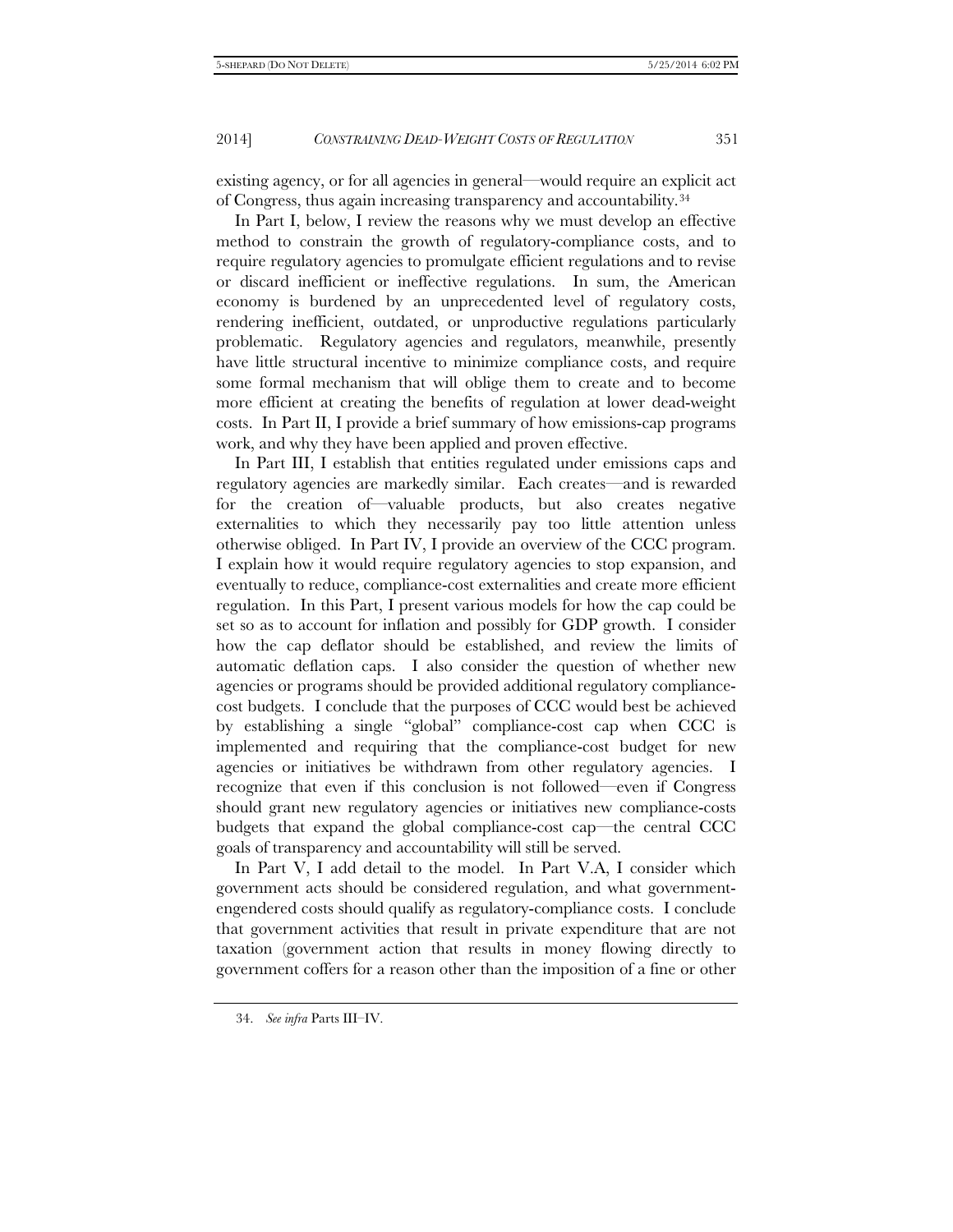existing agency, or for all agencies in general—would require an explicit act of Congress, thus again increasing transparency and accountability.[34]

In Part I, below, I review the reasons why we must develop an effective method to constrain the growth of regulatory-compliance costs, and to require regulatory agencies to promulgate efficient regulations and to revise or discard inefficient or ineffective regulations. In sum, the American economy is burdened by an unprecedented level of regulatory costs, rendering inefficient, outdated, or unproductive regulations particularly problematic. Regulatory agencies and regulators, meanwhile, presently have little structural incentive to minimize compliance costs, and require some formal mechanism that will oblige them to create and to become more efficient at creating the benefits of regulation at lower dead-weight costs. In Part II, I provide a brief summary of how emissions-cap programs work, and why they have been applied and proven effective.

In Part III, I establish that entities regulated under emissions caps and regulatory agencies are markedly similar. Each creates—and is rewarded for the creation of—valuable products, but also creates negative externalities to which they necessarily pay too little attention unless otherwise obliged. In Part IV, I provide an overview of the CCC program. I explain how it would require regulatory agencies to stop expansion, and eventually to reduce, compliance-cost externalities and create more efficient regulation. In this Part, I present various models for how the cap could be set so as to account for inflation and possibly for GDP growth. I consider how the cap deflator should be established, and review the limits of automatic deflation caps. I also consider the question of whether new agencies or programs should be provided additional regulatory compliance-cost budgets. I conclude that the purposes of CCC would best be achieved by establishing a single "global" compliance-cost cap when CCC is implemented and requiring that the compliance-cost budget for new agencies or initiatives be withdrawn from other regulatory agencies. I recognize that even if this conclusion is not followed—even if Congress should grant new regulatory agencies or initiatives new compliance-costs budgets that expand the global compliance-cost cap—the central CCC goals of transparency and accountability will still be served.

In Part V, I add detail to the model. In Part V.A, I consider which government acts should be considered regulation, and what government-engendered costs should qualify as regulatory-compliance costs. I conclude that government activities that result in private expenditure that are not taxation (government action that results in money flowing directly to government coffers for a reason other than the imposition of a fine or other

34. *See infra* Parts III–IV.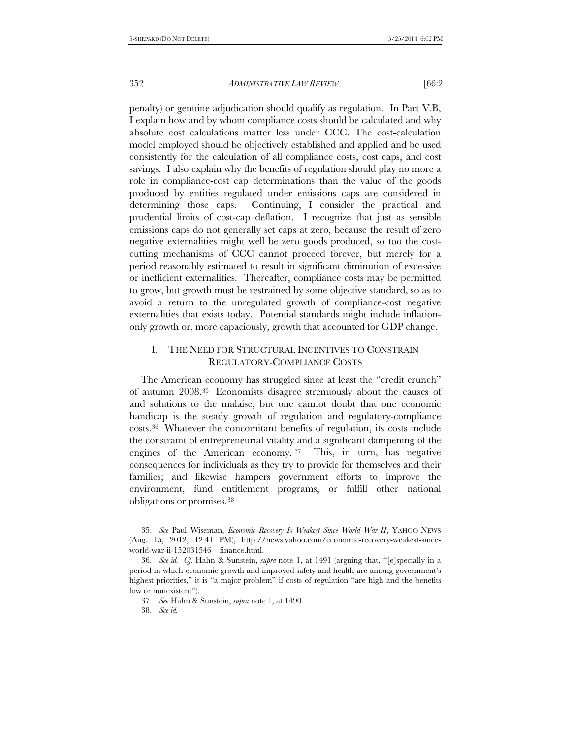penalty) or genuine adjudication should qualify as regulation. In Part V.B, I explain how and by whom compliance costs should be calculated and why absolute cost calculations matter less under CCC. The cost-calculation model employed should be objectively established and applied and be used consistently for the calculation of all compliance costs, cost caps, and cost savings. I also explain why the benefits of regulation should play no more a role in compliance-cost cap determinations than the value of the goods produced by entities regulated under emissions caps are considered in determining those caps. Continuing, I consider the practical and prudential limits of cost-cap deflation. I recognize that just as sensible emissions caps do not generally set caps at zero, because the result of zero negative externalities might well be zero goods produced, so too the cost-cutting mechanisms of CCC cannot proceed forever, but merely for a period reasonably estimated to result in significant diminution of excessive or inefficient externalities. Thereafter, compliance costs may be permitted to grow, but growth must be restrained by some objective standard, so as to avoid a return to the unregulated growth of compliance-cost negative externalities that exists today. Potential standards might include inflation-only growth or, more capaciously, growth that accounted for GDP change.

## I. THE NEED FOR STRUCTURAL INCENTIVES TO CONSTRAIN REGULATORY-COMPLIANCE COSTS

The American economy has struggled since at least the "credit crunch" of autumn 2008.[35] Economists disagree strenuously about the causes of and solutions to the malaise, but one cannot doubt that one economic handicap is the steady growth of regulation and regulatory-compliance costs.[36] Whatever the concomitant benefits of regulation, its costs include the constraint of entrepreneurial vitality and a significant dampening of the engines of the American economy.[37] This, in turn, has negative consequences for individuals as they try to provide for themselves and their families; and likewise hampers government efforts to improve the environment, fund entitlement programs, or fulfill other national obligations or promises.[38]

---

35. *See* Paul Wiseman, *Economic Recovery Is Weakest Since World War II*, YAHOO NEWS (Aug. 15, 2012, 12:41 PM), http://news.yahoo.com/economic-recovery-weakest-since-world-war-ii-152031546—finance.html.

36. *See id. Cf.* Hahn & Sunstein, *supra* note 1, at 1491 (arguing that, "[e]specially in a period in which economic growth and improved safety and health are among government's highest priorities," it is "a major problem" if costs of regulation "are high and the benefits low or nonexistent").

37. *See* Hahn & Sunstein, *supra* note 1, at 1490.

38. *See id.*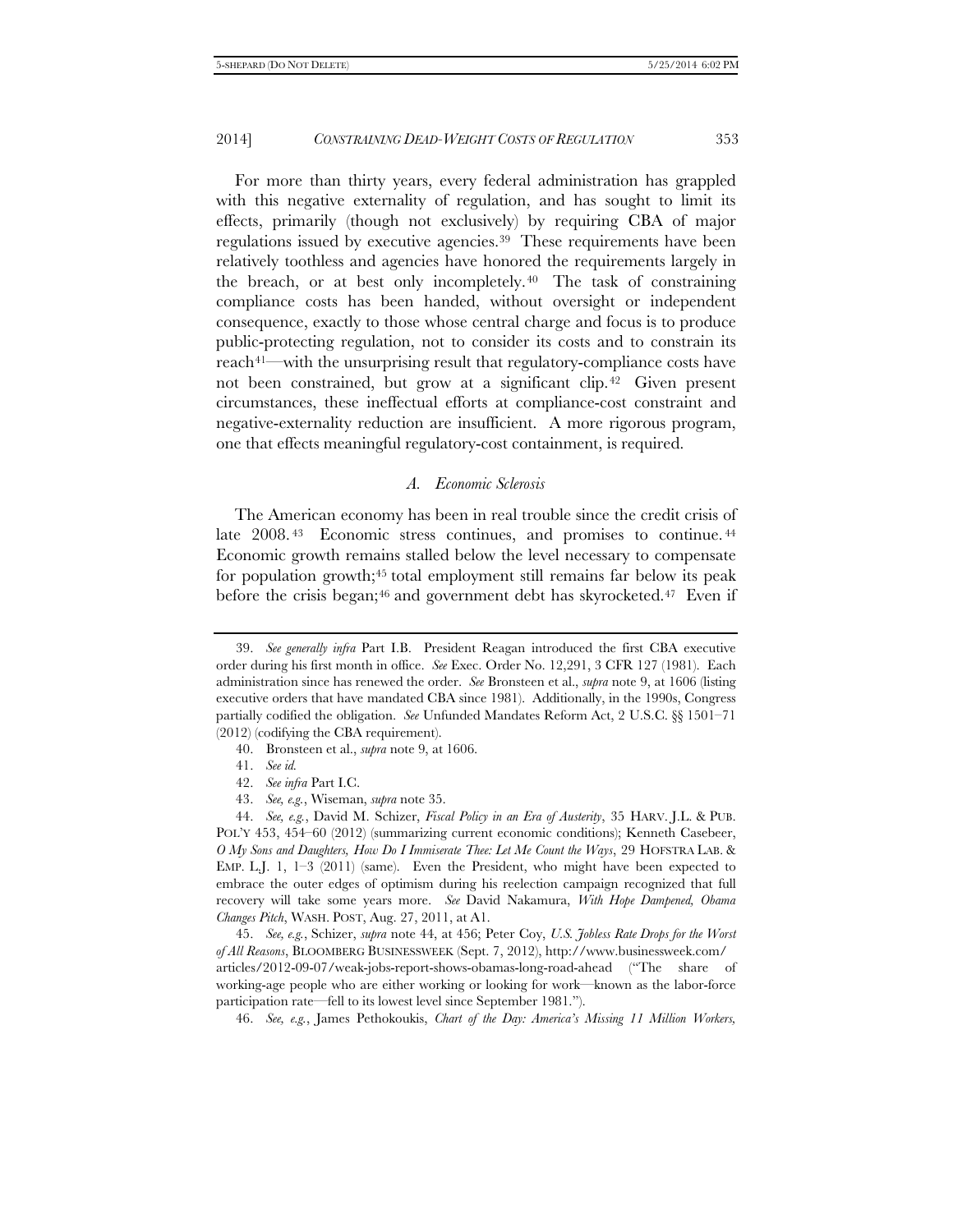For more than thirty years, every federal administration has grappled with this negative externality of regulation, and has sought to limit its effects, primarily (though not exclusively) by requiring CBA of major regulations issued by executive agencies.[39] These requirements have been relatively toothless and agencies have honored the requirements largely in the breach, or at best only incompletely.[40] The task of constraining compliance costs has been handed, without oversight or independent consequence, exactly to those whose central charge and focus is to produce public-protecting regulation, not to consider its costs and to constrain its reach[41]—with the unsurprising result that regulatory-compliance costs have not been constrained, but grow at a significant clip.[42] Given present circumstances, these ineffectual efforts at compliance-cost constraint and negative-externality reduction are insufficient. A more rigorous program, one that effects meaningful regulatory-cost containment, is required.

### *A. Economic Sclerosis*

The American economy has been in real trouble since the credit crisis of late 2008.[43] Economic stress continues, and promises to continue.[44] Economic growth remains stalled below the level necessary to compensate for population growth;[45] total employment still remains far below its peak before the crisis began;[46] and government debt has skyrocketed.[47] Even if

---

39. *See generally infra* Part I.B. President Reagan introduced the first CBA executive order during his first month in office. *See* Exec. Order No. 12,291, 3 CFR 127 (1981). Each administration since has renewed the order. *See* Bronsteen et al., *supra* note 9, at 1606 (listing executive orders that have mandated CBA since 1981). Additionally, in the 1990s, Congress partially codified the obligation. *See* Unfunded Mandates Reform Act, 2 U.S.C. §§ 1501–71 (2012) (codifying the CBA requirement).

40. Bronsteen et al., *supra* note 9, at 1606.

41. *See id.*

42. *See infra* Part I.C.

43. *See, e.g.*, Wiseman, *supra* note 35.

44. *See, e.g.*, David M. Schizer, *Fiscal Policy in an Era of Austerity*, 35 HARV. J.L. & PUB. POL'Y 453, 454–60 (2012) (summarizing current economic conditions); Kenneth Casebeer, *O My Sons and Daughters, How Do I Immiserate Thee: Let Me Count the Ways*, 29 HOFSTRA LAB. & EMP. L.J. 1, 1–3 (2011) (same). Even the President, who might have been expected to embrace the outer edges of optimism during his reelection campaign recognized that full recovery will take some years more. *See* David Nakamura, *With Hope Dampened, Obama Changes Pitch*, WASH. POST, Aug. 27, 2011, at A1.

45. *See, e.g.*, Schizer, *supra* note 44, at 456; Peter Coy, *U.S. Jobless Rate Drops for the Worst of All Reasons*, BLOOMBERG BUSINESSWEEK (Sept. 7, 2012), http://www.businessweek.com/articles/2012-09-07/weak-jobs-report-shows-obamas-long-road-ahead ("The share of working-age people who are either working or looking for work—known as the labor-force participation rate—fell to its lowest level since September 1981.").

46. *See, e.g.*, James Pethokoukis, *Chart of the Day: America's Missing 11 Million Workers*,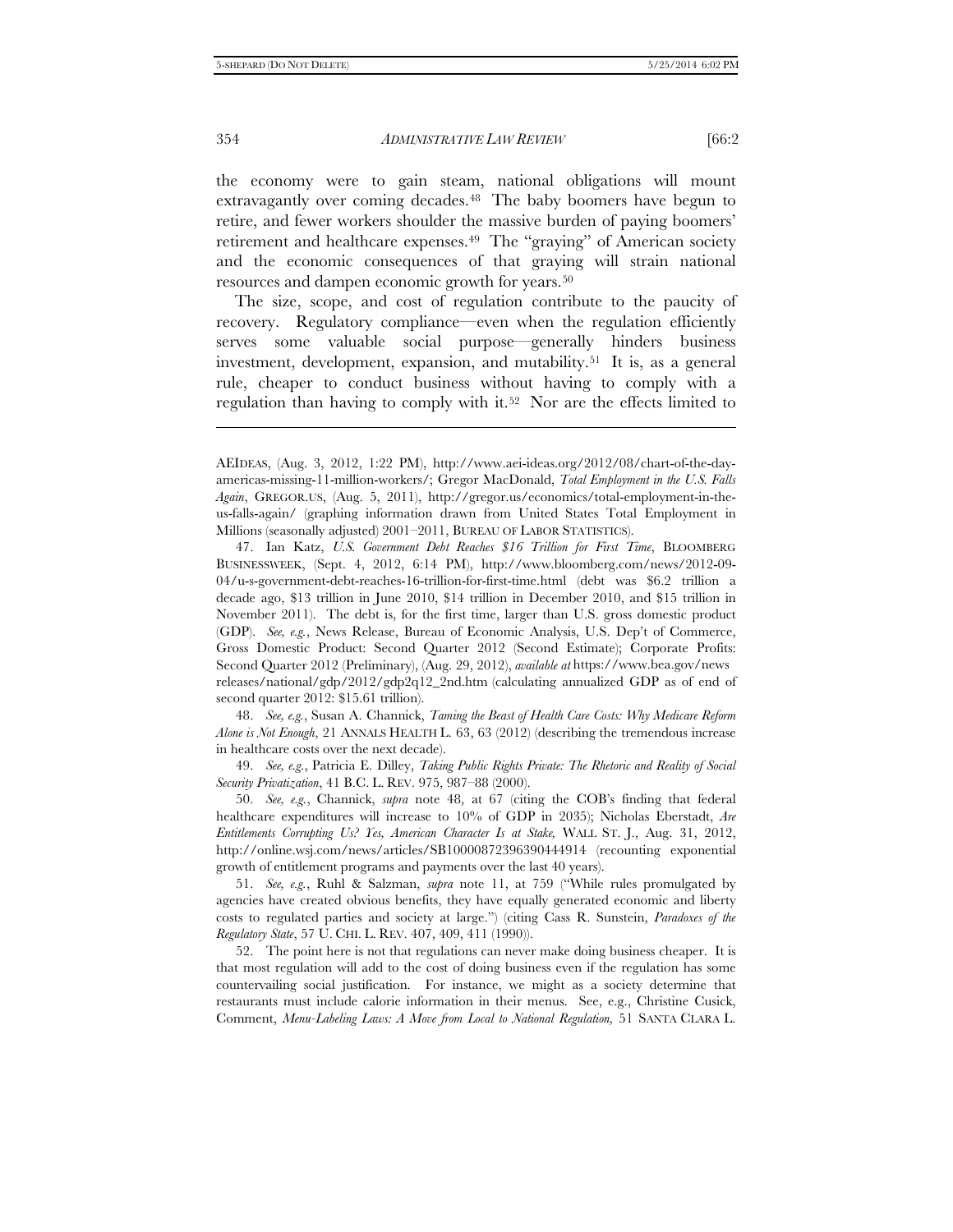the economy were to gain steam, national obligations will mount extravagantly over coming decades.[48] The baby boomers have begun to retire, and fewer workers shoulder the massive burden of paying boomers' retirement and healthcare expenses.[49] The "graying" of American society and the economic consequences of that graying will strain national resources and dampen economic growth for years.[50]

The size, scope, and cost of regulation contribute to the paucity of recovery. Regulatory compliance—even when the regulation efficiently serves some valuable social purpose—generally hinders business investment, development, expansion, and mutability.[51] It is, as a general rule, cheaper to conduct business without having to comply with a regulation than having to comply with it.[52] Nor are the effects limited to

---

AEIDEAS, (Aug. 3, 2012, 1:22 PM), http://www.aei-ideas.org/2012/08/chart-of-the-day-americas-missing-11-million-workers/; Gregor MacDonald, *Total Employment in the U.S. Falls Again*, GREGOR.US, (Aug. 5, 2011), http://gregor.us/economics/total-employment-in-the-us-falls-again/ (graphing information drawn from United States Total Employment in Millions (seasonally adjusted) 2001–2011, BUREAU OF LABOR STATISTICS).

47. Ian Katz, *U.S. Government Debt Reaches $16 Trillion for First Time*, BLOOMBERG BUSINESSWEEK, (Sept. 4, 2012, 6:14 PM), http://www.bloomberg.com/news/2012-09-04/u-s-government-debt-reaches-16-trillion-for-first-time.html (debt was $6.2 trillion a decade ago, $13 trillion in June 2010, $14 trillion in December 2010, and $15 trillion in November 2011). The debt is, for the first time, larger than U.S. gross domestic product (GDP). *See, e.g.*, News Release, Bureau of Economic Analysis, U.S. Dep't of Commerce, Gross Domestic Product: Second Quarter 2012 (Second Estimate); Corporate Profits: Second Quarter 2012 (Preliminary), (Aug. 29, 2012), *available at* https://www.bea.gov/news releases/national/gdp/2012/gdp2q12_2nd.htm (calculating annualized GDP as of end of second quarter 2012: $15.61 trillion).

48. *See, e.g.*, Susan A. Channick, *Taming the Beast of Health Care Costs: Why Medicare Reform Alone is Not Enough*, 21 ANNALS HEALTH L. 63, 63 (2012) (describing the tremendous increase in healthcare costs over the next decade).

49. *See, e.g.*, Patricia E. Dilley, *Taking Public Rights Private: The Rhetoric and Reality of Social Security Privatization*, 41 B.C. L. REV. 975, 987–88 (2000).

50. *See, e.g.*, Channick, *supra* note 48, at 67 (citing the COB's finding that federal healthcare expenditures will increase to 10% of GDP in 2035); Nicholas Eberstadt, *Are Entitlements Corrupting Us? Yes, American Character Is at Stake,* WALL ST. J., Aug. 31, 2012, http://online.wsj.com/news/articles/SB10000872396390444914 (recounting exponential growth of entitlement programs and payments over the last 40 years).

51. *See, e.g.*, Ruhl & Salzman, *supra* note 11, at 759 ("While rules promulgated by agencies have created obvious benefits, they have equally generated economic and liberty costs to regulated parties and society at large.") (citing Cass R. Sunstein, *Paradoxes of the Regulatory State*, 57 U. CHI. L. REV. 407, 409, 411 (1990)).

52. The point here is not that regulations can never make doing business cheaper. It is that most regulation will add to the cost of doing business even if the regulation has some countervailing social justification. For instance, we might as a society determine that restaurants must include calorie information in their menus. See, e.g., Christine Cusick, Comment, *Menu-Labeling Laws: A Move from Local to National Regulation,* 51 SANTA CLARA L.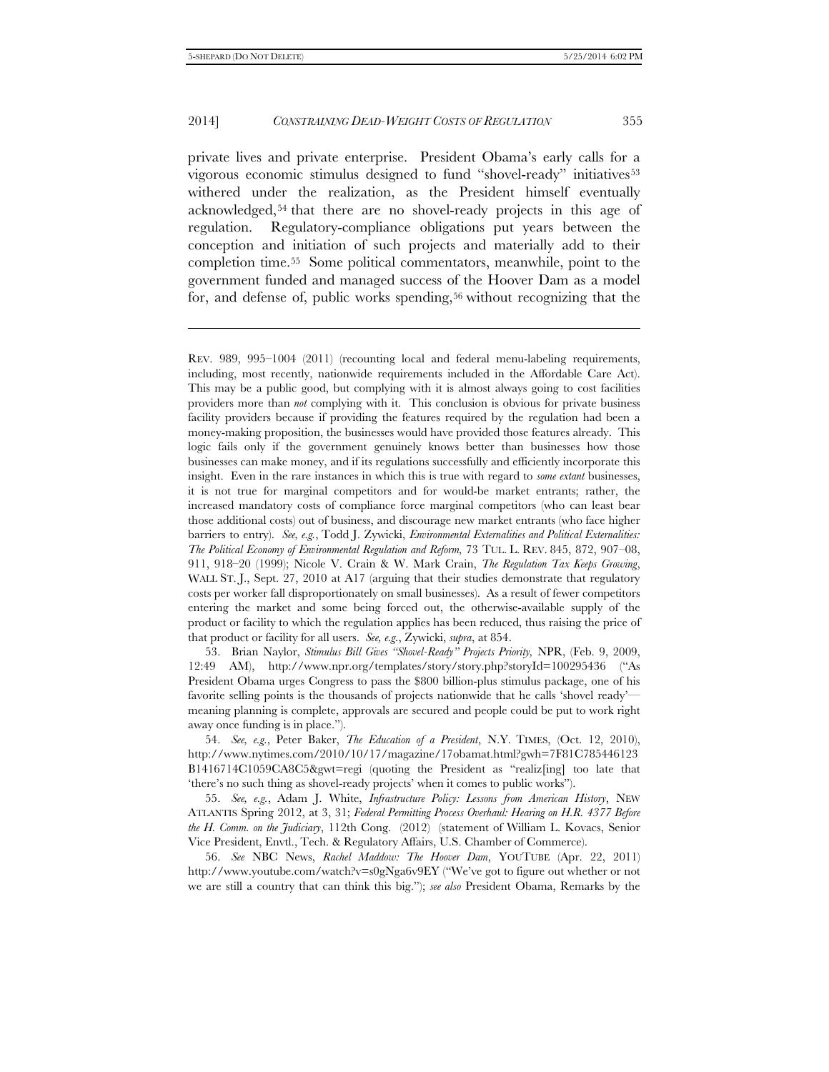private lives and private enterprise. President Obama's early calls for a vigorous economic stimulus designed to fund "shovel-ready" initiatives[53] withered under the realization, as the President himself eventually acknowledged,[54] that there are no shovel-ready projects in this age of regulation. Regulatory-compliance obligations put years between the conception and initiation of such projects and materially add to their completion time.[55] Some political commentators, meanwhile, point to the government funded and managed success of the Hoover Dam as a model for, and defense of, public works spending,[56] without recognizing that the

---

REV. 989, 995–1004 (2011) (recounting local and federal menu-labeling requirements, including, most recently, nationwide requirements included in the Affordable Care Act). This may be a public good, but complying with it is almost always going to cost facilities providers more than *not* complying with it. This conclusion is obvious for private business facility providers because if providing the features required by the regulation had been a money-making proposition, the businesses would have provided those features already. This logic fails only if the government genuinely knows better than businesses how those businesses can make money, and if its regulations successfully and efficiently incorporate this insight. Even in the rare instances in which this is true with regard to *some extant* businesses, it is not true for marginal competitors and for would-be market entrants; rather, the increased mandatory costs of compliance force marginal competitors (who can least bear those additional costs) out of business, and discourage new market entrants (who face higher barriers to entry). *See, e.g.*, Todd J. Zywicki, *Environmental Externalities and Political Externalities: The Political Economy of Environmental Regulation and Reform*, 73 TUL. L. REV. 845, 872, 907–08, 911, 918–20 (1999); Nicole V. Crain & W. Mark Crain, *The Regulation Tax Keeps Growing*, WALL ST. J., Sept. 27, 2010 at A17 (arguing that their studies demonstrate that regulatory costs per worker fall disproportionately on small businesses). As a result of fewer competitors entering the market and some being forced out, the otherwise-available supply of the product or facility to which the regulation applies has been reduced, thus raising the price of that product or facility for all users. *See, e.g.*, Zywicki, *supra*, at 854.

53. Brian Naylor, *Stimulus Bill Gives "Shovel-Ready" Projects Priority*, NPR, (Feb. 9, 2009, 12:49 AM), http://www.npr.org/templates/story/story.php?storyId=100295436 ("As President Obama urges Congress to pass the $800 billion-plus stimulus package, one of his favorite selling points is the thousands of projects nationwide that he calls 'shovel ready'—meaning planning is complete, approvals are secured and people could be put to work right away once funding is in place.").

54. *See, e.g.*, Peter Baker, *The Education of a President*, N.Y. TIMES, (Oct. 12, 2010), http://www.nytimes.com/2010/10/17/magazine/17obamat.html?gwh=7F81C785446123B1416714C1059CA8C5&gwt=regi (quoting the President as "realiz[ing] too late that 'there's no such thing as shovel-ready projects' when it comes to public works").

55. *See, e.g.*, Adam J. White, *Infrastructure Policy: Lessons from American History*, NEW ATLANTIS Spring 2012, at 3, 31; *Federal Permitting Process Overhaul: Hearing on H.R. 4377 Before the H. Comm. on the Judiciary*, 112th Cong. (2012) (statement of William L. Kovacs, Senior Vice President, Envtl., Tech. & Regulatory Affairs, U.S. Chamber of Commerce).

56. *See* NBC News, *Rachel Maddow: The Hoover Dam*, YOUTUBE (Apr. 22, 2011) http://www.youtube.com/watch?v=s0gNga6v9EY ("We've got to figure out whether or not we are still a country that can think this big."); *see also* President Obama, Remarks by the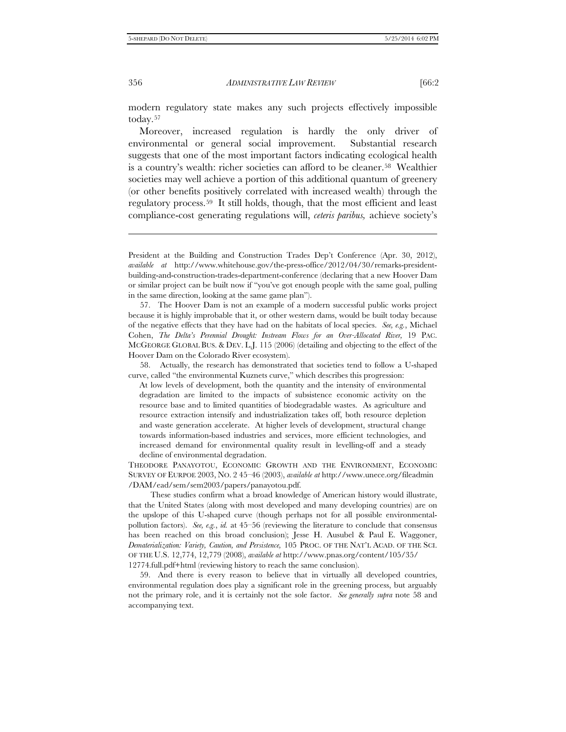modern regulatory state makes any such projects effectively impossible today.[57]

Moreover, increased regulation is hardly the only driver of environmental or general social improvement. Substantial research suggests that one of the most important factors indicating ecological health is a country's wealth: richer societies can afford to be cleaner.[58] Wealthier societies may well achieve a portion of this additional quantum of greenery (or other benefits positively correlated with increased wealth) through the regulatory process.[59] It still holds, though, that the most efficient and least compliance-cost generating regulations will, *ceteris paribus,* achieve society's

---

President at the Building and Construction Trades Dep't Conference (Apr. 30, 2012), *available at* http://www.whitehouse.gov/the-press-office/2012/04/30/remarks-president-building-and-construction-trades-department-conference (declaring that a new Hoover Dam or similar project can be built now if "you've got enough people with the same goal, pulling in the same direction, looking at the same game plan").

57. The Hoover Dam is not an example of a modern successful public works project because it is highly improbable that it, or other western dams, would be built today because of the negative effects that they have had on the habitats of local species. *See, e.g.*, Michael Cohen, *The Delta's Perennial Drought: Instream Flows for an Over-Allocated River,* 19 PAC. MCGEORGE GLOBAL BUS. & DEV. L.J. 115 (2006) (detailing and objecting to the effect of the Hoover Dam on the Colorado River ecosystem).

58. Actually, the research has demonstrated that societies tend to follow a U-shaped curve, called "the environmental Kuznets curve," which describes this progression:

> At low levels of development, both the quantity and the intensity of environmental degradation are limited to the impacts of subsistence economic activity on the resource base and to limited quantities of biodegradable wastes. As agriculture and resource extraction intensify and industrialization takes off, both resource depletion and waste generation accelerate. At higher levels of development, structural change towards information-based industries and services, more efficient technologies, and increased demand for environmental quality result in levelling-off and a steady decline of environmental degradation.

THEODORE PANAYOTOU, ECONOMIC GROWTH AND THE ENVIRONMENT, ECONOMIC SURVEY OF EURPOE 2003, NO. 2 45–46 (2003), *available at* http://www.unece.org/fileadmin/DAM/ead/sem/sem2003/papers/panayotou.pdf.

These studies confirm what a broad knowledge of American history would illustrate, that the United States (along with most developed and many developing countries) are on the upslope of this U-shaped curve (though perhaps not for all possible environmental-pollution factors). *See, e.g.*, *id.* at 45–56 (reviewing the literature to conclude that consensus has been reached on this broad conclusion); Jesse H. Ausubel & Paul E. Waggoner, *Dematerialization: Variety, Caution, and Persistence,* 105 PROC. OF THE NAT'L ACAD. OF THE SCI. OF THE U.S. 12,774, 12,779 (2008), *available at* http://www.pnas.org/content/105/35/12774.full.pdf+html (reviewing history to reach the same conclusion).

59. And there is every reason to believe that in virtually all developed countries, environmental regulation does play a significant role in the greening process, but arguably not the primary role, and it is certainly not the sole factor. *See generally supra* note 58 and accompanying text.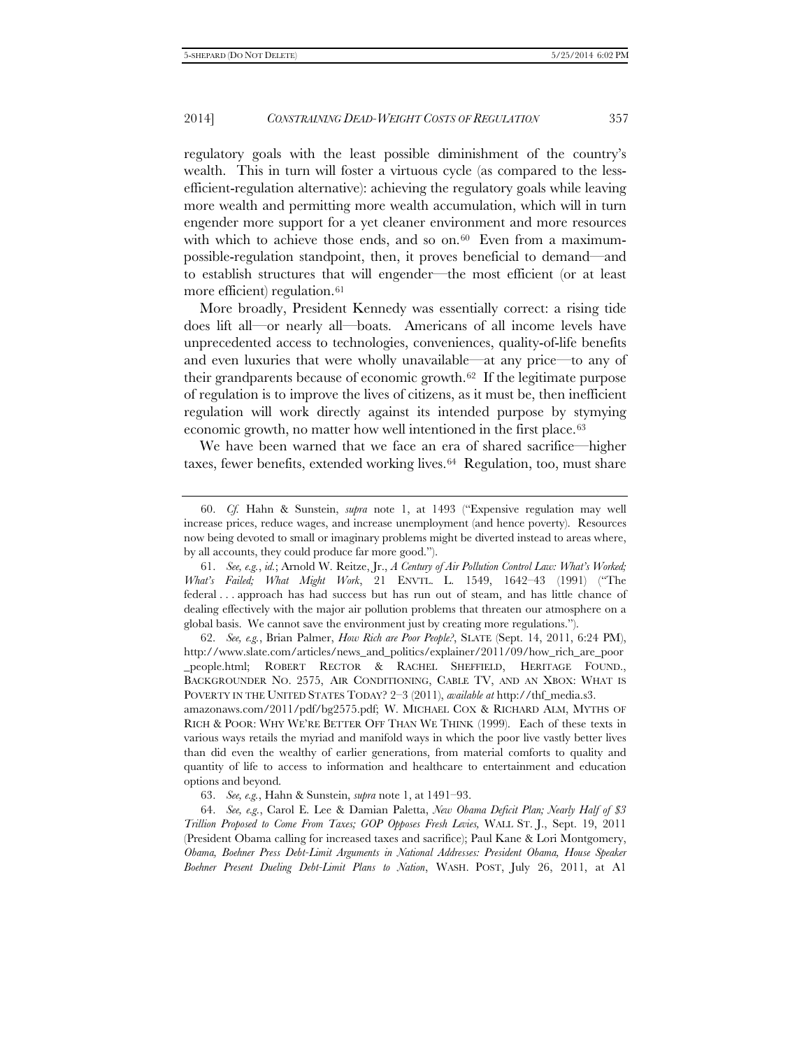regulatory goals with the least possible diminishment of the country's wealth. This in turn will foster a virtuous cycle (as compared to the less-efficient-regulation alternative): achieving the regulatory goals while leaving more wealth and permitting more wealth accumulation, which will in turn engender more support for a yet cleaner environment and more resources with which to achieve those ends, and so on.[60] Even from a maximum-possible-regulation standpoint, then, it proves beneficial to demand—and to establish structures that will engender—the most efficient (or at least more efficient) regulation.[61]

More broadly, President Kennedy was essentially correct: a rising tide does lift all—or nearly all—boats. Americans of all income levels have unprecedented access to technologies, conveniences, quality-of-life benefits and even luxuries that were wholly unavailable—at any price—to any of their grandparents because of economic growth.[62] If the legitimate purpose of regulation is to improve the lives of citizens, as it must be, then inefficient regulation will work directly against its intended purpose by stymying economic growth, no matter how well intentioned in the first place.[63]

We have been warned that we face an era of shared sacrifice—higher taxes, fewer benefits, extended working lives.[64] Regulation, too, must share

---

60. *Cf.* Hahn & Sunstein, *supra* note 1, at 1493 ("Expensive regulation may well increase prices, reduce wages, and increase unemployment (and hence poverty). Resources now being devoted to small or imaginary problems might be diverted instead to areas where, by all accounts, they could produce far more good.").

61. *See, e.g.*, *id.*; Arnold W. Reitze, Jr., *A Century of Air Pollution Control Law: What's Worked; What's Failed; What Might Work*, 21 ENVTL. L. 1549, 1642–43 (1991) ("The federal . . . approach has had success but has run out of steam, and has little chance of dealing effectively with the major air pollution problems that threaten our atmosphere on a global basis. We cannot save the environment just by creating more regulations.").

62. *See, e.g.*, Brian Palmer, *How Rich are Poor People?*, SLATE (Sept. 14, 2011, 6:24 PM), http://www.slate.com/articles/news_and_politics/explainer/2011/09/how_rich_are_poor_people.html; ROBERT RECTOR & RACHEL SHEFFIELD, HERITAGE FOUND., BACKGROUNDER NO. 2575, AIR CONDITIONING, CABLE TV, AND AN XBOX: WHAT IS POVERTY IN THE UNITED STATES TODAY? 2–3 (2011), *available at* http://thf_media.s3.amazonaws.com/2011/pdf/bg2575.pdf; W. MICHAEL COX & RICHARD ALM, MYTHS OF RICH & POOR: WHY WE'RE BETTER OFF THAN WE THINK (1999). Each of these texts in various ways retails the myriad and manifold ways in which the poor live vastly better lives than did even the wealthy of earlier generations, from material comforts to quality and quantity of life to access to information and healthcare to entertainment and education options and beyond.

63. *See, e.g.*, Hahn & Sunstein, *supra* note 1, at 1491–93.

64. *See, e.g.*, Carol E. Lee & Damian Paletta, *New Obama Deficit Plan; Nearly Half of $3 Trillion Proposed to Come From Taxes; GOP Opposes Fresh Levies,* WALL ST. J., Sept. 19, 2011 (President Obama calling for increased taxes and sacrifice); Paul Kane & Lori Montgomery, *Obama, Boehner Press Debt-Limit Arguments in National Addresses: President Obama, House Speaker Boehner Present Dueling Debt-Limit Plans to Nation*, WASH. POST, July 26, 2011, at A1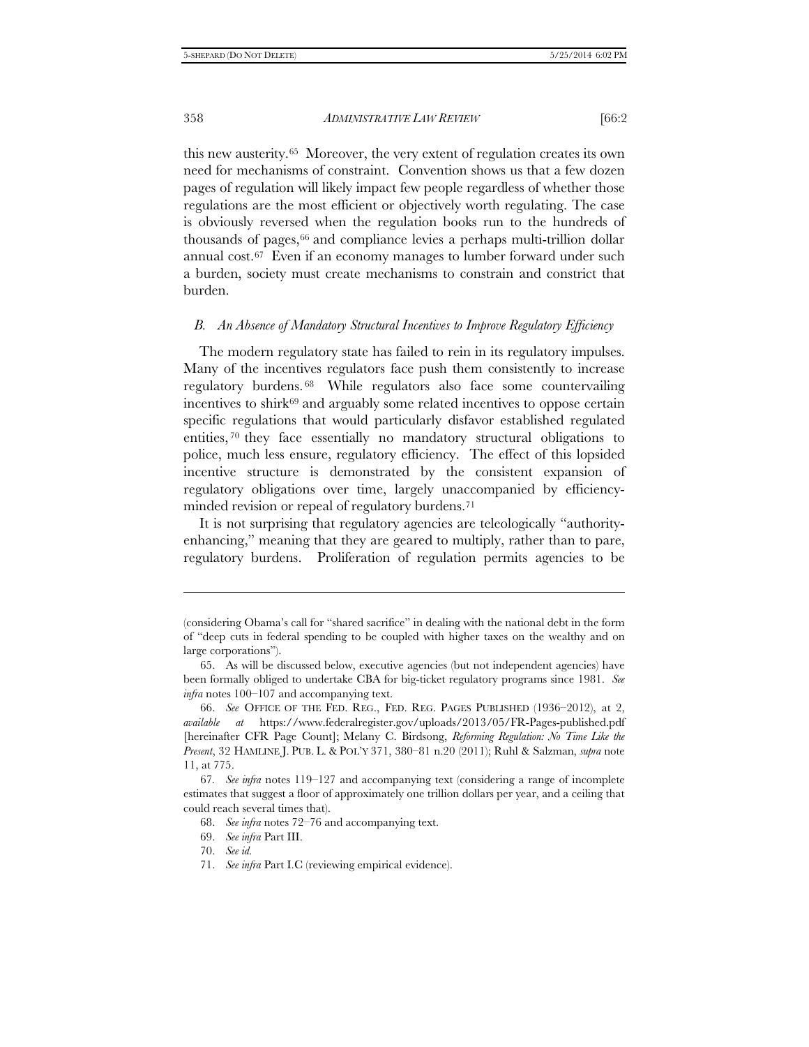this new austerity.[65] Moreover, the very extent of regulation creates its own need for mechanisms of constraint. Convention shows us that a few dozen pages of regulation will likely impact few people regardless of whether those regulations are the most efficient or objectively worth regulating. The case is obviously reversed when the regulation books run to the hundreds of thousands of pages,[66] and compliance levies a perhaps multi-trillion dollar annual cost.[67] Even if an economy manages to lumber forward under such a burden, society must create mechanisms to constrain and constrict that burden.

### *B. An Absence of Mandatory Structural Incentives to Improve Regulatory Efficiency*

The modern regulatory state has failed to rein in its regulatory impulses. Many of the incentives regulators face push them consistently to increase regulatory burdens.[68] While regulators also face some countervailing incentives to shirk[69] and arguably some related incentives to oppose certain specific regulations that would particularly disfavor established regulated entities,[70] they face essentially no mandatory structural obligations to police, much less ensure, regulatory efficiency. The effect of this lopsided incentive structure is demonstrated by the consistent expansion of regulatory obligations over time, largely unaccompanied by efficiency-minded revision or repeal of regulatory burdens.[71]

It is not surprising that regulatory agencies are teleologically "authority-enhancing," meaning that they are geared to multiply, rather than to pare, regulatory burdens. Proliferation of regulation permits agencies to be

---

(considering Obama's call for "shared sacrifice" in dealing with the national debt in the form of "deep cuts in federal spending to be coupled with higher taxes on the wealthy and on large corporations").

65. As will be discussed below, executive agencies (but not independent agencies) have been formally obliged to undertake CBA for big-ticket regulatory programs since 1981. *See infra* notes 100–107 and accompanying text.

66. *See* OFFICE OF THE FED. REG., FED. REG. PAGES PUBLISHED (1936–2012), at 2, *available at* https://www.federalregister.gov/uploads/2013/05/FR-Pages-published.pdf [hereinafter CFR Page Count]; Melany C. Birdsong, *Reforming Regulation: No Time Like the Present*, 32 HAMLINE J. PUB. L. & POL'Y 371, 380–81 n.20 (2011); Ruhl & Salzman, *supra* note 11, at 775.

67. *See infra* notes 119–127 and accompanying text (considering a range of incomplete estimates that suggest a floor of approximately one trillion dollars per year, and a ceiling that could reach several times that).

68. *See infra* notes 72–76 and accompanying text.

69. *See infra* Part III.

70. *See id.*

71. *See infra* Part I.C (reviewing empirical evidence).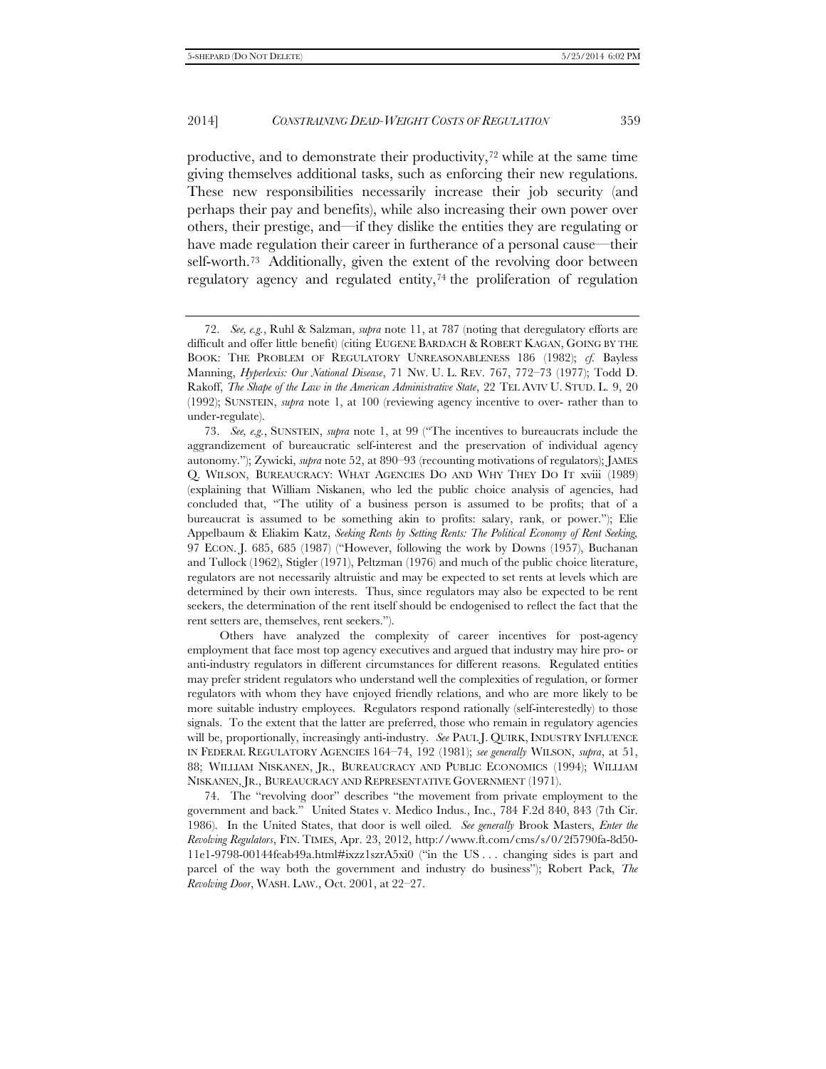productive, and to demonstrate their productivity,[72] while at the same time giving themselves additional tasks, such as enforcing their new regulations. These new responsibilities necessarily increase their job security (and perhaps their pay and benefits), while also increasing their own power over others, their prestige, and—if they dislike the entities they are regulating or have made regulation their career in furtherance of a personal cause—their self-worth.[73] Additionally, given the extent of the revolving door between regulatory agency and regulated entity,[74] the proliferation of regulation

---

72. *See, e.g.*, Ruhl & Salzman, *supra* note 11, at 787 (noting that deregulatory efforts are difficult and offer little benefit) (citing EUGENE BARDACH & ROBERT KAGAN, GOING BY THE BOOK: THE PROBLEM OF REGULATORY UNREASONABLENESS 186 (1982); *cf.* Bayless Manning, *Hyperlexis: Our National Disease*, 71 NW. U. L. REV. 767, 772–73 (1977); Todd D. Rakoff, *The Shape of the Law in the American Administrative State*, 22 TEL AVIV U. STUD. L. 9, 20 (1992); SUNSTEIN, *supra* note 1, at 100 (reviewing agency incentive to over- rather than to under-regulate).

73. *See, e.g.*, SUNSTEIN, *supra* note 1, at 99 ("The incentives to bureaucrats include the aggrandizement of bureaucratic self-interest and the preservation of individual agency autonomy."); Zywicki, *supra* note 52, at 890–93 (recounting motivations of regulators); JAMES Q. WILSON, BUREAUCRACY: WHAT AGENCIES DO AND WHY THEY DO IT xviii (1989) (explaining that William Niskanen, who led the public choice analysis of agencies, had concluded that, "The utility of a business person is assumed to be profits; that of a bureaucrat is assumed to be something akin to profits: salary, rank, or power."); Elie Appelbaum & Eliakim Katz, *Seeking Rents by Setting Rents: The Political Economy of Rent Seeking,* 97 ECON. J. 685, 685 (1987) ("However, following the work by Downs (1957), Buchanan and Tullock (1962), Stigler (1971), Peltzman (1976) and much of the public choice literature, regulators are not necessarily altruistic and may be expected to set rents at levels which are determined by their own interests. Thus, since regulators may also be expected to be rent seekers, the determination of the rent itself should be endogenised to reflect the fact that the rent setters are, themselves, rent seekers.").

Others have analyzed the complexity of career incentives for post-agency employment that face most top agency executives and argued that industry may hire pro- or anti-industry regulators in different circumstances for different reasons. Regulated entities may prefer strident regulators who understand well the complexities of regulation, or former regulators with whom they have enjoyed friendly relations, and who are more likely to be more suitable industry employees. Regulators respond rationally (self-interestedly) to those signals. To the extent that the latter are preferred, those who remain in regulatory agencies will be, proportionally, increasingly anti-industry. *See* PAUL J. QUIRK, INDUSTRY INFLUENCE IN FEDERAL REGULATORY AGENCIES 164–74, 192 (1981); *see generally* WILSON, *supra*, at 51, 88; WILLIAM NISKANEN, JR., BUREAUCRACY AND PUBLIC ECONOMICS (1994); WILLIAM NISKANEN, JR., BUREAUCRACY AND REPRESENTATIVE GOVERNMENT (1971).

74. The "revolving door" describes "the movement from private employment to the government and back." United States v. Medico Indus., Inc., 784 F.2d 840, 843 (7th Cir. 1986). In the United States, that door is well oiled. *See generally* Brook Masters, *Enter the Revolving Regulators*, FIN. TIMES, Apr. 23, 2012, http://www.ft.com/cms/s/0/2f5790fa-8d50-11e1-9798-00144feab49a.html#ixzz1szrA5xi0 ("in the US . . . changing sides is part and parcel of the way both the government and industry do business"); Robert Pack, *The Revolving Door*, WASH. LAW., Oct. 2001, at 22–27.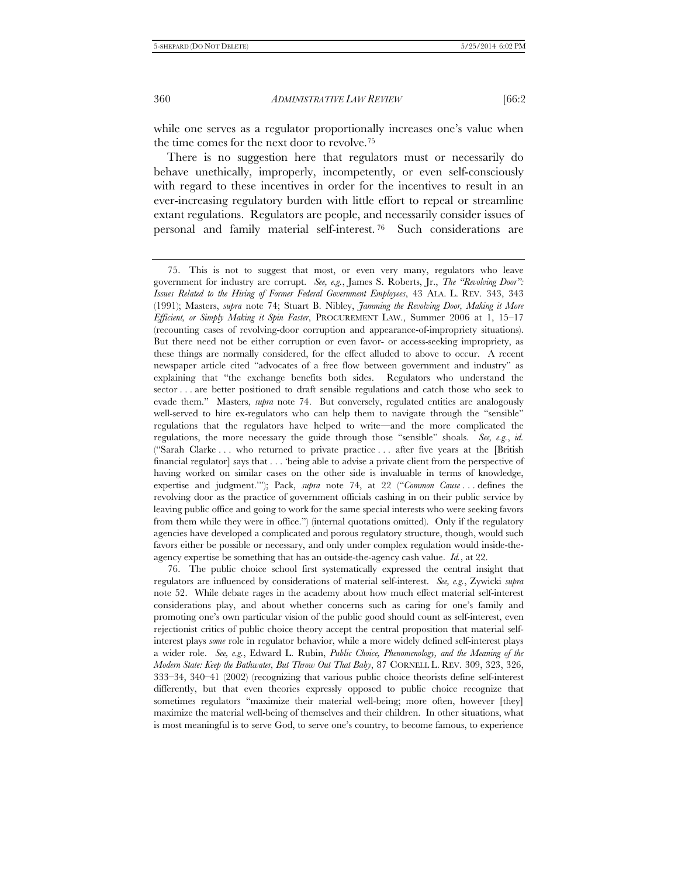while one serves as a regulator proportionally increases one's value when the time comes for the next door to revolve.[75]

There is no suggestion here that regulators must or necessarily do behave unethically, improperly, incompetently, or even self-consciously with regard to these incentives in order for the incentives to result in an ever-increasing regulatory burden with little effort to repeal or streamline extant regulations. Regulators are people, and necessarily consider issues of personal and family material self-interest.[76] Such considerations are

---

75. This is not to suggest that most, or even very many, regulators who leave government for industry are corrupt. *See, e.g.*, James S. Roberts, Jr., *The "Revolving Door": Issues Related to the Hiring of Former Federal Government Employees*, 43 ALA. L. REV. 343, 343 (1991); Masters, *supra* note 74; Stuart B. Nibley, *Jamming the Revolving Door, Making it More Efficient, or Simply Making it Spin Faster*, PROCUREMENT LAW., Summer 2006 at 1, 15–17 (recounting cases of revolving-door corruption and appearance-of-impropriety situations). But there need not be either corruption or even favor- or access-seeking impropriety, as these things are normally considered, for the effect alluded to above to occur. A recent newspaper article cited "advocates of a free flow between government and industry" as explaining that "the exchange benefits both sides. Regulators who understand the sector . . . are better positioned to draft sensible regulations and catch those who seek to evade them." Masters, *supra* note 74. But conversely, regulated entities are analogously well-served to hire ex-regulators who can help them to navigate through the "sensible" regulations that the regulators have helped to write—and the more complicated the regulations, the more necessary the guide through those "sensible" shoals. *See, e.g.*, *id.* ("Sarah Clarke . . . who returned to private practice . . . after five years at the [British financial regulator] says that . . . 'being able to advise a private client from the perspective of having worked on similar cases on the other side is invaluable in terms of knowledge, expertise and judgment.'"); Pack, *supra* note 74, at 22 ("*Common Cause* . . . defines the revolving door as the practice of government officials cashing in on their public service by leaving public office and going to work for the same special interests who were seeking favors from them while they were in office.") (internal quotations omitted). Only if the regulatory agencies have developed a complicated and porous regulatory structure, though, would such favors either be possible or necessary, and only under complex regulation would inside-the-agency expertise be something that has an outside-the-agency cash value. *Id.*, at 22.

76. The public choice school first systematically expressed the central insight that regulators are influenced by considerations of material self-interest. *See, e.g.*, Zywicki *supra* note 52. While debate rages in the academy about how much effect material self-interest considerations play, and about whether concerns such as caring for one's family and promoting one's own particular vision of the public good should count as self-interest, even rejectionist critics of public choice theory accept the central proposition that material self-interest plays *some* role in regulator behavior, while a more widely defined self-interest plays a wider role. *See, e.g.*, Edward L. Rubin, *Public Choice, Phenomenology, and the Meaning of the Modern State: Keep the Bathwater, But Throw Out That Baby*, 87 CORNELL L. REV. 309, 323, 326, 333–34, 340–41 (2002) (recognizing that various public choice theorists define self-interest differently, but that even theories expressly opposed to public choice recognize that sometimes regulators "maximize their material well-being; more often, however [they] maximize the material well-being of themselves and their children. In other situations, what is most meaningful is to serve God, to serve one's country, to become famous, to experience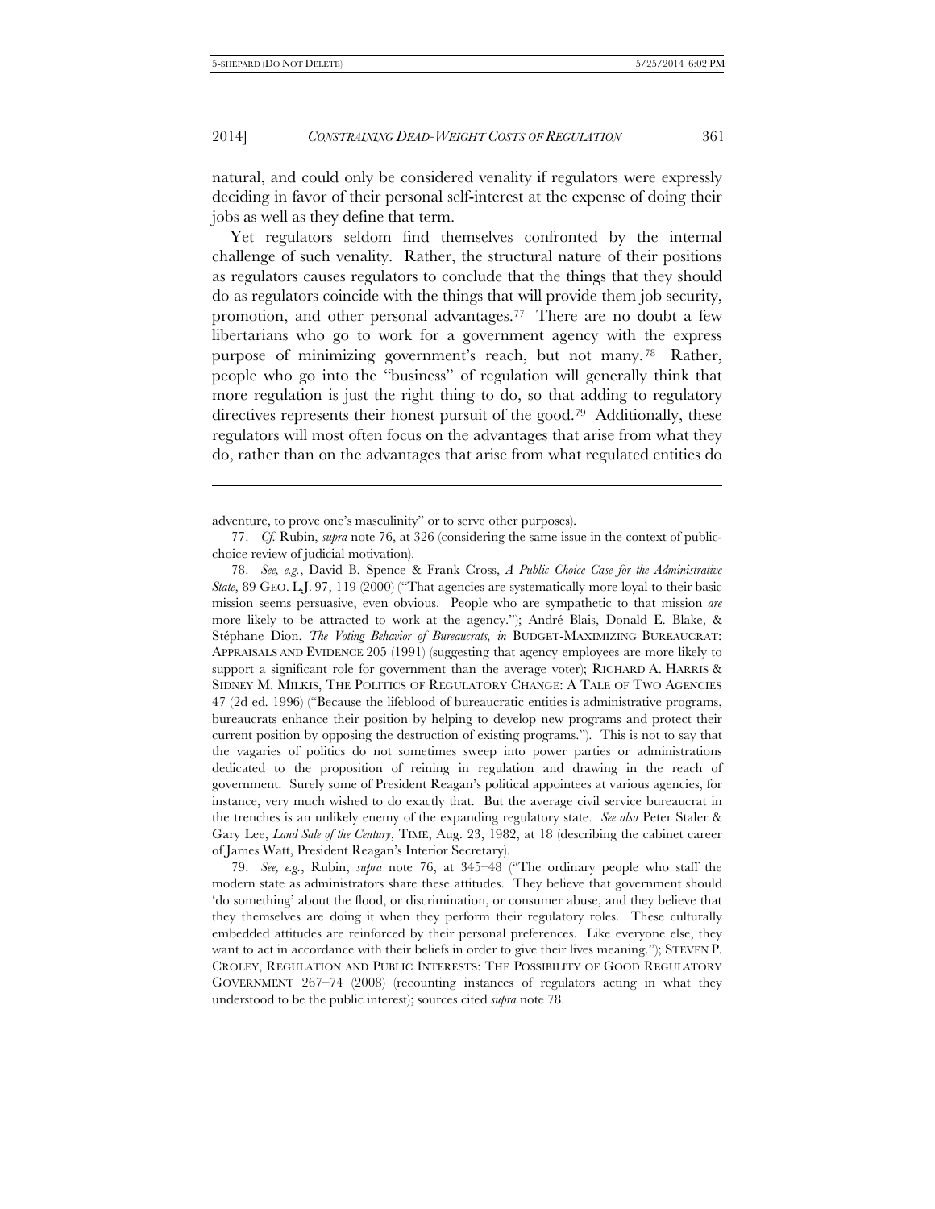natural, and could only be considered venality if regulators were expressly deciding in favor of their personal self-interest at the expense of doing their jobs as well as they define that term.

Yet regulators seldom find themselves confronted by the internal challenge of such venality. Rather, the structural nature of their positions as regulators causes regulators to conclude that the things that they should do as regulators coincide with the things that will provide them job security, promotion, and other personal advantages.[77] There are no doubt a few libertarians who go to work for a government agency with the express purpose of minimizing government's reach, but not many.[78] Rather, people who go into the "business" of regulation will generally think that more regulation is just the right thing to do, so that adding to regulatory directives represents their honest pursuit of the good.[79] Additionally, these regulators will most often focus on the advantages that arise from what they do, rather than on the advantages that arise from what regulated entities do

---

adventure, to prove one's masculinity" or to serve other purposes).

77. *Cf.* Rubin, *supra* note 76, at 326 (considering the same issue in the context of public-choice review of judicial motivation).

78. *See, e.g.*, David B. Spence & Frank Cross, *A Public Choice Case for the Administrative State*, 89 GEO. L.J. 97, 119 (2000) ("That agencies are systematically more loyal to their basic mission seems persuasive, even obvious. People who are sympathetic to that mission *are* more likely to be attracted to work at the agency."); André Blais, Donald E. Blake, & Stéphane Dion, *The Voting Behavior of Bureaucrats, in* BUDGET-MAXIMIZING BUREAUCRAT: APPRAISALS AND EVIDENCE 205 (1991) (suggesting that agency employees are more likely to support a significant role for government than the average voter); RICHARD A. HARRIS & SIDNEY M. MILKIS, THE POLITICS OF REGULATORY CHANGE: A TALE OF TWO AGENCIES 47 (2d ed. 1996) ("Because the lifeblood of bureaucratic entities is administrative programs, bureaucrats enhance their position by helping to develop new programs and protect their current position by opposing the destruction of existing programs."). This is not to say that the vagaries of politics do not sometimes sweep into power parties or administrations dedicated to the proposition of reining in regulation and drawing in the reach of government. Surely some of President Reagan's political appointees at various agencies, for instance, very much wished to do exactly that. But the average civil service bureaucrat in the trenches is an unlikely enemy of the expanding regulatory state. *See also* Peter Staler & Gary Lee, *Land Sale of the Century*, TIME, Aug. 23, 1982, at 18 (describing the cabinet career of James Watt, President Reagan's Interior Secretary).

79. *See, e.g.*, Rubin, *supra* note 76, at 345–48 ("The ordinary people who staff the modern state as administrators share these attitudes. They believe that government should 'do something' about the flood, or discrimination, or consumer abuse, and they believe that they themselves are doing it when they perform their regulatory roles. These culturally embedded attitudes are reinforced by their personal preferences. Like everyone else, they want to act in accordance with their beliefs in order to give their lives meaning."); STEVEN P. CROLEY, REGULATION AND PUBLIC INTERESTS: THE POSSIBILITY OF GOOD REGULATORY GOVERNMENT 267–74 (2008) (recounting instances of regulators acting in what they understood to be the public interest); sources cited *supra* note 78.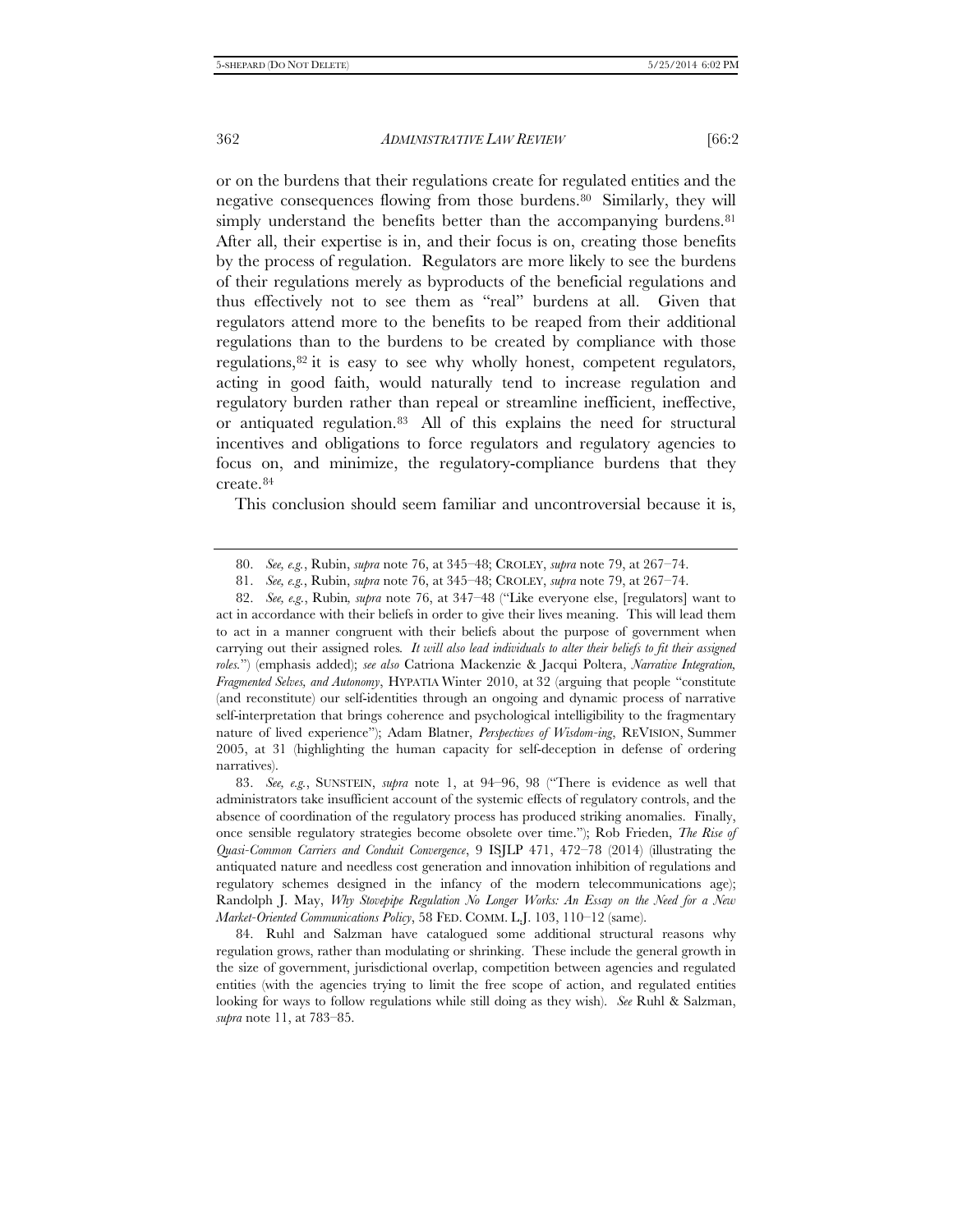or on the burdens that their regulations create for regulated entities and the negative consequences flowing from those burdens.[80] Similarly, they will simply understand the benefits better than the accompanying burdens.[81] After all, their expertise is in, and their focus is on, creating those benefits by the process of regulation. Regulators are more likely to see the burdens of their regulations merely as byproducts of the beneficial regulations and thus effectively not to see them as "real" burdens at all. Given that regulators attend more to the benefits to be reaped from their additional regulations than to the burdens to be created by compliance with those regulations,[82] it is easy to see why wholly honest, competent regulators, acting in good faith, would naturally tend to increase regulation and regulatory burden rather than repeal or streamline inefficient, ineffective, or antiquated regulation.[83] All of this explains the need for structural incentives and obligations to force regulators and regulatory agencies to focus on, and minimize, the regulatory-compliance burdens that they create.[84]

This conclusion should seem familiar and uncontroversial because it is,

---

80. *See, e.g.*, Rubin, *supra* note 76, at 345–48; CROLEY, *supra* note 79, at 267–74.

81. *See, e.g.*, Rubin, *supra* note 76, at 345–48; CROLEY, *supra* note 79, at 267–74.

82. *See, e.g.*, Rubin*, supra* note 76, at 347–48 ("Like everyone else, [regulators] want to act in accordance with their beliefs in order to give their lives meaning. This will lead them to act in a manner congruent with their beliefs about the purpose of government when carrying out their assigned roles. *It will also lead individuals to alter their beliefs to fit their assigned roles.*") (emphasis added); *see also* Catriona Mackenzie & Jacqui Poltera, *Narrative Integration, Fragmented Selves, and Autonomy*, HYPATIA Winter 2010, at 32 (arguing that people "constitute (and reconstitute) our self-identities through an ongoing and dynamic process of narrative self-interpretation that brings coherence and psychological intelligibility to the fragmentary nature of lived experience"); Adam Blatner, *Perspectives of Wisdom-ing*, REVISION, Summer 2005, at 31 (highlighting the human capacity for self-deception in defense of ordering narratives).

83. *See, e.g.*, SUNSTEIN, *supra* note 1, at 94–96, 98 ("There is evidence as well that administrators take insufficient account of the systemic effects of regulatory controls, and the absence of coordination of the regulatory process has produced striking anomalies. Finally, once sensible regulatory strategies become obsolete over time."); Rob Frieden, *The Rise of Quasi-Common Carriers and Conduit Convergence*, 9 ISJLP 471, 472–78 (2014) (illustrating the antiquated nature and needless cost generation and innovation inhibition of regulations and regulatory schemes designed in the infancy of the modern telecommunications age); Randolph J. May, *Why Stovepipe Regulation No Longer Works: An Essay on the Need for a New Market-Oriented Communications Policy*, 58 FED. COMM. L.J. 103, 110–12 (same).

84. Ruhl and Salzman have catalogued some additional structural reasons why regulation grows, rather than modulating or shrinking. These include the general growth in the size of government, jurisdictional overlap, competition between agencies and regulated entities (with the agencies trying to limit the free scope of action, and regulated entities looking for ways to follow regulations while still doing as they wish). *See* Ruhl & Salzman, *supra* note 11, at 783–85.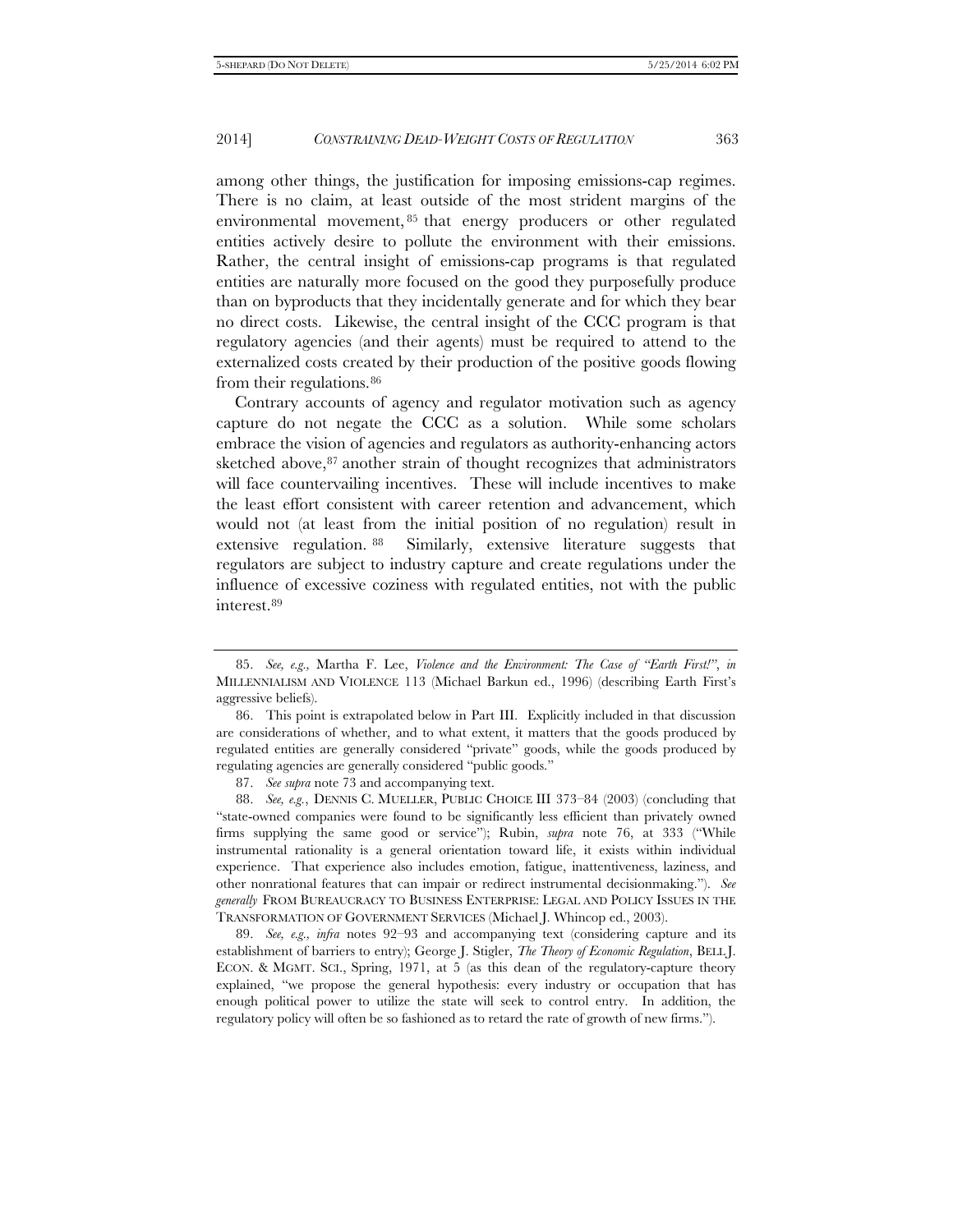among other things, the justification for imposing emissions-cap regimes. There is no claim, at least outside of the most strident margins of the environmental movement,[85] that energy producers or other regulated entities actively desire to pollute the environment with their emissions. Rather, the central insight of emissions-cap programs is that regulated entities are naturally more focused on the good they purposefully produce than on byproducts that they incidentally generate and for which they bear no direct costs. Likewise, the central insight of the CCC program is that regulatory agencies (and their agents) must be required to attend to the externalized costs created by their production of the positive goods flowing from their regulations.[86]

Contrary accounts of agency and regulator motivation such as agency capture do not negate the CCC as a solution. While some scholars embrace the vision of agencies and regulators as authority-enhancing actors sketched above,[87] another strain of thought recognizes that administrators will face countervailing incentives. These will include incentives to make the least effort consistent with career retention and advancement, which would not (at least from the initial position of no regulation) result in extensive regulation.[88] Similarly, extensive literature suggests that regulators are subject to industry capture and create regulations under the influence of excessive coziness with regulated entities, not with the public interest.[89]

---

85. *See, e.g.*, Martha F. Lee, *Violence and the Environment: The Case of "Earth First!"*, *in* MILLENNIALISM AND VIOLENCE 113 (Michael Barkun ed., 1996) (describing Earth First's aggressive beliefs).

86. This point is extrapolated below in Part III. Explicitly included in that discussion are considerations of whether, and to what extent, it matters that the goods produced by regulated entities are generally considered "private" goods, while the goods produced by regulating agencies are generally considered "public goods."

87. *See supra* note 73 and accompanying text.

88. *See, e.g.*, DENNIS C. MUELLER, PUBLIC CHOICE III 373–84 (2003) (concluding that "state-owned companies were found to be significantly less efficient than privately owned firms supplying the same good or service"); Rubin, *supra* note 76, at 333 ("While instrumental rationality is a general orientation toward life, it exists within individual experience. That experience also includes emotion, fatigue, inattentiveness, laziness, and other nonrational features that can impair or redirect instrumental decisionmaking."). *See generally* FROM BUREAUCRACY TO BUSINESS ENTERPRISE: LEGAL AND POLICY ISSUES IN THE TRANSFORMATION OF GOVERNMENT SERVICES (Michael J. Whincop ed., 2003).

89. *See, e.g.*, *infra* notes 92–93 and accompanying text (considering capture and its establishment of barriers to entry); George J. Stigler, *The Theory of Economic Regulation*, BELL J. ECON. & MGMT. SCI., Spring, 1971, at 5 (as this dean of the regulatory-capture theory explained, "we propose the general hypothesis: every industry or occupation that has enough political power to utilize the state will seek to control entry. In addition, the regulatory policy will often be so fashioned as to retard the rate of growth of new firms.").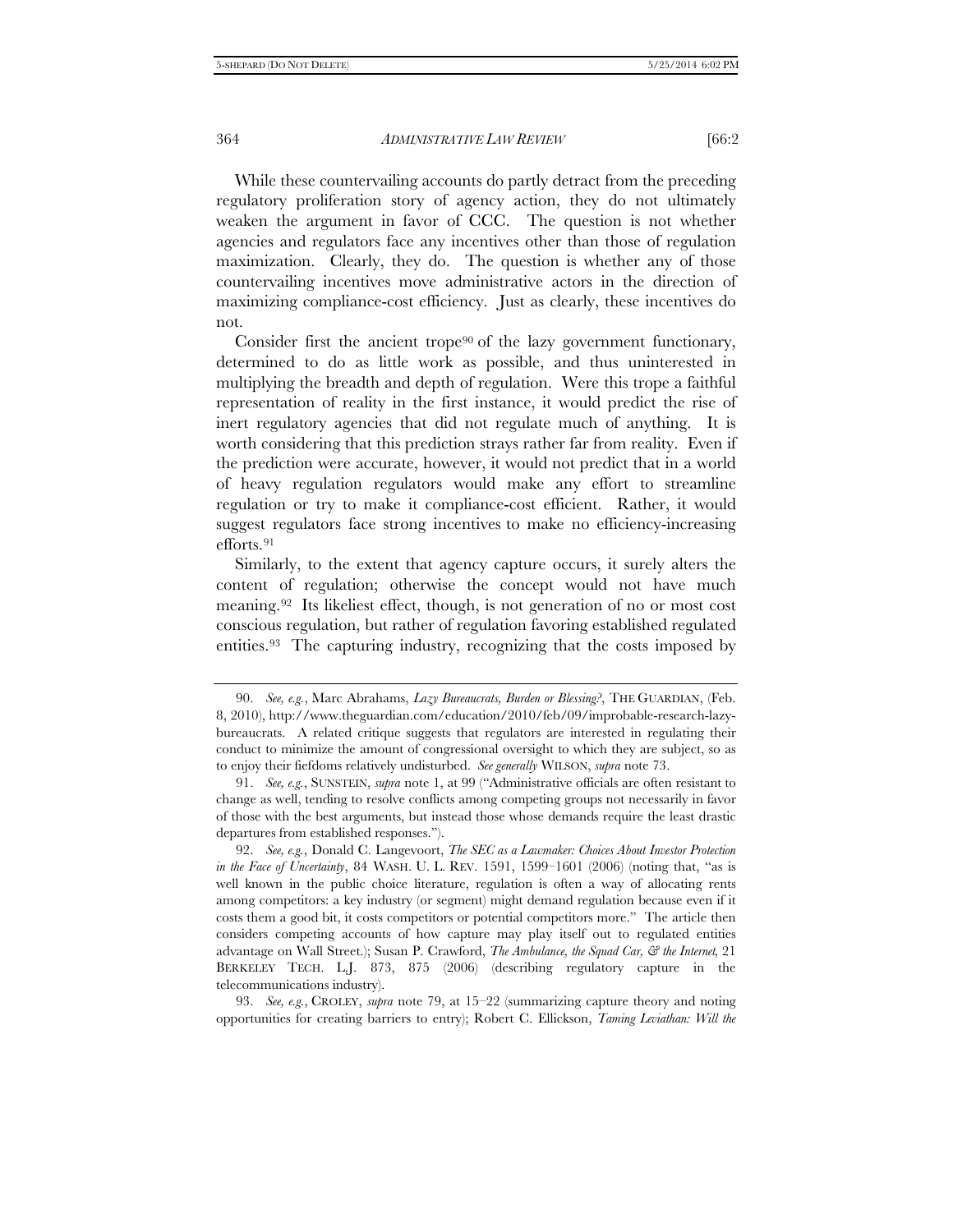While these countervailing accounts do partly detract from the preceding regulatory proliferation story of agency action, they do not ultimately weaken the argument in favor of CCC. The question is not whether agencies and regulators face any incentives other than those of regulation maximization. Clearly, they do. The question is whether any of those countervailing incentives move administrative actors in the direction of maximizing compliance-cost efficiency. Just as clearly, these incentives do not.

Consider first the ancient trope[90] of the lazy government functionary, determined to do as little work as possible, and thus uninterested in multiplying the breadth and depth of regulation. Were this trope a faithful representation of reality in the first instance, it would predict the rise of inert regulatory agencies that did not regulate much of anything. It is worth considering that this prediction strays rather far from reality. Even if the prediction were accurate, however, it would not predict that in a world of heavy regulation regulators would make any effort to streamline regulation or try to make it compliance-cost efficient. Rather, it would suggest regulators face strong incentives to make no efficiency-increasing efforts.[91]

Similarly, to the extent that agency capture occurs, it surely alters the content of regulation; otherwise the concept would not have much meaning.[92] Its likeliest effect, though, is not generation of no or most cost conscious regulation, but rather of regulation favoring established regulated entities.[93] The capturing industry, recognizing that the costs imposed by

---

90. *See, e.g.*, Marc Abrahams, *Lazy Bureaucrats, Burden or Blessing?*, THE GUARDIAN, (Feb. 8, 2010), http://www.theguardian.com/education/2010/feb/09/improbable-research-lazy-bureaucrats. A related critique suggests that regulators are interested in regulating their conduct to minimize the amount of congressional oversight to which they are subject, so as to enjoy their fiefdoms relatively undisturbed. *See generally* WILSON, *supra* note 73.

91. *See, e.g.*, SUNSTEIN, *supra* note 1, at 99 ("Administrative officials are often resistant to change as well, tending to resolve conflicts among competing groups not necessarily in favor of those with the best arguments, but instead those whose demands require the least drastic departures from established responses.").

92. *See, e.g.*, Donald C. Langevoort, *The SEC as a Lawmaker: Choices About Investor Protection in the Face of Uncertainty*, 84 WASH. U. L. REV. 1591, 1599–1601 (2006) (noting that, "as is well known in the public choice literature, regulation is often a way of allocating rents among competitors: a key industry (or segment) might demand regulation because even if it costs them a good bit, it costs competitors or potential competitors more." The article then considers competing accounts of how capture may play itself out to regulated entities advantage on Wall Street.); Susan P. Crawford, *The Ambulance, the Squad Car, & the Internet*, 21 BERKELEY TECH. L.J. 873, 875 (2006) (describing regulatory capture in the telecommunications industry).

93. *See, e.g.*, CROLEY, *supra* note 79, at 15–22 (summarizing capture theory and noting opportunities for creating barriers to entry); Robert C. Ellickson, *Taming Leviathan: Will the*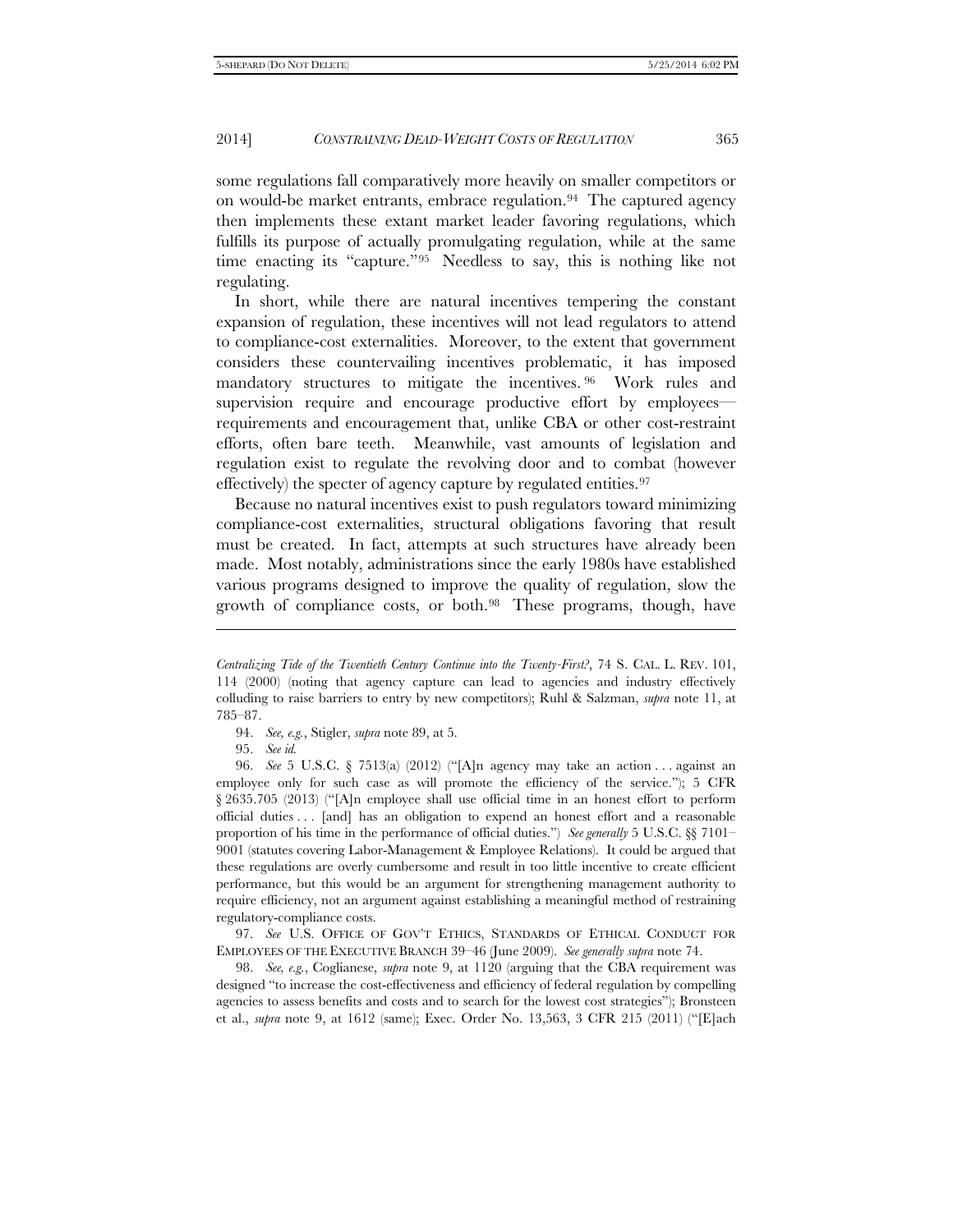some regulations fall comparatively more heavily on smaller competitors or on would-be market entrants, embrace regulation.[94] The captured agency then implements these extant market leader favoring regulations, which fulfills its purpose of actually promulgating regulation, while at the same time enacting its "capture."[95] Needless to say, this is nothing like not regulating.

In short, while there are natural incentives tempering the constant expansion of regulation, these incentives will not lead regulators to attend to compliance-cost externalities. Moreover, to the extent that government considers these countervailing incentives problematic, it has imposed mandatory structures to mitigate the incentives.[96] Work rules and supervision require and encourage productive effort by employees—requirements and encouragement that, unlike CBA or other cost-restraint efforts, often bare teeth. Meanwhile, vast amounts of legislation and regulation exist to regulate the revolving door and to combat (however effectively) the specter of agency capture by regulated entities.[97]

Because no natural incentives exist to push regulators toward minimizing compliance-cost externalities, structural obligations favoring that result must be created. In fact, attempts at such structures have already been made. Most notably, administrations since the early 1980s have established various programs designed to improve the quality of regulation, slow the growth of compliance costs, or both.[98] These programs, though, have

---

*Centralizing Tide of the Twentieth Century Continue into the Twenty-First?*, 74 S. CAL. L. REV. 101, 114 (2000) (noting that agency capture can lead to agencies and industry effectively colluding to raise barriers to entry by new competitors); Ruhl & Salzman, *supra* note 11, at 785–87.

94. *See, e.g.*, Stigler, *supra* note 89, at 5.

95. *See id.*

96. *See* 5 U.S.C. § 7513(a) (2012) ("[A]n agency may take an action . . . against an employee only for such case as will promote the efficiency of the service."); 5 CFR § 2635.705 (2013) ("[A]n employee shall use official time in an honest effort to perform official duties . . . [and] has an obligation to expend an honest effort and a reasonable proportion of his time in the performance of official duties.") *See generally* 5 U.S.C. §§ 7101–9001 (statutes covering Labor-Management & Employee Relations). It could be argued that these regulations are overly cumbersome and result in too little incentive to create efficient performance, but this would be an argument for strengthening management authority to require efficiency, not an argument against establishing a meaningful method of restraining regulatory-compliance costs.

97. *See* U.S. OFFICE OF GOV'T ETHICS, STANDARDS OF ETHICAL CONDUCT FOR EMPLOYEES OF THE EXECUTIVE BRANCH 39–46 (June 2009). *See generally supra* note 74.

98. *See, e.g.*, Coglianese, *supra* note 9, at 1120 (arguing that the CBA requirement was designed "to increase the cost-effectiveness and efficiency of federal regulation by compelling agencies to assess benefits and costs and to search for the lowest cost strategies"); Bronsteen et al., *supra* note 9, at 1612 (same); Exec. Order No. 13,563, 3 CFR 215 (2011) ("[E]ach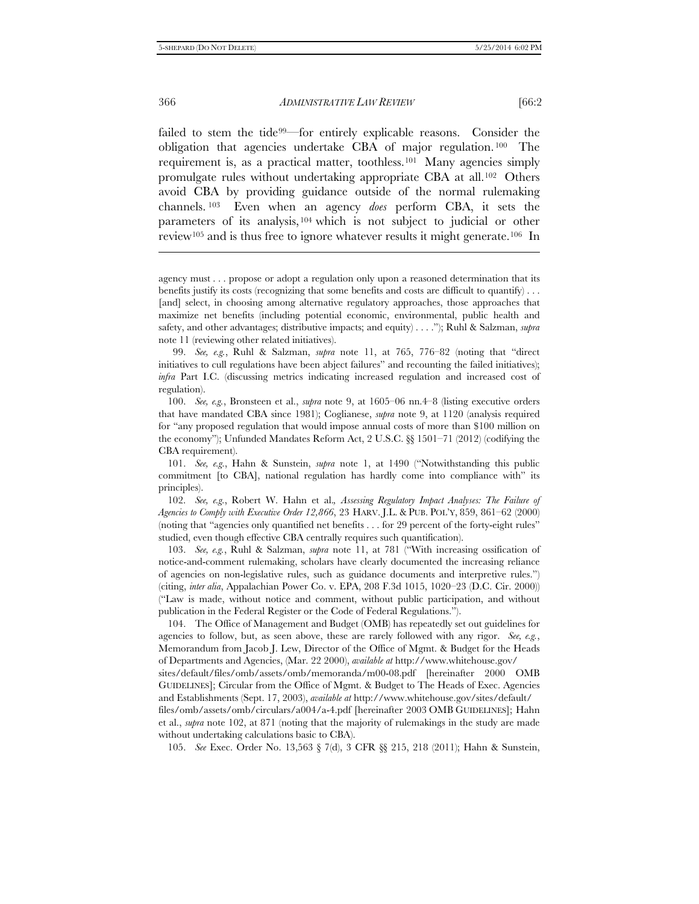failed to stem the tide[99]—for entirely explicable reasons. Consider the obligation that agencies undertake CBA of major regulation.[100] The requirement is, as a practical matter, toothless.[101] Many agencies simply promulgate rules without undertaking appropriate CBA at all.[102] Others avoid CBA by providing guidance outside of the normal rulemaking channels.[103] Even when an agency *does* perform CBA, it sets the parameters of its analysis,[104] which is not subject to judicial or other review[105] and is thus free to ignore whatever results it might generate.[106] In

---

agency must . . . propose or adopt a regulation only upon a reasoned determination that its benefits justify its costs (recognizing that some benefits and costs are difficult to quantify) . . . [and] select, in choosing among alternative regulatory approaches, those approaches that maximize net benefits (including potential economic, environmental, public health and safety, and other advantages; distributive impacts; and equity) . . . ."); Ruhl & Salzman, *supra* note 11 (reviewing other related initiatives).

99. *See, e.g.*, Ruhl & Salzman, *supra* note 11, at 765, 776–82 (noting that "direct initiatives to cull regulations have been abject failures" and recounting the failed initiatives); *infra* Part I.C. (discussing metrics indicating increased regulation and increased cost of regulation).

100. *See, e.g.*, Bronsteen et al., *supra* note 9, at 1605–06 nn.4–8 (listing executive orders that have mandated CBA since 1981); Coglianese, *supra* note 9, at 1120 (analysis required for "any proposed regulation that would impose annual costs of more than $100 million on the economy"); Unfunded Mandates Reform Act, 2 U.S.C. §§ 1501–71 (2012) (codifying the CBA requirement).

101. *See, e.g.*, Hahn & Sunstein, *supra* note 1, at 1490 ("Notwithstanding this public commitment [to CBA], national regulation has hardly come into compliance with" its principles).

102. *See, e.g.*, Robert W. Hahn et al., *Assessing Regulatory Impact Analyses: The Failure of Agencies to Comply with Executive Order 12,866*, 23 HARV. J.L. & PUB. POL'Y, 859, 861–62 (2000) (noting that "agencies only quantified net benefits . . . for 29 percent of the forty-eight rules" studied, even though effective CBA centrally requires such quantification).

103. *See, e.g.*, Ruhl & Salzman, *supra* note 11, at 781 ("With increasing ossification of notice-and-comment rulemaking, scholars have clearly documented the increasing reliance of agencies on non-legislative rules, such as guidance documents and interpretive rules.") (citing, *inter alia*, Appalachian Power Co. v. EPA, 208 F.3d 1015, 1020–23 (D.C. Cir. 2000)) ("Law is made, without notice and comment, without public participation, and without publication in the Federal Register or the Code of Federal Regulations.").

104. The Office of Management and Budget (OMB) has repeatedly set out guidelines for agencies to follow, but, as seen above, these are rarely followed with any rigor. *See, e.g.*, Memorandum from Jacob J. Lew, Director of the Office of Mgmt. & Budget for the Heads of Departments and Agencies, (Mar. 22 2000), *available at* http://www.whitehouse.gov/sites/default/files/omb/assets/omb/memoranda/m00-08.pdf [hereinafter 2000 OMB GUIDELINES]; Circular from the Office of Mgmt. & Budget to The Heads of Exec. Agencies and Establishments (Sept. 17, 2003), *available at* http://www.whitehouse.gov/sites/default/files/omb/assets/omb/circulars/a004/a-4.pdf [hereinafter 2003 OMB GUIDELINES]; Hahn et al., *supra* note 102, at 871 (noting that the majority of rulemakings in the study are made without undertaking calculations basic to CBA).

105. *See* Exec. Order No. 13,563 § 7(d), 3 CFR §§ 215, 218 (2011); Hahn & Sunstein,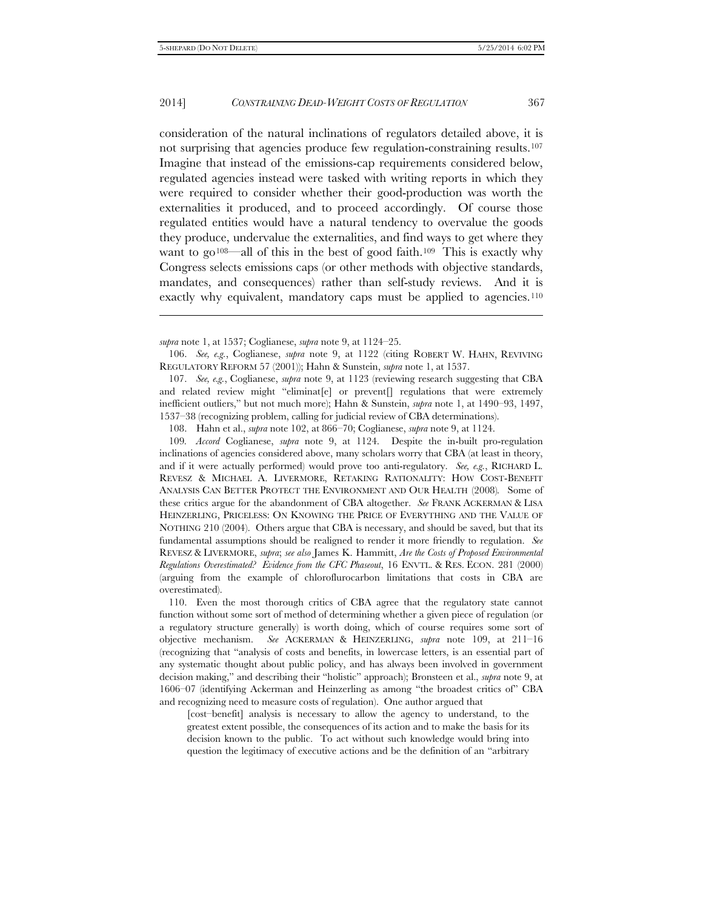consideration of the natural inclinations of regulators detailed above, it is not surprising that agencies produce few regulation-constraining results.[107] Imagine that instead of the emissions-cap requirements considered below, regulated agencies instead were tasked with writing reports in which they were required to consider whether their good-production was worth the externalities it produced, and to proceed accordingly. Of course those regulated entities would have a natural tendency to overvalue the goods they produce, undervalue the externalities, and find ways to get where they want to go[108]—all of this in the best of good faith.[109] This is exactly why Congress selects emissions caps (or other methods with objective standards, mandates, and consequences) rather than self-study reviews. And it is exactly why equivalent, mandatory caps must be applied to agencies.[110]

---

*supra* note 1, at 1537; Coglianese, *supra* note 9, at 1124–25.

106. *See, e.g.*, Coglianese, *supra* note 9, at 1122 (citing ROBERT W. HAHN, REVIVING REGULATORY REFORM 57 (2001)); Hahn & Sunstein, *supra* note 1, at 1537.

107. *See, e.g.*, Coglianese, *supra* note 9, at 1123 (reviewing research suggesting that CBA and related review might "eliminat[e] or prevent[] regulations that were extremely inefficient outliers," but not much more); Hahn & Sunstein, *supra* note 1, at 1490–93, 1497, 1537–38 (recognizing problem, calling for judicial review of CBA determinations).

108. Hahn et al., *supra* note 102, at 866–70; Coglianese, *supra* note 9, at 1124.

109. *Accord* Coglianese, *supra* note 9, at 1124. Despite the in-built pro-regulation inclinations of agencies considered above, many scholars worry that CBA (at least in theory, and if it were actually performed) would prove too anti-regulatory. *See, e.g.*, RICHARD L. REVESZ & MICHAEL A. LIVERMORE, RETAKING RATIONALITY: HOW COST-BENEFIT ANALYSIS CAN BETTER PROTECT THE ENVIRONMENT AND OUR HEALTH (2008). Some of these critics argue for the abandonment of CBA altogether. *See* FRANK ACKERMAN & LISA HEINZERLING, PRICELESS: ON KNOWING THE PRICE OF EVERYTHING AND THE VALUE OF NOTHING 210 (2004). Others argue that CBA is necessary, and should be saved, but that its fundamental assumptions should be realigned to render it more friendly to regulation. *See* REVESZ & LIVERMORE, *supra*; *see also* James K. Hammitt, *Are the Costs of Proposed Environmental Regulations Overestimated? Evidence from the CFC Phaseout*, 16 ENVTL. & RES. ECON. 281 (2000) (arguing from the example of chloroflurocarbon limitations that costs in CBA are overestimated).

110. Even the most thorough critics of CBA agree that the regulatory state cannot function without some sort of method of determining whether a given piece of regulation (or a regulatory structure generally) is worth doing, which of course requires some sort of objective mechanism. *See* ACKERMAN & HEINZERLING, *supra* note 109, at 211–16 (recognizing that "analysis of costs and benefits, in lowercase letters, is an essential part of any systematic thought about public policy, and has always been involved in government decision making," and describing their "holistic" approach); Bronsteen et al., *supra* note 9, at 1606–07 (identifying Ackerman and Heinzerling as among "the broadest critics of" CBA and recognizing need to measure costs of regulation). One author argued that

> [cost–benefit] analysis is necessary to allow the agency to understand, to the greatest extent possible, the consequences of its action and to make the basis for its decision known to the public. To act without such knowledge would bring into question the legitimacy of executive actions and be the definition of an "arbitrary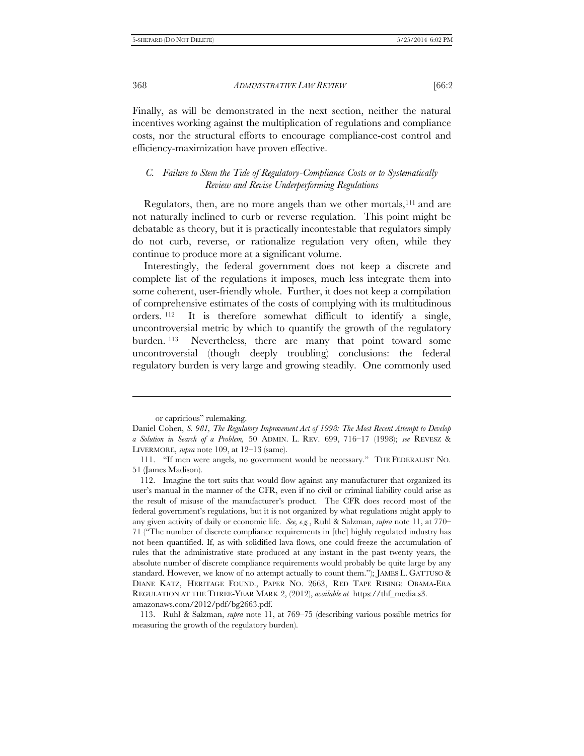Finally, as will be demonstrated in the next section, neither the natural incentives working against the multiplication of regulations and compliance costs, nor the structural efforts to encourage compliance-cost control and efficiency-maximization have proven effective.

### *C. Failure to Stem the Tide of Regulatory-Compliance Costs or to Systematically Review and Revise Underperforming Regulations*

Regulators, then, are no more angels than we other mortals,[111] and are not naturally inclined to curb or reverse regulation. This point might be debatable as theory, but it is practically incontestable that regulators simply do not curb, reverse, or rationalize regulation very often, while they continue to produce more at a significant volume.

Interestingly, the federal government does not keep a discrete and complete list of the regulations it imposes, much less integrate them into some coherent, user-friendly whole. Further, it does not keep a compilation of comprehensive estimates of the costs of complying with its multitudinous orders.[112] It is therefore somewhat difficult to identify a single, uncontroversial metric by which to quantify the growth of the regulatory burden.[113] Nevertheless, there are many that point toward some uncontroversial (though deeply troubling) conclusions: the federal regulatory burden is very large and growing steadily. One commonly used

---

or capricious" rulemaking.

Daniel Cohen, *S. 981, The Regulatory Improvement Act of 1998: The Most Recent Attempt to Develop a Solution in Search of a Problem*, 50 ADMIN. L. REV. 699, 716–17 (1998); *see* REVESZ & LIVERMORE, *supra* note 109, at 12–13 (same).

111. "If men were angels, no government would be necessary." THE FEDERALIST NO. 51 (James Madison).

112. Imagine the tort suits that would flow against any manufacturer that organized its user's manual in the manner of the CFR, even if no civil or criminal liability could arise as the result of misuse of the manufacturer's product. The CFR does record most of the federal government's regulations, but it is not organized by what regulations might apply to any given activity of daily or economic life. *See, e.g.*, Ruhl & Salzman, *supra* note 11, at 770–71 ("The number of discrete compliance requirements in [the] highly regulated industry has not been quantified. If, as with solidified lava flows, one could freeze the accumulation of rules that the administrative state produced at any instant in the past twenty years, the absolute number of discrete compliance requirements would probably be quite large by any standard. However, we know of no attempt actually to count them."); JAMES L. GATTUSO & DIANE KATZ, HERITAGE FOUND., PAPER NO. 2663, RED TAPE RISING: OBAMA-ERA REGULATION AT THE THREE-YEAR MARK 2, (2012), *available at* https://thf_media.s3.amazonaws.com/2012/pdf/bg2663.pdf.

113. Ruhl & Salzman, *supra* note 11, at 769–75 (describing various possible metrics for measuring the growth of the regulatory burden).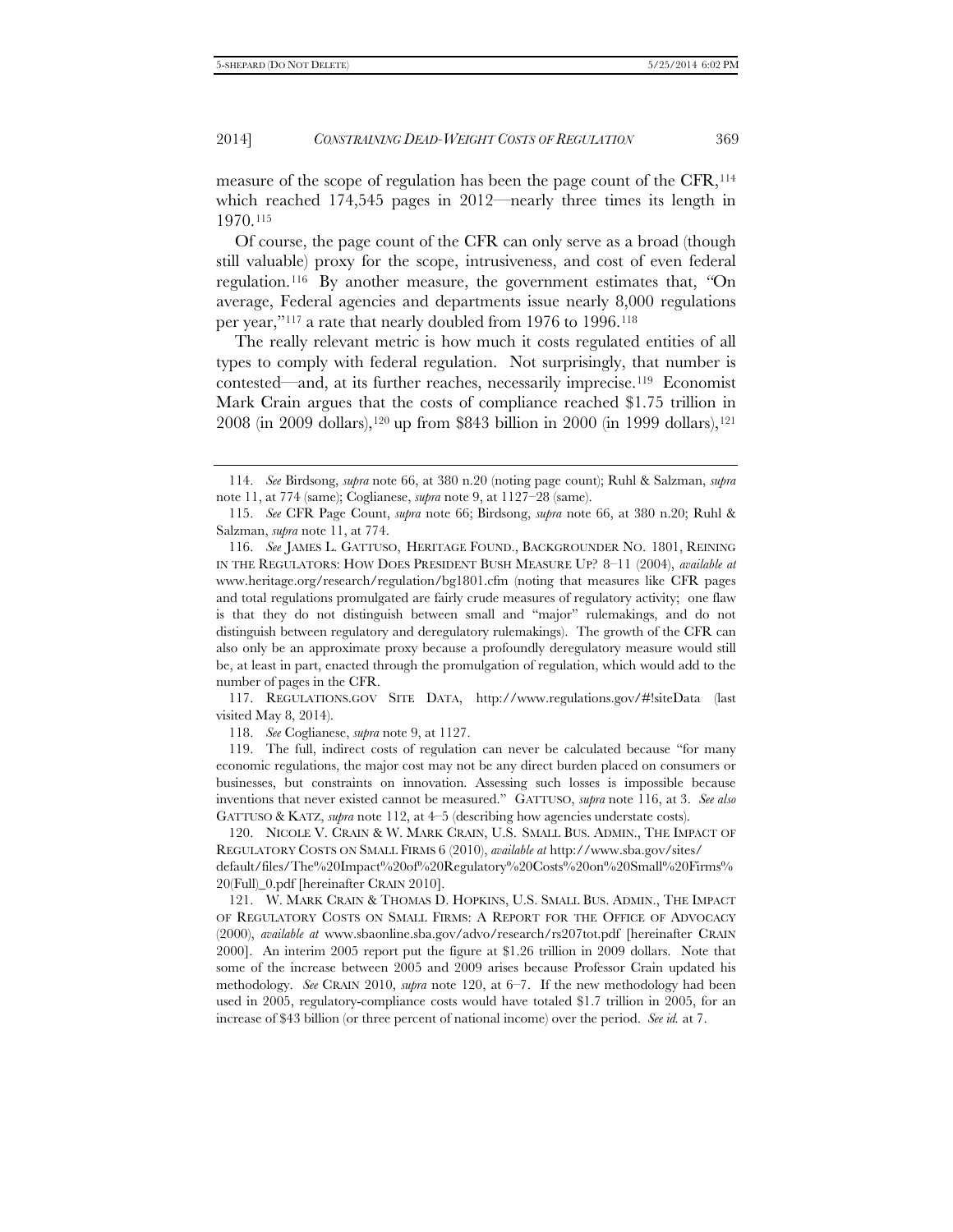measure of the scope of regulation has been the page count of the CFR,[114] which reached 174,545 pages in 2012—nearly three times its length in 1970.[115]

Of course, the page count of the CFR can only serve as a broad (though still valuable) proxy for the scope, intrusiveness, and cost of even federal regulation.[116] By another measure, the government estimates that, "On average, Federal agencies and departments issue nearly 8,000 regulations per year,"[117] a rate that nearly doubled from 1976 to 1996.[118]

The really relevant metric is how much it costs regulated entities of all types to comply with federal regulation. Not surprisingly, that number is contested—and, at its further reaches, necessarily imprecise.[119] Economist Mark Crain argues that the costs of compliance reached $1.75 trillion in 2008 (in 2009 dollars),[120] up from $843 billion in 2000 (in 1999 dollars),[121]

---

114. *See* Birdsong, *supra* note 66, at 380 n.20 (noting page count); Ruhl & Salzman, *supra* note 11, at 774 (same); Coglianese, *supra* note 9, at 1127–28 (same).

115. *See* CFR Page Count, *supra* note 66; Birdsong, *supra* note 66, at 380 n.20; Ruhl & Salzman, *supra* note 11, at 774.

116. *See* JAMES L. GATTUSO, HERITAGE FOUND., BACKGROUNDER NO. 1801, REINING IN THE REGULATORS: HOW DOES PRESIDENT BUSH MEASURE UP? 8–11 (2004), *available at* www.heritage.org/research/regulation/bg1801.cfm (noting that measures like CFR pages and total regulations promulgated are fairly crude measures of regulatory activity; one flaw is that they do not distinguish between small and "major" rulemakings, and do not distinguish between regulatory and deregulatory rulemakings). The growth of the CFR can also only be an approximate proxy because a profoundly deregulatory measure would still be, at least in part, enacted through the promulgation of regulation, which would add to the number of pages in the CFR.

117. REGULATIONS.GOV SITE DATA, http://www.regulations.gov/#!siteData (last visited May 8, 2014).

118. *See* Coglianese, *supra* note 9, at 1127.

119. The full, indirect costs of regulation can never be calculated because "for many economic regulations, the major cost may not be any direct burden placed on consumers or businesses, but constraints on innovation. Assessing such losses is impossible because inventions that never existed cannot be measured." GATTUSO, *supra* note 116, at 3. *See also* GATTUSO & KATZ, *supra* note 112, at 4–5 (describing how agencies understate costs).

120. NICOLE V. CRAIN & W. MARK CRAIN, U.S. SMALL BUS. ADMIN., THE IMPACT OF REGULATORY COSTS ON SMALL FIRMS 6 (2010), *available at* http://www.sba.gov/sites/default/files/The%20Impact%20of%20Regulatory%20Costs%20on%20Small%20Firms%20(Full)_0.pdf [hereinafter CRAIN 2010].

121. W. MARK CRAIN & THOMAS D. HOPKINS, U.S. SMALL BUS. ADMIN., THE IMPACT OF REGULATORY COSTS ON SMALL FIRMS: A REPORT FOR THE OFFICE OF ADVOCACY (2000), *available at* www.sbaonline.sba.gov/advo/research/rs207tot.pdf [hereinafter CRAIN 2000]. An interim 2005 report put the figure at $1.26 trillion in 2009 dollars. Note that some of the increase between 2005 and 2009 arises because Professor Crain updated his methodology. *See* CRAIN 2010, *supra* note 120, at 6–7. If the new methodology had been used in 2005, regulatory-compliance costs would have totaled $1.7 trillion in 2005, for an increase of $43 billion (or three percent of national income) over the period. *See id.* at 7.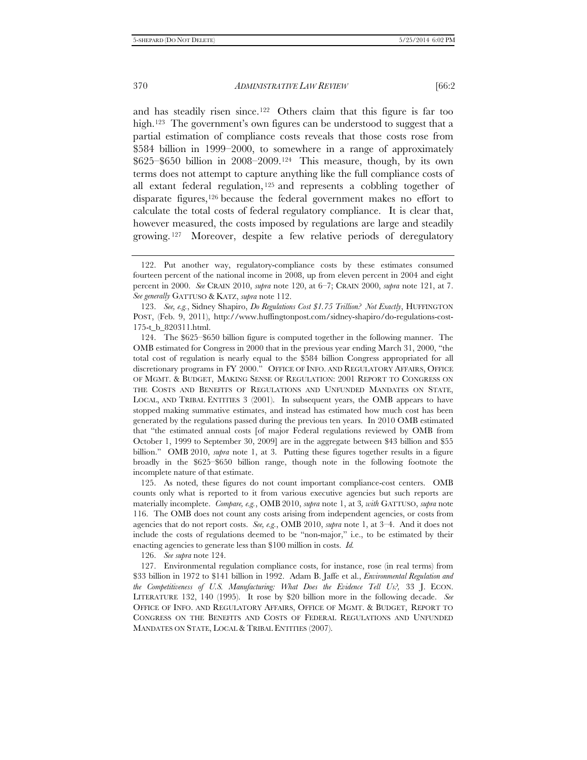and has steadily risen since.[122] Others claim that this figure is far too high.[123] The government's own figures can be understood to suggest that a partial estimation of compliance costs reveals that those costs rose from $584 billion in 1999–2000, to somewhere in a range of approximately $625–$650 billion in 2008–2009.[124] This measure, though, by its own terms does not attempt to capture anything like the full compliance costs of all extant federal regulation,[125] and represents a cobbling together of disparate figures,[126] because the federal government makes no effort to calculate the total costs of federal regulatory compliance. It is clear that, however measured, the costs imposed by regulations are large and steadily growing.[127] Moreover, despite a few relative periods of deregulatory

---

122. Put another way, regulatory-compliance costs by these estimates consumed fourteen percent of the national income in 2008, up from eleven percent in 2004 and eight percent in 2000. *See* CRAIN 2010, *supra* note 120, at 6–7; CRAIN 2000, *supra* note 121, at 7. *See generally* GATTUSO & KATZ, *supra* note 112.

123. *See, e.g.*, Sidney Shapiro, *Do Regulations Cost $1.75 Trillion? Not Exactly*, HUFFINGTON POST, (Feb. 9, 2011), http://www.huffingtonpost.com/sidney-shapiro/do-regulations-cost-175-t_b_820311.html.

124. The $625–$650 billion figure is computed together in the following manner. The OMB estimated for Congress in 2000 that in the previous year ending March 31, 2000, "the total cost of regulation is nearly equal to the $584 billion Congress appropriated for all discretionary programs in FY 2000." OFFICE OF INFO. AND REGULATORY AFFAIRS, OFFICE OF MGMT. & BUDGET, MAKING SENSE OF REGULATION: 2001 REPORT TO CONGRESS ON THE COSTS AND BENEFITS OF REGULATIONS AND UNFUNDED MANDATES ON STATE, LOCAL, AND TRIBAL ENTITIES 3 (2001). In subsequent years, the OMB appears to have stopped making summative estimates, and instead has estimated how much cost has been generated by the regulations passed during the previous ten years. In 2010 OMB estimated that "the estimated annual costs [of major Federal regulations reviewed by OMB from October 1, 1999 to September 30, 2009] are in the aggregate between $43 billion and $55 billion." OMB 2010, *supra* note 1, at 3. Putting these figures together results in a figure broadly in the $625–$650 billion range, though note in the following footnote the incomplete nature of that estimate.

125. As noted, these figures do not count important compliance-cost centers. OMB counts only what is reported to it from various executive agencies but such reports are materially incomplete. *Compare, e.g.*, OMB 2010, *supra* note 1, at 3, *with* GATTUSO, *supra* note 116. The OMB does not count any costs arising from independent agencies, or costs from agencies that do not report costs. *See, e.g.*, OMB 2010, *supra* note 1, at 3–4. And it does not include the costs of regulations deemed to be "non-major," i.e., to be estimated by their enacting agencies to generate less than $100 million in costs. *Id.*

126. *See supra* note 124.

127. Environmental regulation compliance costs, for instance, rose (in real terms) from $33 billion in 1972 to $141 billion in 1992. Adam B. Jaffe et al., *Environmental Regulation and the Competitiveness of U.S. Manufacturing: What Does the Evidence Tell Us?*, 33 J. ECON. LITERATURE 132, 140 (1995). It rose by $20 billion more in the following decade. *See* OFFICE OF INFO. AND REGULATORY AFFAIRS, OFFICE OF MGMT. & BUDGET, REPORT TO CONGRESS ON THE BENEFITS AND COSTS OF FEDERAL REGULATIONS AND UNFUNDED MANDATES ON STATE, LOCAL & TRIBAL ENTITIES (2007).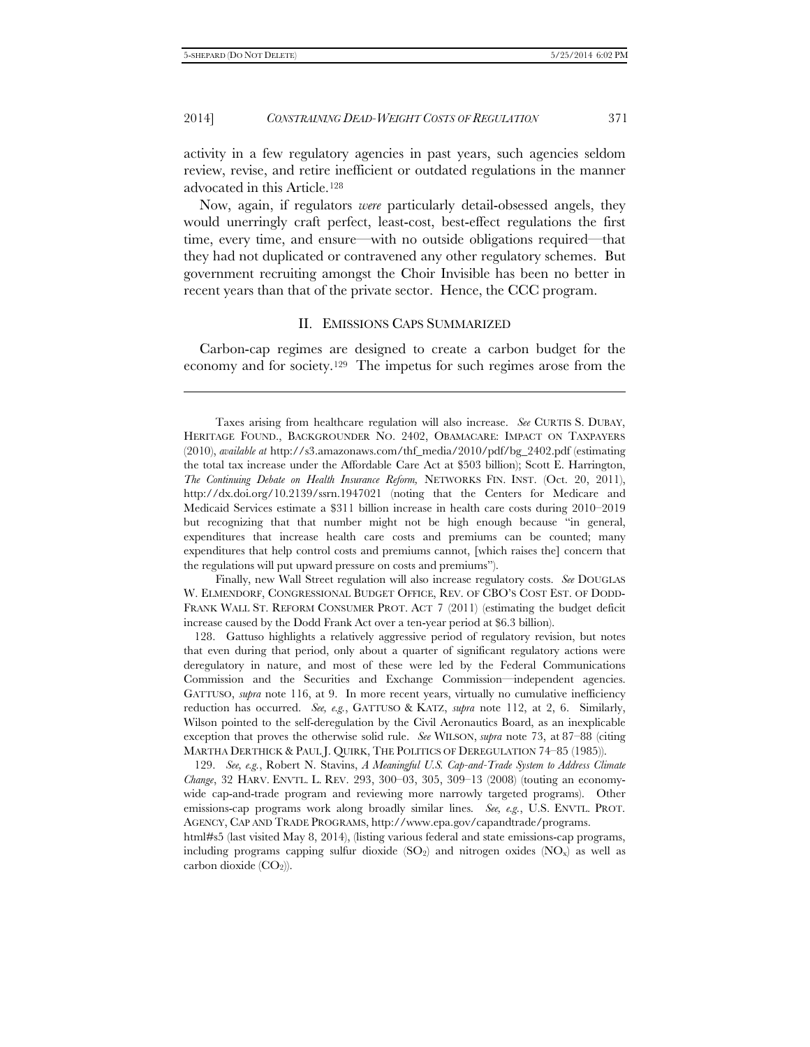activity in a few regulatory agencies in past years, such agencies seldom review, revise, and retire inefficient or outdated regulations in the manner advocated in this Article.[128]

Now, again, if regulators *were* particularly detail-obsessed angels, they would unerringly craft perfect, least-cost, best-effect regulations the first time, every time, and ensure—with no outside obligations required—that they had not duplicated or contravened any other regulatory schemes. But government recruiting amongst the Choir Invisible has been no better in recent years than that of the private sector. Hence, the CCC program.

## II. EMISSIONS CAPS SUMMARIZED

Carbon-cap regimes are designed to create a carbon budget for the economy and for society.[129] The impetus for such regimes arose from the

---

Taxes arising from healthcare regulation will also increase. *See* CURTIS S. DUBAY, HERITAGE FOUND., BACKGROUNDER NO. 2402, OBAMACARE: IMPACT ON TAXPAYERS (2010), *available at* http://s3.amazonaws.com/thf_media/2010/pdf/bg_2402.pdf (estimating the total tax increase under the Affordable Care Act at $503 billion); Scott E. Harrington, *The Continuing Debate on Health Insurance Reform,* NETWORKS FIN. INST. (Oct. 20, 2011), http://dx.doi.org/10.2139/ssrn.1947021 (noting that the Centers for Medicare and Medicaid Services estimate a $311 billion increase in health care costs during 2010–2019 but recognizing that that number might not be high enough because "in general, expenditures that increase health care costs and premiums can be counted; many expenditures that help control costs and premiums cannot, [which raises the] concern that the regulations will put upward pressure on costs and premiums").

Finally, new Wall Street regulation will also increase regulatory costs. *See* DOUGLAS W. ELMENDORF, CONGRESSIONAL BUDGET OFFICE, REV. OF CBO'S COST EST. OF DODD-FRANK WALL ST. REFORM CONSUMER PROT. ACT 7 (2011) (estimating the budget deficit increase caused by the Dodd Frank Act over a ten-year period at $6.3 billion).

128. Gattuso highlights a relatively aggressive period of regulatory revision, but notes that even during that period, only about a quarter of significant regulatory actions were deregulatory in nature, and most of these were led by the Federal Communications Commission and the Securities and Exchange Commission—independent agencies. GATTUSO, *supra* note 116, at 9. In more recent years, virtually no cumulative inefficiency reduction has occurred. *See, e.g.*, GATTUSO & KATZ, *supra* note 112, at 2, 6. Similarly, Wilson pointed to the self-deregulation by the Civil Aeronautics Board, as an inexplicable exception that proves the otherwise solid rule. *See* WILSON, *supra* note 73, at 87–88 (citing MARTHA DERTHICK & PAUL J. QUIRK, THE POLITICS OF DEREGULATION 74–85 (1985)).

129. *See, e.g.*, Robert N. Stavins, *A Meaningful U.S. Cap-and-Trade System to Address Climate Change*, 32 HARV. ENVTL. L. REV. 293, 300–03, 305, 309–13 (2008) (touting an economy-wide cap-and-trade program and reviewing more narrowly targeted programs). Other emissions-cap programs work along broadly similar lines. *See, e.g.*, U.S. ENVTL. PROT. AGENCY, CAP AND TRADE PROGRAMS, http://www.epa.gov/capandtrade/programs.html#s5 (last visited May 8, 2014), (listing various federal and state emissions-cap programs, including programs capping sulfur dioxide ($SO_2$) and nitrogen oxides ($NO_x$) as well as carbon dioxide ($CO_2$)).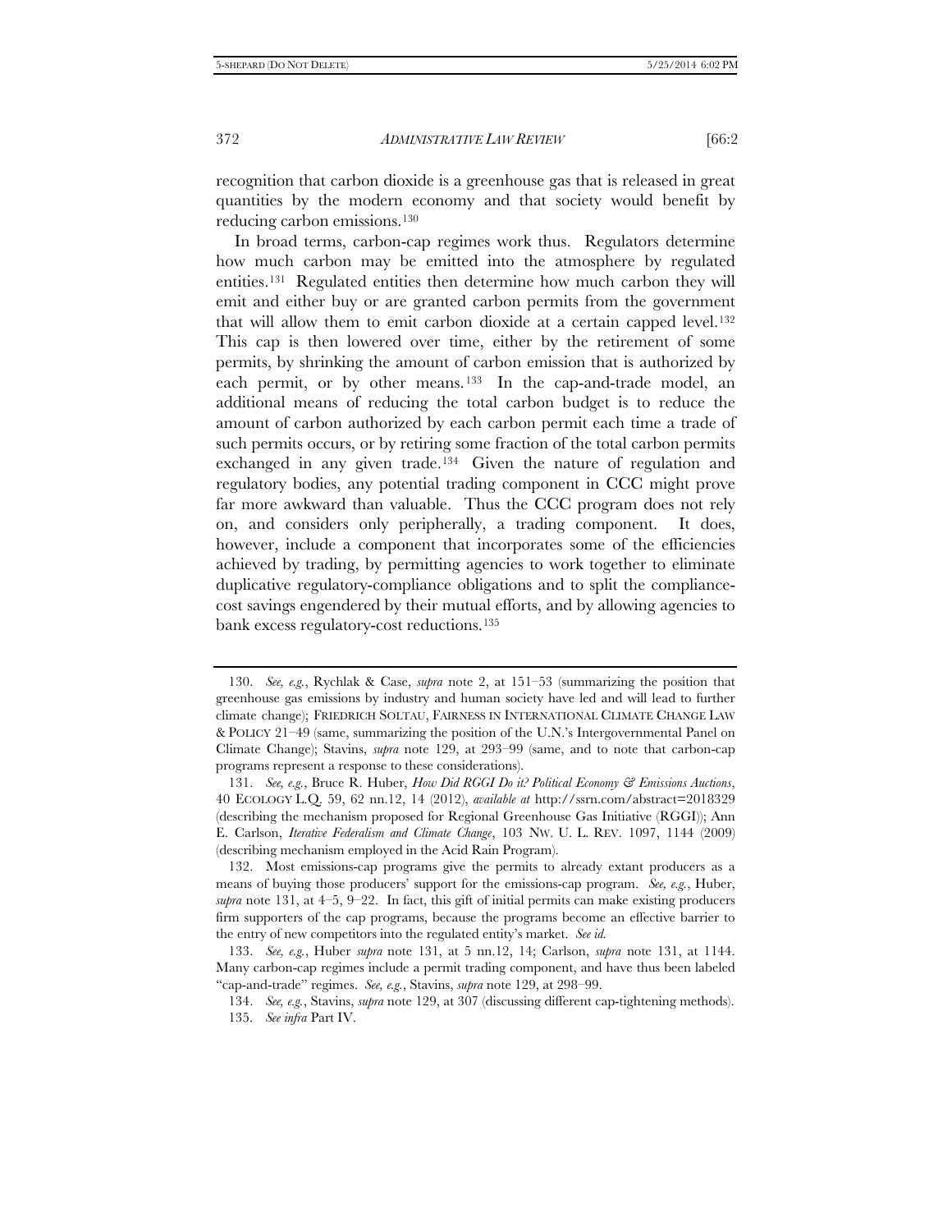recognition that carbon dioxide is a greenhouse gas that is released in great quantities by the modern economy and that society would benefit by reducing carbon emissions.[130]

In broad terms, carbon-cap regimes work thus. Regulators determine how much carbon may be emitted into the atmosphere by regulated entities.[131] Regulated entities then determine how much carbon they will emit and either buy or are granted carbon permits from the government that will allow them to emit carbon dioxide at a certain capped level.[132] This cap is then lowered over time, either by the retirement of some permits, by shrinking the amount of carbon emission that is authorized by each permit, or by other means.[133] In the cap-and-trade model, an additional means of reducing the total carbon budget is to reduce the amount of carbon authorized by each carbon permit each time a trade of such permits occurs, or by retiring some fraction of the total carbon permits exchanged in any given trade.[134] Given the nature of regulation and regulatory bodies, any potential trading component in CCC might prove far more awkward than valuable. Thus the CCC program does not rely on, and considers only peripherally, a trading component. It does, however, include a component that incorporates some of the efficiencies achieved by trading, by permitting agencies to work together to eliminate duplicative regulatory-compliance obligations and to split the compliance-cost savings engendered by their mutual efforts, and by allowing agencies to bank excess regulatory-cost reductions.[135]

---

130. *See, e.g.*, Rychlak & Case, *supra* note 2, at 151–53 (summarizing the position that greenhouse gas emissions by industry and human society have led and will lead to further climate change); FRIEDRICH SOLTAU, FAIRNESS IN INTERNATIONAL CLIMATE CHANGE LAW & POLICY 21–49 (same, summarizing the position of the U.N.'s Intergovernmental Panel on Climate Change); Stavins, *supra* note 129, at 293–99 (same, and to note that carbon-cap programs represent a response to these considerations).

131. *See, e.g.*, Bruce R. Huber, *How Did RGGI Do it? Political Economy & Emissions Auctions*, 40 ECOLOGY L.Q. 59, 62 nn.12, 14 (2012), *available at* http://ssrn.com/abstract=2018329 (describing the mechanism proposed for Regional Greenhouse Gas Initiative (RGGI)); Ann E. Carlson, *Iterative Federalism and Climate Change*, 103 NW. U. L. REV. 1097, 1144 (2009) (describing mechanism employed in the Acid Rain Program).

132. Most emissions-cap programs give the permits to already extant producers as a means of buying those producers' support for the emissions-cap program. *See, e.g.*, Huber, *supra* note 131, at 4–5, 9–22. In fact, this gift of initial permits can make existing producers firm supporters of the cap programs, because the programs become an effective barrier to the entry of new competitors into the regulated entity's market. *See id.*

133. *See, e.g.*, Huber *supra* note 131, at 5 nn.12, 14; Carlson, *supra* note 131, at 1144. Many carbon-cap regimes include a permit trading component, and have thus been labeled "cap-and-trade" regimes. *See, e.g.*, Stavins, *supra* note 129, at 298–99.

134. *See, e.g.*, Stavins, *supra* note 129, at 307 (discussing different cap-tightening methods).

135. *See infra* Part IV.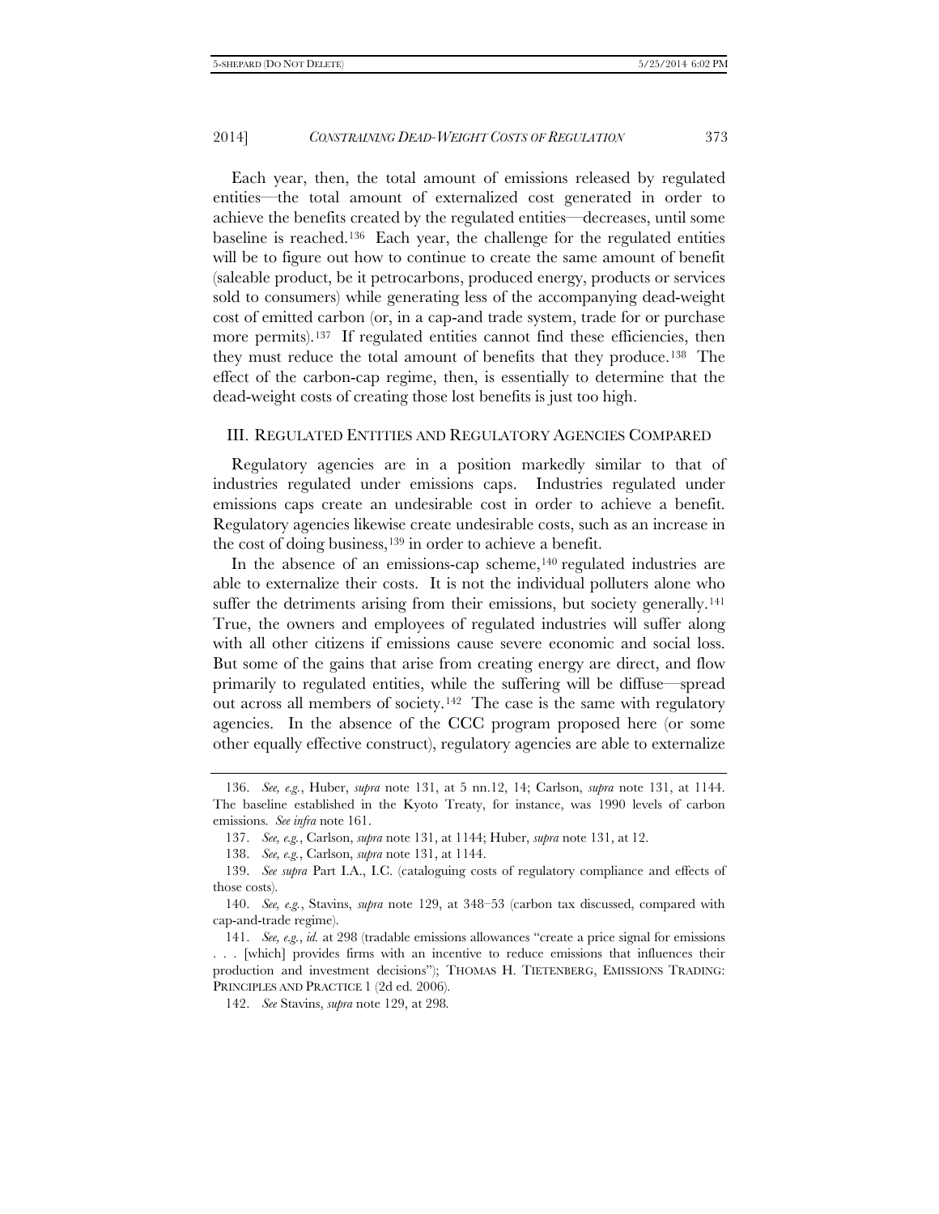Each year, then, the total amount of emissions released by regulated entities—the total amount of externalized cost generated in order to achieve the benefits created by the regulated entities—decreases, until some baseline is reached.[136] Each year, the challenge for the regulated entities will be to figure out how to continue to create the same amount of benefit (saleable product, be it petrocarbons, produced energy, products or services sold to consumers) while generating less of the accompanying dead-weight cost of emitted carbon (or, in a cap-and trade system, trade for or purchase more permits).[137] If regulated entities cannot find these efficiencies, then they must reduce the total amount of benefits that they produce.[138] The effect of the carbon-cap regime, then, is essentially to determine that the dead-weight costs of creating those lost benefits is just too high.

## III. Regulated Entities and Regulatory Agencies Compared

Regulatory agencies are in a position markedly similar to that of industries regulated under emissions caps. Industries regulated under emissions caps create an undesirable cost in order to achieve a benefit. Regulatory agencies likewise create undesirable costs, such as an increase in the cost of doing business,[139] in order to achieve a benefit.

In the absence of an emissions-cap scheme,[140] regulated industries are able to externalize their costs. It is not the individual polluters alone who suffer the detriments arising from their emissions, but society generally.[141] True, the owners and employees of regulated industries will suffer along with all other citizens if emissions cause severe economic and social loss. But some of the gains that arise from creating energy are direct, and flow primarily to regulated entities, while the suffering will be diffuse—spread out across all members of society.[142] The case is the same with regulatory agencies. In the absence of the CCC program proposed here (or some other equally effective construct), regulatory agencies are able to externalize

---

136. *See, e.g.*, Huber, *supra* note 131, at 5 nn.12, 14; Carlson, *supra* note 131, at 1144. The baseline established in the Kyoto Treaty, for instance, was 1990 levels of carbon emissions. *See infra* note 161.

137. *See, e.g.*, Carlson, *supra* note 131, at 1144; Huber, *supra* note 131, at 12.

138. *See, e.g.*, Carlson, *supra* note 131, at 1144.

139. *See supra* Part I.A., I.C. (cataloguing costs of regulatory compliance and effects of those costs).

140. *See, e.g.*, Stavins, *supra* note 129, at 348–53 (carbon tax discussed, compared with cap-and-trade regime).

141. *See, e.g.*, *id.* at 298 (tradable emissions allowances "create a price signal for emissions . . . [which] provides firms with an incentive to reduce emissions that influences their production and investment decisions"); THOMAS H. TIETENBERG, EMISSIONS TRADING: PRINCIPLES AND PRACTICE 1 (2d ed. 2006).

142. *See* Stavins, *supra* note 129, at 298.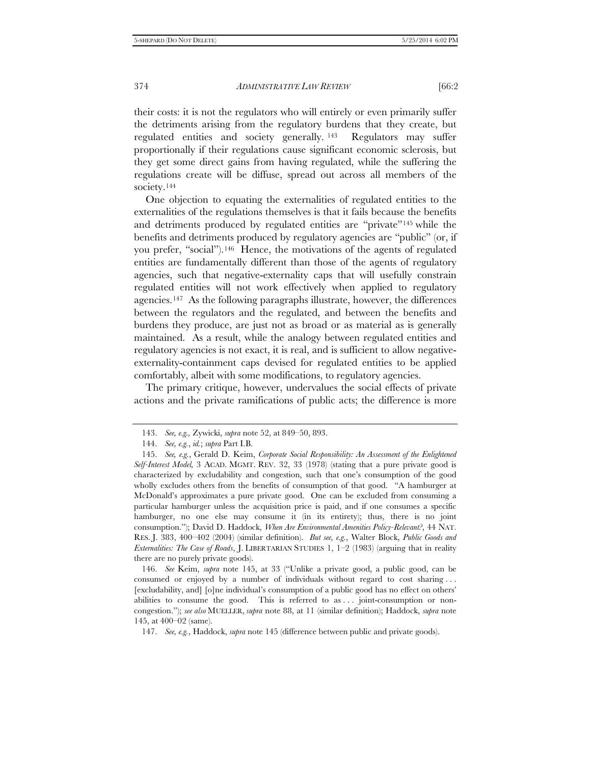their costs: it is not the regulators who will entirely or even primarily suffer the detriments arising from the regulatory burdens that they create, but regulated entities and society generally.[143] Regulators may suffer proportionally if their regulations cause significant economic sclerosis, but they get some direct gains from having regulated, while the suffering the regulations create will be diffuse, spread out across all members of the society.[144]

One objection to equating the externalities of regulated entities to the externalities of the regulations themselves is that it fails because the benefits and detriments produced by regulated entities are "private"[145] while the benefits and detriments produced by regulatory agencies are "public" (or, if you prefer, "social").[146] Hence, the motivations of the agents of regulated entities are fundamentally different than those of the agents of regulatory agencies, such that negative-externality caps that will usefully constrain regulated entities will not work effectively when applied to regulatory agencies.[147] As the following paragraphs illustrate, however, the differences between the regulators and the regulated, and between the benefits and burdens they produce, are just not as broad or as material as is generally maintained. As a result, while the analogy between regulated entities and regulatory agencies is not exact, it is real, and is sufficient to allow negative-externality-containment caps devised for regulated entities to be applied comfortably, albeit with some modifications, to regulatory agencies.

The primary critique, however, undervalues the social effects of private actions and the private ramifications of public acts; the difference is more

---

143. *See, e.g.,* Zywicki, *supra* note 52, at 849–50, 893.

144. *See, e.g.*, *id.*; *supra* Part I.B.

145. *See, e.g.*, Gerald D. Keim, *Corporate Social Responsibility: An Assessment of the Enlightened Self-Interest Model,* 3 ACAD. MGMT. REV. 32, 33 (1978) (stating that a pure private good is characterized by excludability and congestion, such that one's consumption of the good wholly excludes others from the benefits of consumption of that good. "A hamburger at McDonald's approximates a pure private good. One can be excluded from consuming a particular hamburger unless the acquisition price is paid, and if one consumes a specific hamburger, no one else may consume it (in its entirety); thus, there is no joint consumption."); David D. Haddock, *When Are Environmental Amenities Policy-Relevant?*, 44 NAT. RES. J. 383, 400–402 (2004) (similar definition). *But see, e.g.*, Walter Block, *Public Goods and Externalities: The Case of Roads*, J. LIBERTARIAN STUDIES 1, 1–2 (1983) (arguing that in reality there are no purely private goods).

146. *See* Keim, *supra* note 145, at 33 ("Unlike a private good, a public good, can be consumed or enjoyed by a number of individuals without regard to cost sharing . . . [excludability, and] [o]ne individual's consumption of a public good has no effect on others' abilities to consume the good. This is referred to as . . . joint-consumption or non-congestion."); *see also* MUELLER, *supra* note 88, at 11 (similar definition); Haddock, *supra* note 145, at 400–02 (same).

147. *See, e.g.*, Haddock, *supra* note 145 (difference between public and private goods).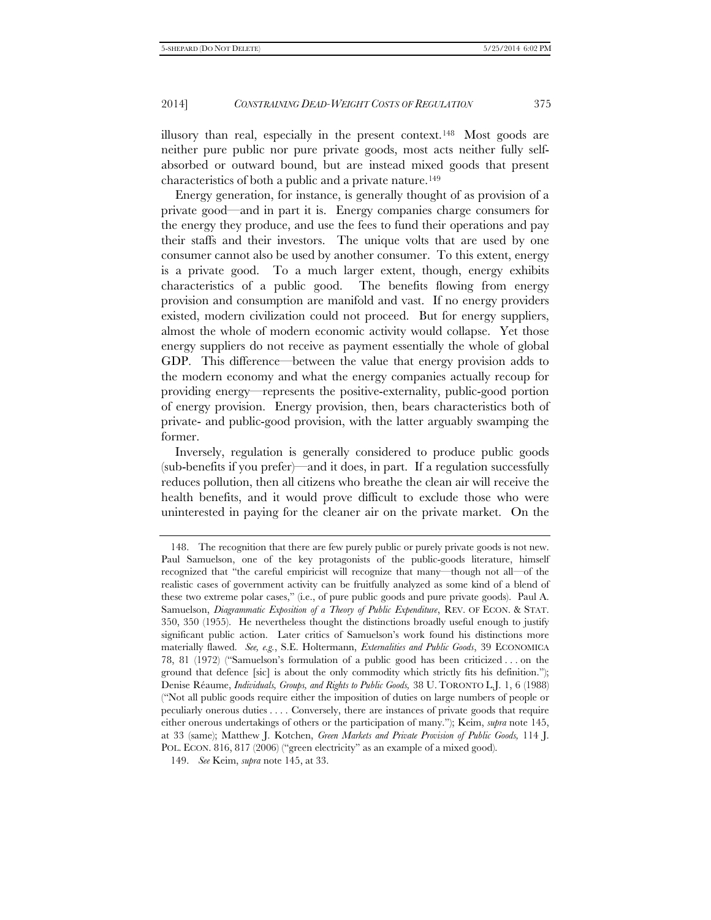illusory than real, especially in the present context.[148] Most goods are neither pure public nor pure private goods, most acts neither fully self-absorbed or outward bound, but are instead mixed goods that present characteristics of both a public and a private nature.[149]

Energy generation, for instance, is generally thought of as provision of a private good—and in part it is. Energy companies charge consumers for the energy they produce, and use the fees to fund their operations and pay their staffs and their investors. The unique volts that are used by one consumer cannot also be used by another consumer. To this extent, energy is a private good. To a much larger extent, though, energy exhibits characteristics of a public good. The benefits flowing from energy provision and consumption are manifold and vast. If no energy providers existed, modern civilization could not proceed. But for energy suppliers, almost the whole of modern economic activity would collapse. Yet those energy suppliers do not receive as payment essentially the whole of global GDP. This difference—between the value that energy provision adds to the modern economy and what the energy companies actually recoup for providing energy—represents the positive-externality, public-good portion of energy provision. Energy provision, then, bears characteristics both of private- and public-good provision, with the latter arguably swamping the former.

Inversely, regulation is generally considered to produce public goods (sub-benefits if you prefer)—and it does, in part. If a regulation successfully reduces pollution, then all citizens who breathe the clean air will receive the health benefits, and it would prove difficult to exclude those who were uninterested in paying for the cleaner air on the private market. On the

---

148. The recognition that there are few purely public or purely private goods is not new. Paul Samuelson, one of the key protagonists of the public-goods literature, himself recognized that "the careful empiricist will recognize that many—though not all—of the realistic cases of government activity can be fruitfully analyzed as some kind of a blend of these two extreme polar cases," (i.e., of pure public goods and pure private goods). Paul A. Samuelson, *Diagrammatic Exposition of a Theory of Public Expenditure*, REV. OF ECON. & STAT. 350, 350 (1955). He nevertheless thought the distinctions broadly useful enough to justify significant public action. Later critics of Samuelson's work found his distinctions more materially flawed. *See, e.g.*, S.E. Holtermann, *Externalities and Public Goods*, 39 ECONOMICA 78, 81 (1972) ("Samuelson's formulation of a public good has been criticized . . . on the ground that defence [sic] is about the only commodity which strictly fits his definition."); Denise Réaume, *Individuals, Groups, and Rights to Public Goods,* 38 U. TORONTO L.J. 1, 6 (1988) ("Not all public goods require either the imposition of duties on large numbers of people or peculiarly onerous duties . . . . Conversely, there are instances of private goods that require either onerous undertakings of others or the participation of many."); Keim, *supra* note 145, at 33 (same); Matthew J. Kotchen, *Green Markets and Private Provision of Public Goods,* 114 J. POL. ECON. 816, 817 (2006) ("green electricity" as an example of a mixed good).

149. *See* Keim, *supra* note 145, at 33.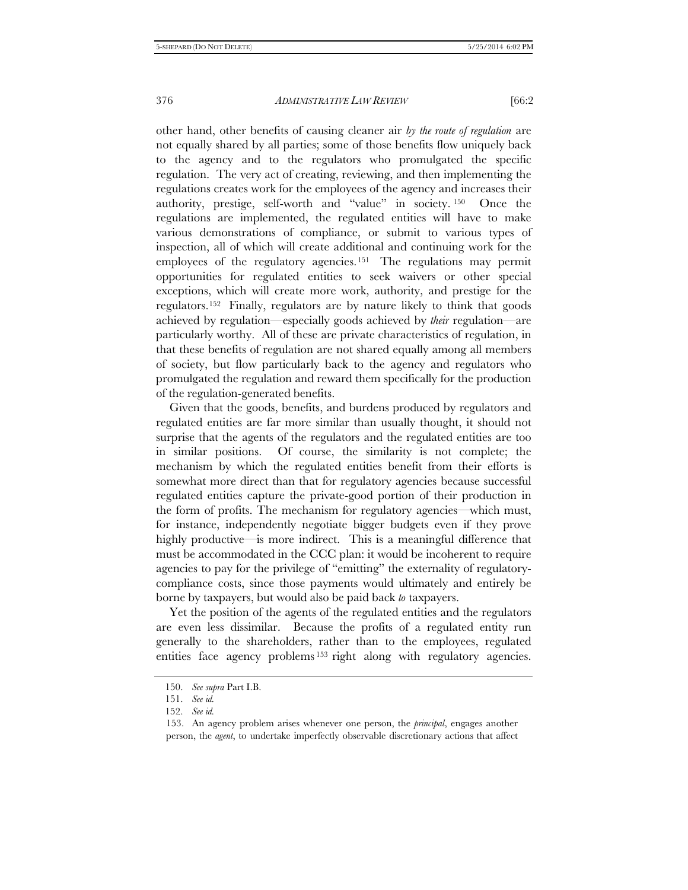other hand, other benefits of causing cleaner air *by the route of regulation* are not equally shared by all parties; some of those benefits flow uniquely back to the agency and to the regulators who promulgated the specific regulation. The very act of creating, reviewing, and then implementing the regulations creates work for the employees of the agency and increases their authority, prestige, self-worth and "value" in society.[150] Once the regulations are implemented, the regulated entities will have to make various demonstrations of compliance, or submit to various types of inspection, all of which will create additional and continuing work for the employees of the regulatory agencies.[151] The regulations may permit opportunities for regulated entities to seek waivers or other special exceptions, which will create more work, authority, and prestige for the regulators.[152] Finally, regulators are by nature likely to think that goods achieved by regulation—especially goods achieved by *their* regulation—are particularly worthy. All of these are private characteristics of regulation, in that these benefits of regulation are not shared equally among all members of society, but flow particularly back to the agency and regulators who promulgated the regulation and reward them specifically for the production of the regulation-generated benefits.

Given that the goods, benefits, and burdens produced by regulators and regulated entities are far more similar than usually thought, it should not surprise that the agents of the regulators and the regulated entities are too in similar positions. Of course, the similarity is not complete; the mechanism by which the regulated entities benefit from their efforts is somewhat more direct than that for regulatory agencies because successful regulated entities capture the private-good portion of their production in the form of profits. The mechanism for regulatory agencies—which must, for instance, independently negotiate bigger budgets even if they prove highly productive—is more indirect. This is a meaningful difference that must be accommodated in the CCC plan: it would be incoherent to require agencies to pay for the privilege of "emitting" the externality of regulatory-compliance costs, since those payments would ultimately and entirely be borne by taxpayers, but would also be paid back *to* taxpayers.

Yet the position of the agents of the regulated entities and the regulators are even less dissimilar. Because the profits of a regulated entity run generally to the shareholders, rather than to the employees, regulated entities face agency problems[153] right along with regulatory agencies.

---

150. *See supra* Part I.B.

151. *See id.*

152. *See id.*

153. An agency problem arises whenever one person, the *principal*, engages another person, the *agent*, to undertake imperfectly observable discretionary actions that affect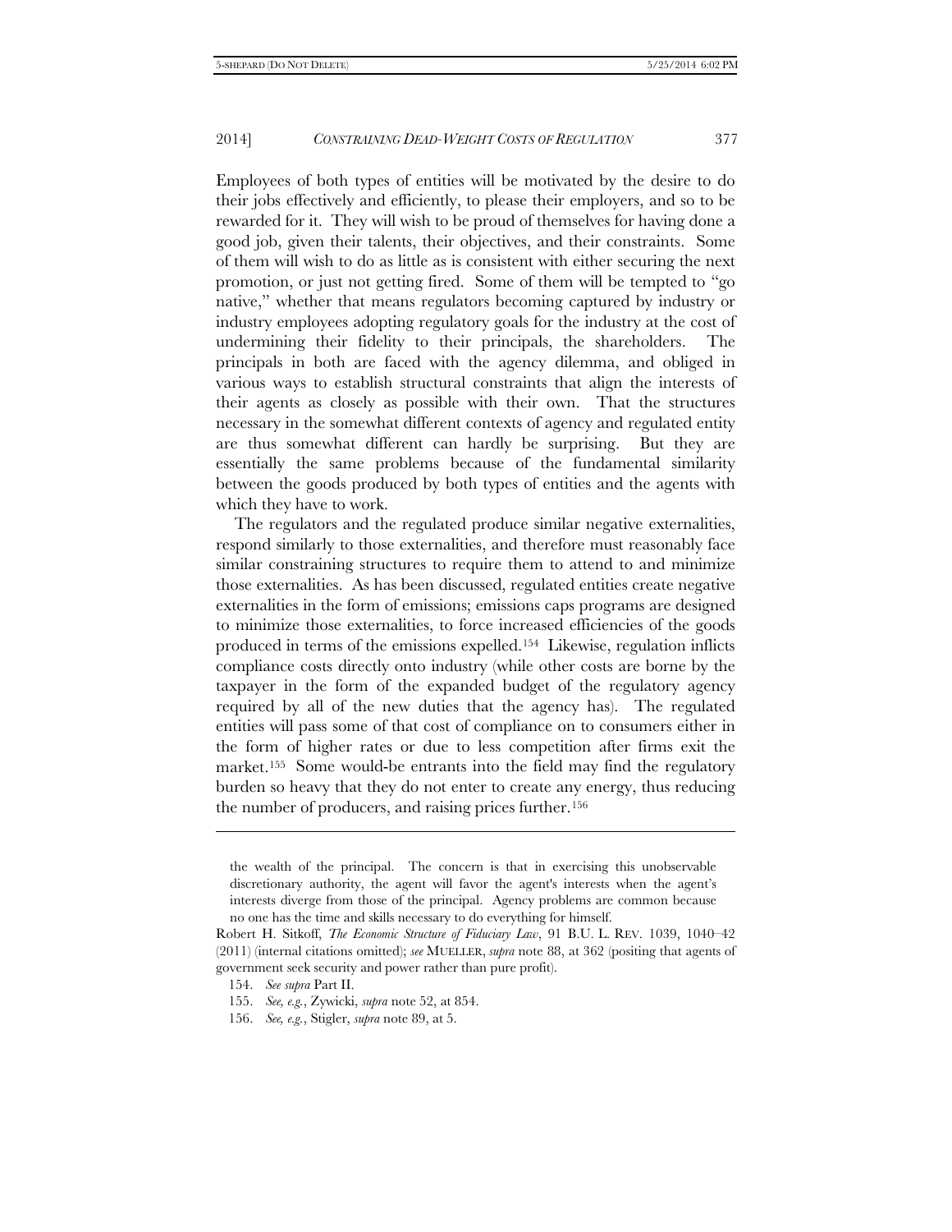Employees of both types of entities will be motivated by the desire to do their jobs effectively and efficiently, to please their employers, and so to be rewarded for it. They will wish to be proud of themselves for having done a good job, given their talents, their objectives, and their constraints. Some of them will wish to do as little as is consistent with either securing the next promotion, or just not getting fired. Some of them will be tempted to "go native," whether that means regulators becoming captured by industry or industry employees adopting regulatory goals for the industry at the cost of undermining their fidelity to their principals, the shareholders. The principals in both are faced with the agency dilemma, and obliged in various ways to establish structural constraints that align the interests of their agents as closely as possible with their own. That the structures necessary in the somewhat different contexts of agency and regulated entity are thus somewhat different can hardly be surprising. But they are essentially the same problems because of the fundamental similarity between the goods produced by both types of entities and the agents with which they have to work.

The regulators and the regulated produce similar negative externalities, respond similarly to those externalities, and therefore must reasonably face similar constraining structures to require them to attend to and minimize those externalities. As has been discussed, regulated entities create negative externalities in the form of emissions; emissions caps programs are designed to minimize those externalities, to force increased efficiencies of the goods produced in terms of the emissions expelled.[154] Likewise, regulation inflicts compliance costs directly onto industry (while other costs are borne by the taxpayer in the form of the expanded budget of the regulatory agency required by all of the new duties that the agency has). The regulated entities will pass some of that cost of compliance on to consumers either in the form of higher rates or due to less competition after firms exit the market.[155] Some would-be entrants into the field may find the regulatory burden so heavy that they do not enter to create any energy, thus reducing the number of producers, and raising prices further.[156]

---

the wealth of the principal. The concern is that in exercising this unobservable discretionary authority, the agent will favor the agent's interests when the agent's interests diverge from those of the principal. Agency problems are common because no one has the time and skills necessary to do everything for himself.

Robert H. Sitkoff, *The Economic Structure of Fiduciary Law*, 91 B.U. L. REV. 1039, 1040–42 (2011) (internal citations omitted); *see* MUELLER, *supra* note 88, at 362 (positing that agents of government seek security and power rather than pure profit).

154. *See supra* Part II.

155. *See, e.g.*, Zywicki, *supra* note 52, at 854.

156. *See, e.g.*, Stigler, *supra* note 89, at 5.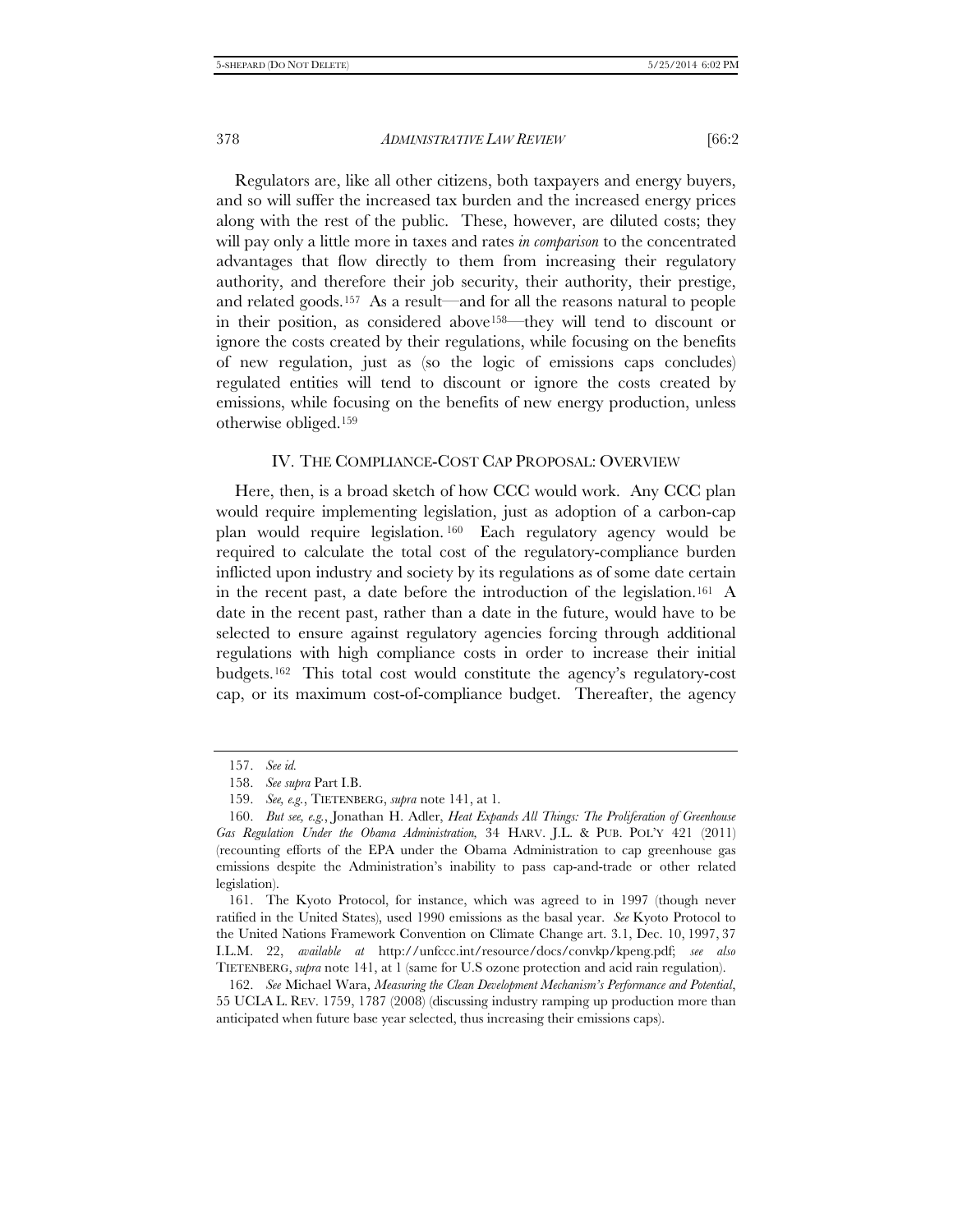Regulators are, like all other citizens, both taxpayers and energy buyers, and so will suffer the increased tax burden and the increased energy prices along with the rest of the public. These, however, are diluted costs; they will pay only a little more in taxes and rates *in comparison* to the concentrated advantages that flow directly to them from increasing their regulatory authority, and therefore their job security, their authority, their prestige, and related goods.[157] As a result—and for all the reasons natural to people in their position, as considered above[158]—they will tend to discount or ignore the costs created by their regulations, while focusing on the benefits of new regulation, just as (so the logic of emissions caps concludes) regulated entities will tend to discount or ignore the costs created by emissions, while focusing on the benefits of new energy production, unless otherwise obliged.[159]

## IV. THE COMPLIANCE-COST CAP PROPOSAL: OVERVIEW

Here, then, is a broad sketch of how CCC would work. Any CCC plan would require implementing legislation, just as adoption of a carbon-cap plan would require legislation.[160] Each regulatory agency would be required to calculate the total cost of the regulatory-compliance burden inflicted upon industry and society by its regulations as of some date certain in the recent past, a date before the introduction of the legislation.[161] A date in the recent past, rather than a date in the future, would have to be selected to ensure against regulatory agencies forcing through additional regulations with high compliance costs in order to increase their initial budgets.[162] This total cost would constitute the agency's regulatory-cost cap, or its maximum cost-of-compliance budget. Thereafter, the agency

---

157. *See id.*

158. *See supra* Part I.B.

159. *See, e.g.*, TIETENBERG, *supra* note 141, at 1.

160. *But see, e.g.*, Jonathan H. Adler, *Heat Expands All Things: The Proliferation of Greenhouse Gas Regulation Under the Obama Administration,* 34 HARV. J.L. & PUB. POL'Y 421 (2011) (recounting efforts of the EPA under the Obama Administration to cap greenhouse gas emissions despite the Administration's inability to pass cap-and-trade or other related legislation).

161. The Kyoto Protocol, for instance, which was agreed to in 1997 (though never ratified in the United States), used 1990 emissions as the basal year. *See* Kyoto Protocol to the United Nations Framework Convention on Climate Change art. 3.1, Dec. 10, 1997, 37 I.L.M. 22, *available at* http://unfccc.int/resource/docs/convkp/kpeng.pdf; *see also* TIETENBERG, *supra* note 141, at 1 (same for U.S ozone protection and acid rain regulation).

162. *See* Michael Wara, *Measuring the Clean Development Mechanism's Performance and Potential*, 55 UCLA L. REV. 1759, 1787 (2008) (discussing industry ramping up production more than anticipated when future base year selected, thus increasing their emissions caps).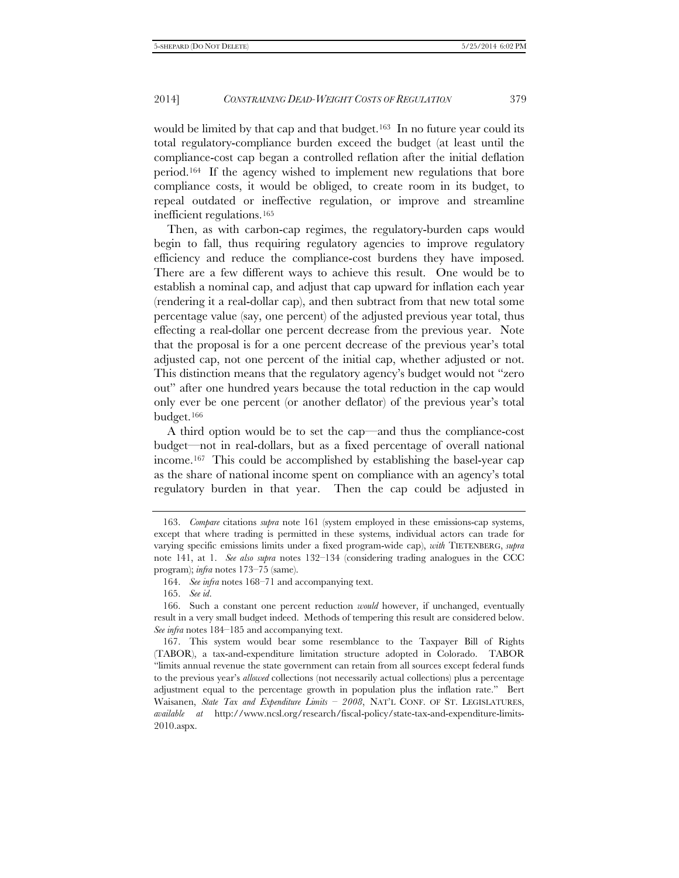would be limited by that cap and that budget.[163] In no future year could its total regulatory-compliance burden exceed the budget (at least until the compliance-cost cap began a controlled reflation after the initial deflation period.[164] If the agency wished to implement new regulations that bore compliance costs, it would be obliged, to create room in its budget, to repeal outdated or ineffective regulation, or improve and streamline inefficient regulations.[165]

Then, as with carbon-cap regimes, the regulatory-burden caps would begin to fall, thus requiring regulatory agencies to improve regulatory efficiency and reduce the compliance-cost burdens they have imposed. There are a few different ways to achieve this result. One would be to establish a nominal cap, and adjust that cap upward for inflation each year (rendering it a real-dollar cap), and then subtract from that new total some percentage value (say, one percent) of the adjusted previous year total, thus effecting a real-dollar one percent decrease from the previous year. Note that the proposal is for a one percent decrease of the previous year's total adjusted cap, not one percent of the initial cap, whether adjusted or not. This distinction means that the regulatory agency's budget would not "zero out" after one hundred years because the total reduction in the cap would only ever be one percent (or another deflator) of the previous year's total budget.[166]

A third option would be to set the cap—and thus the compliance-cost budget—not in real-dollars, but as a fixed percentage of overall national income.[167] This could be accomplished by establishing the basel-year cap as the share of national income spent on compliance with an agency's total regulatory burden in that year. Then the cap could be adjusted in

---

163. *Compare* citations *supra* note 161 (system employed in these emissions-cap systems, except that where trading is permitted in these systems, individual actors can trade for varying specific emissions limits under a fixed program-wide cap), *with* TIETENBERG, *supra* note 141, at 1. *See also supra* notes 132–134 (considering trading analogues in the CCC program); *infra* notes 173–75 (same).

164. *See infra* notes 168–71 and accompanying text.

165. *See id*.

166. Such a constant one percent reduction *would* however, if unchanged, eventually result in a very small budget indeed. Methods of tempering this result are considered below. *See infra* notes 184–185 and accompanying text.

167. This system would bear some resemblance to the Taxpayer Bill of Rights (TABOR), a tax-and-expenditure limitation structure adopted in Colorado. TABOR "limits annual revenue the state government can retain from all sources except federal funds to the previous year's *allowed* collections (not necessarily actual collections) plus a percentage adjustment equal to the percentage growth in population plus the inflation rate." Bert Waisanen, *State Tax and Expenditure Limits – 2008*, NAT'L CONF. OF ST. LEGISLATURES, *available at* http://www.ncsl.org/research/fiscal-policy/state-tax-and-expenditure-limits-2010.aspx.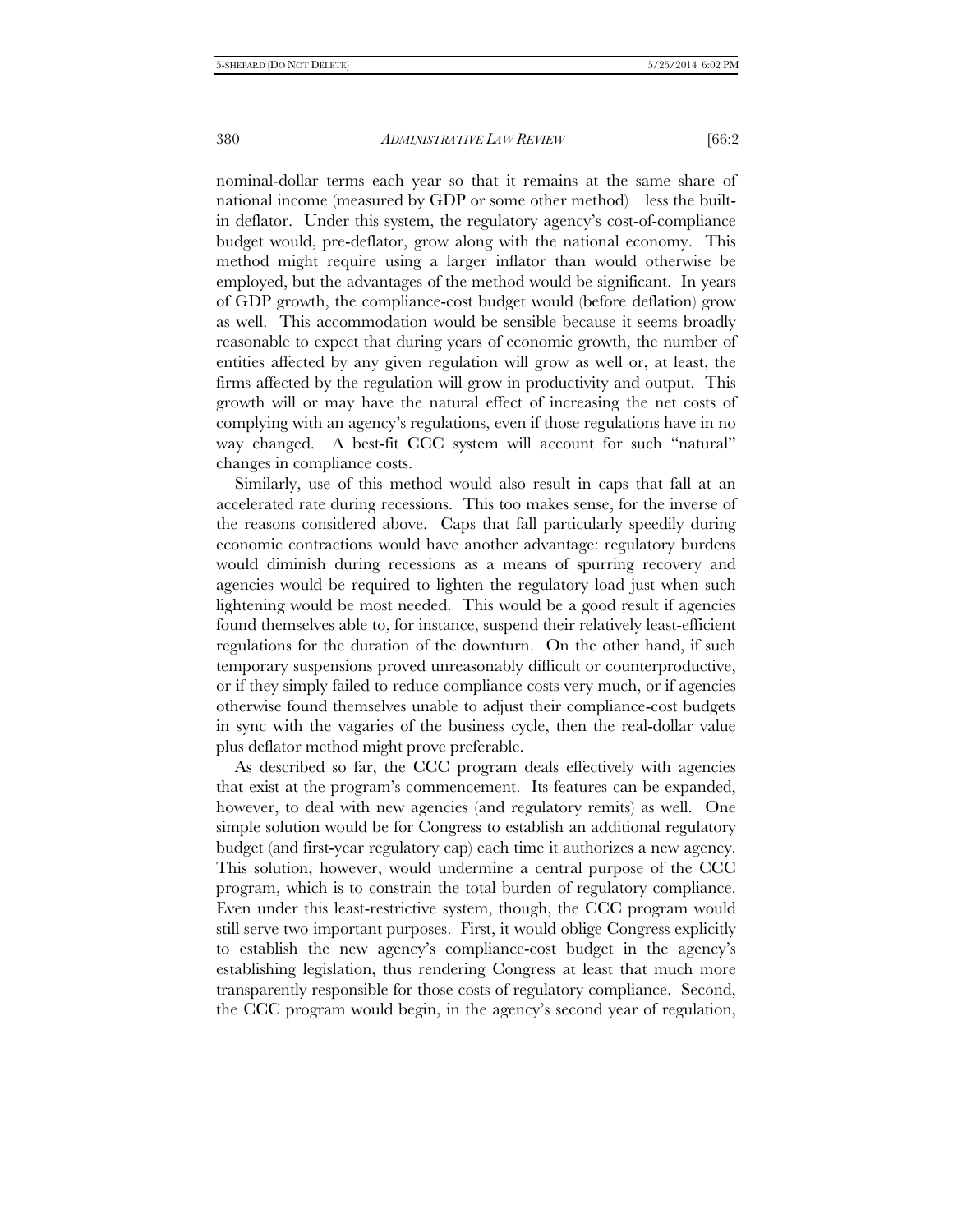nominal-dollar terms each year so that it remains at the same share of national income (measured by GDP or some other method)—less the built-in deflator. Under this system, the regulatory agency's cost-of-compliance budget would, pre-deflator, grow along with the national economy. This method might require using a larger inflator than would otherwise be employed, but the advantages of the method would be significant. In years of GDP growth, the compliance-cost budget would (before deflation) grow as well. This accommodation would be sensible because it seems broadly reasonable to expect that during years of economic growth, the number of entities affected by any given regulation will grow as well or, at least, the firms affected by the regulation will grow in productivity and output. This growth will or may have the natural effect of increasing the net costs of complying with an agency's regulations, even if those regulations have in no way changed. A best-fit CCC system will account for such "natural" changes in compliance costs.

Similarly, use of this method would also result in caps that fall at an accelerated rate during recessions. This too makes sense, for the inverse of the reasons considered above. Caps that fall particularly speedily during economic contractions would have another advantage: regulatory burdens would diminish during recessions as a means of spurring recovery and agencies would be required to lighten the regulatory load just when such lightening would be most needed. This would be a good result if agencies found themselves able to, for instance, suspend their relatively least-efficient regulations for the duration of the downturn. On the other hand, if such temporary suspensions proved unreasonably difficult or counterproductive, or if they simply failed to reduce compliance costs very much, or if agencies otherwise found themselves unable to adjust their compliance-cost budgets in sync with the vagaries of the business cycle, then the real-dollar value plus deflator method might prove preferable.

As described so far, the CCC program deals effectively with agencies that exist at the program's commencement. Its features can be expanded, however, to deal with new agencies (and regulatory remits) as well. One simple solution would be for Congress to establish an additional regulatory budget (and first-year regulatory cap) each time it authorizes a new agency. This solution, however, would undermine a central purpose of the CCC program, which is to constrain the total burden of regulatory compliance. Even under this least-restrictive system, though, the CCC program would still serve two important purposes. First, it would oblige Congress explicitly to establish the new agency's compliance-cost budget in the agency's establishing legislation, thus rendering Congress at least that much more transparently responsible for those costs of regulatory compliance. Second, the CCC program would begin, in the agency's second year of regulation,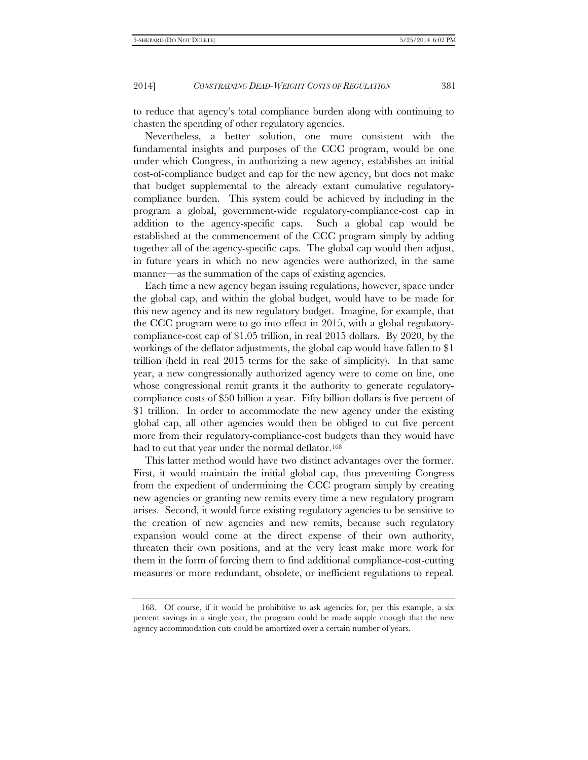to reduce that agency's total compliance burden along with continuing to chasten the spending of other regulatory agencies.

Nevertheless, a better solution, one more consistent with the fundamental insights and purposes of the CCC program, would be one under which Congress, in authorizing a new agency, establishes an initial cost-of-compliance budget and cap for the new agency, but does not make that budget supplemental to the already extant cumulative regulatory-compliance burden. This system could be achieved by including in the program a global, government-wide regulatory-compliance-cost cap in addition to the agency-specific caps. Such a global cap would be established at the commencement of the CCC program simply by adding together all of the agency-specific caps. The global cap would then adjust, in future years in which no new agencies were authorized, in the same manner—as the summation of the caps of existing agencies.

Each time a new agency began issuing regulations, however, space under the global cap, and within the global budget, would have to be made for this new agency and its new regulatory budget. Imagine, for example, that the CCC program were to go into effect in 2015, with a global regulatory-compliance-cost cap of $1.05 trillion, in real 2015 dollars. By 2020, by the workings of the deflator adjustments, the global cap would have fallen to $1 trillion (held in real 2015 terms for the sake of simplicity). In that same year, a new congressionally authorized agency were to come on line, one whose congressional remit grants it the authority to generate regulatory-compliance costs of $50 billion a year. Fifty billion dollars is five percent of $1 trillion. In order to accommodate the new agency under the existing global cap, all other agencies would then be obliged to cut five percent more from their regulatory-compliance-cost budgets than they would have had to cut that year under the normal deflator.[168]

This latter method would have two distinct advantages over the former. First, it would maintain the initial global cap, thus preventing Congress from the expedient of undermining the CCC program simply by creating new agencies or granting new remits every time a new regulatory program arises. Second, it would force existing regulatory agencies to be sensitive to the creation of new agencies and new remits, because such regulatory expansion would come at the direct expense of their own authority, threaten their own positions, and at the very least make more work for them in the form of forcing them to find additional compliance-cost-cutting measures or more redundant, obsolete, or inefficient regulations to repeal.

168. Of course, if it would be prohibitive to ask agencies for, per this example, a six percent savings in a single year, the program could be made supple enough that the new agency accommodation cuts could be amortized over a certain number of years.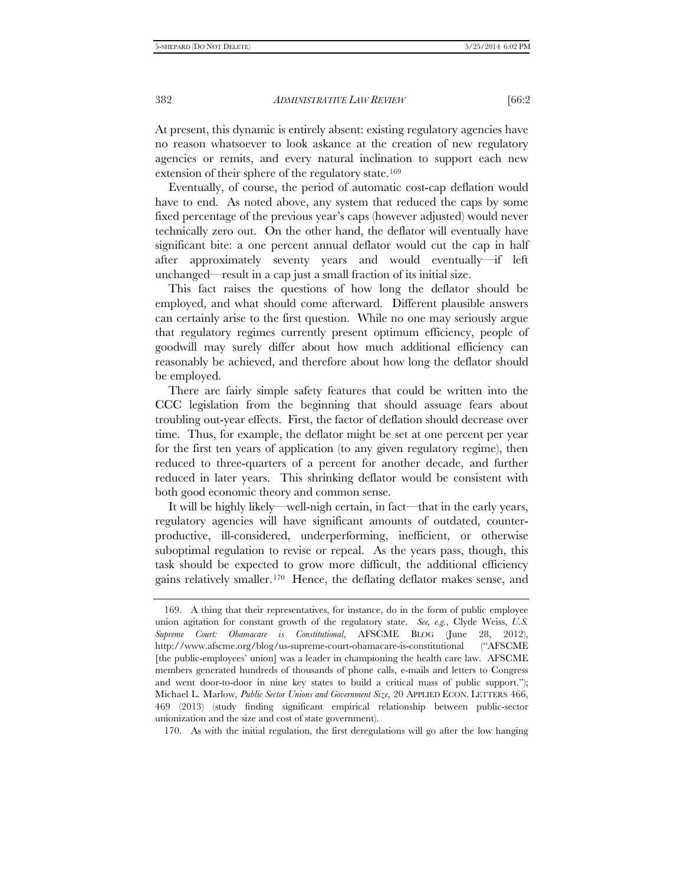At present, this dynamic is entirely absent: existing regulatory agencies have no reason whatsoever to look askance at the creation of new regulatory agencies or remits, and every natural inclination to support each new extension of their sphere of the regulatory state.[169]

Eventually, of course, the period of automatic cost-cap deflation would have to end. As noted above, any system that reduced the caps by some fixed percentage of the previous year's caps (however adjusted) would never technically zero out. On the other hand, the deflator will eventually have significant bite: a one percent annual deflator would cut the cap in half after approximately seventy years and would eventually—if left unchanged—result in a cap just a small fraction of its initial size.

This fact raises the questions of how long the deflator should be employed, and what should come afterward. Different plausible answers can certainly arise to the first question. While no one may seriously argue that regulatory regimes currently present optimum efficiency, people of goodwill may surely differ about how much additional efficiency can reasonably be achieved, and therefore about how long the deflator should be employed.

There are fairly simple safety features that could be written into the CCC legislation from the beginning that should assuage fears about troubling out-year effects. First, the factor of deflation should decrease over time. Thus, for example, the deflator might be set at one percent per year for the first ten years of application (to any given regulatory regime), then reduced to three-quarters of a percent for another decade, and further reduced in later years. This shrinking deflator would be consistent with both good economic theory and common sense.

It will be highly likely—well-nigh certain, in fact—that in the early years, regulatory agencies will have significant amounts of outdated, counter-productive, ill-considered, underperforming, inefficient, or otherwise suboptimal regulation to revise or repeal. As the years pass, though, this task should be expected to grow more difficult, the additional efficiency gains relatively smaller.[170] Hence, the deflating deflator makes sense, and

---

169. A thing that their representatives, for instance, do in the form of public employee union agitation for constant growth of the regulatory state. *See, e.g.*, Clyde Weiss, *U.S. Supreme Court: Obamacare is Constitutional*, AFSCME BLOG (June 28, 2012), http://www.afscme.org/blog/us-supreme-court-obamacare-is-constitutional ("AFSCME [the public-employees' union] was a leader in championing the health care law. AFSCME members generated hundreds of thousands of phone calls, e-mails and letters to Congress and went door-to-door in nine key states to build a critical mass of public support."); Michael L. Marlow, *Public Sector Unions and Government Size*, 20 APPLIED ECON. LETTERS 466, 469 (2013) (study finding significant empirical relationship between public-sector unionization and the size and cost of state government).

170. As with the initial regulation, the first deregulations will go after the low hanging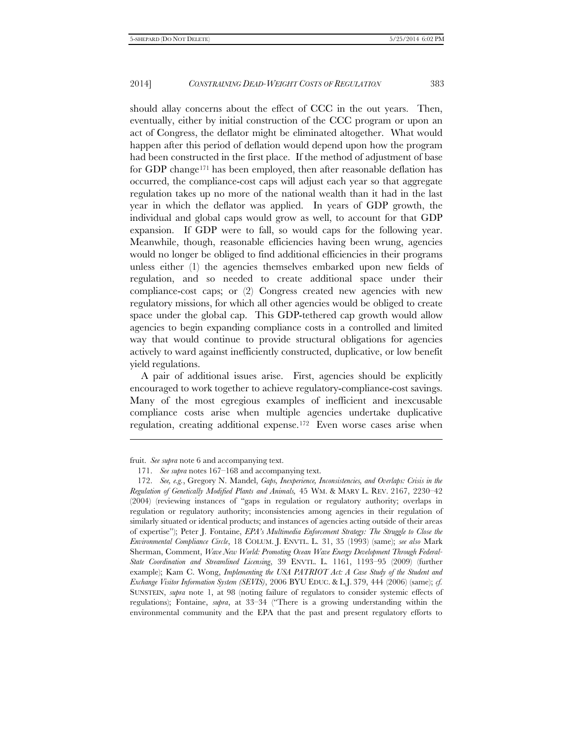should allay concerns about the effect of CCC in the out years. Then, eventually, either by initial construction of the CCC program or upon an act of Congress, the deflator might be eliminated altogether. What would happen after this period of deflation would depend upon how the program had been constructed in the first place. If the method of adjustment of base for GDP change[171] has been employed, then after reasonable deflation has occurred, the compliance-cost caps will adjust each year so that aggregate regulation takes up no more of the national wealth than it had in the last year in which the deflator was applied. In years of GDP growth, the individual and global caps would grow as well, to account for that GDP expansion. If GDP were to fall, so would caps for the following year. Meanwhile, though, reasonable efficiencies having been wrung, agencies would no longer be obliged to find additional efficiencies in their programs unless either (1) the agencies themselves embarked upon new fields of regulation, and so needed to create additional space under their compliance-cost caps; or (2) Congress created new agencies with new regulatory missions, for which all other agencies would be obliged to create space under the global cap. This GDP-tethered cap growth would allow agencies to begin expanding compliance costs in a controlled and limited way that would continue to provide structural obligations for agencies actively to ward against inefficiently constructed, duplicative, or low benefit yield regulations.

A pair of additional issues arise. First, agencies should be explicitly encouraged to work together to achieve regulatory-compliance-cost savings. Many of the most egregious examples of inefficient and inexcusable compliance costs arise when multiple agencies undertake duplicative regulation, creating additional expense.[172] Even worse cases arise when

---

fruit. *See supra* note 6 and accompanying text.

171. *See supra* notes 167–168 and accompanying text.

172. *See, e.g.*, Gregory N. Mandel, *Gaps, Inexperience, Inconsistencies, and Overlaps: Crisis in the Regulation of Genetically Modified Plants and Animals,* 45 WM. & MARY L. REV. 2167, 2230–42 (2004) (reviewing instances of "gaps in regulation or regulatory authority; overlaps in regulation or regulatory authority; inconsistencies among agencies in their regulation of similarly situated or identical products; and instances of agencies acting outside of their areas of expertise"); Peter J. Fontaine, *EPA's Multimedia Enforcement Strategy: The Struggle to Close the Environmental Compliance Circle*, 18 COLUM. J. ENVTL. L. 31, 35 (1993) (same); *see also* Mark Sherman, Comment, *Wave New World: Promoting Ocean Wave Energy Development Through Federal-State Coordination and Streamlined Licensing*, 39 ENVTL. L. 1161, 1193–95 (2009) (further example); Kam C. Wong, *Implementing the USA PATRIOT Act: A Case Study of the Student and Exchange Visitor Information System (SEVIS)*, 2006 BYU EDUC. & L.J. 379, 444 (2006) (same); *cf.* SUNSTEIN, *supra* note 1, at 98 (noting failure of regulators to consider systemic effects of regulations); Fontaine, *supra*, at 33–34 ("There is a growing understanding within the environmental community and the EPA that the past and present regulatory efforts to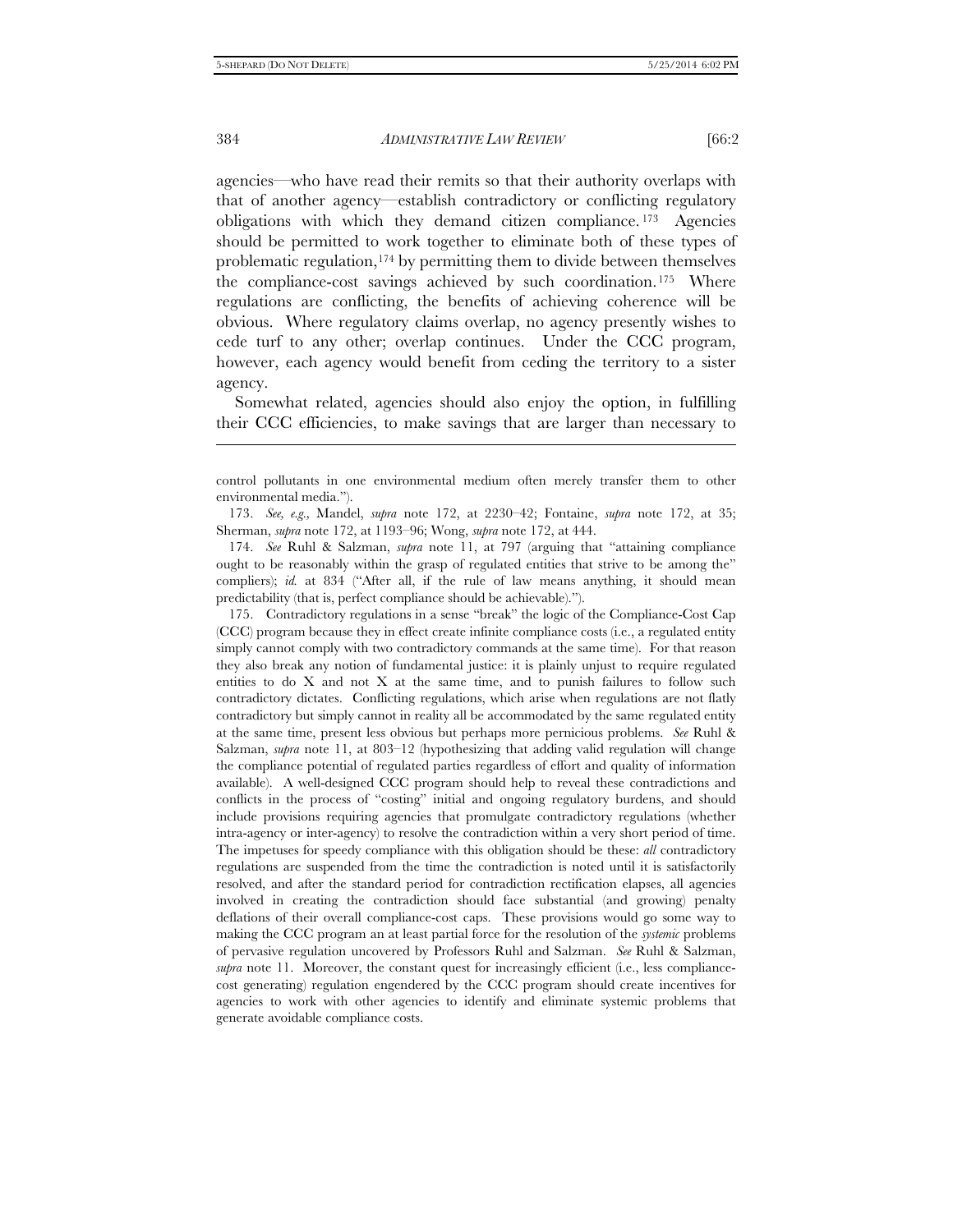agencies—who have read their remits so that their authority overlaps with that of another agency—establish contradictory or conflicting regulatory obligations with which they demand citizen compliance.[173] Agencies should be permitted to work together to eliminate both of these types of problematic regulation,[174] by permitting them to divide between themselves the compliance-cost savings achieved by such coordination.[175] Where regulations are conflicting, the benefits of achieving coherence will be obvious. Where regulatory claims overlap, no agency presently wishes to cede turf to any other; overlap continues. Under the CCC program, however, each agency would benefit from ceding the territory to a sister agency.

Somewhat related, agencies should also enjoy the option, in fulfilling their CCC efficiencies, to make savings that are larger than necessary to

---

control pollutants in one environmental medium often merely transfer them to other environmental media.").

173. *See, e.g.*, Mandel, *supra* note 172, at 2230–42; Fontaine, *supra* note 172, at 35; Sherman, *supra* note 172, at 1193–96; Wong, *supra* note 172, at 444.

174. *See* Ruhl & Salzman, *supra* note 11, at 797 (arguing that "attaining compliance ought to be reasonably within the grasp of regulated entities that strive to be among the" compliers); *id.* at 834 ("After all, if the rule of law means anything, it should mean predictability (that is, perfect compliance should be achievable).").

175. Contradictory regulations in a sense "break" the logic of the Compliance-Cost Cap (CCC) program because they in effect create infinite compliance costs (i.e., a regulated entity simply cannot comply with two contradictory commands at the same time). For that reason they also break any notion of fundamental justice: it is plainly unjust to require regulated entities to do X and not X at the same time, and to punish failures to follow such contradictory dictates. Conflicting regulations, which arise when regulations are not flatly contradictory but simply cannot in reality all be accommodated by the same regulated entity at the same time, present less obvious but perhaps more pernicious problems. *See* Ruhl & Salzman, *supra* note 11, at 803–12 (hypothesizing that adding valid regulation will change the compliance potential of regulated parties regardless of effort and quality of information available). A well-designed CCC program should help to reveal these contradictions and conflicts in the process of "costing" initial and ongoing regulatory burdens, and should include provisions requiring agencies that promulgate contradictory regulations (whether intra-agency or inter-agency) to resolve the contradiction within a very short period of time. The impetuses for speedy compliance with this obligation should be these: *all* contradictory regulations are suspended from the time the contradiction is noted until it is satisfactorily resolved, and after the standard period for contradiction rectification elapses, all agencies involved in creating the contradiction should face substantial (and growing) penalty deflations of their overall compliance-cost caps. These provisions would go some way to making the CCC program an at least partial force for the resolution of the *systemic* problems of pervasive regulation uncovered by Professors Ruhl and Salzman. *See* Ruhl & Salzman, *supra* note 11. Moreover, the constant quest for increasingly efficient (i.e., less compliance-cost generating) regulation engendered by the CCC program should create incentives for agencies to work with other agencies to identify and eliminate systemic problems that generate avoidable compliance costs.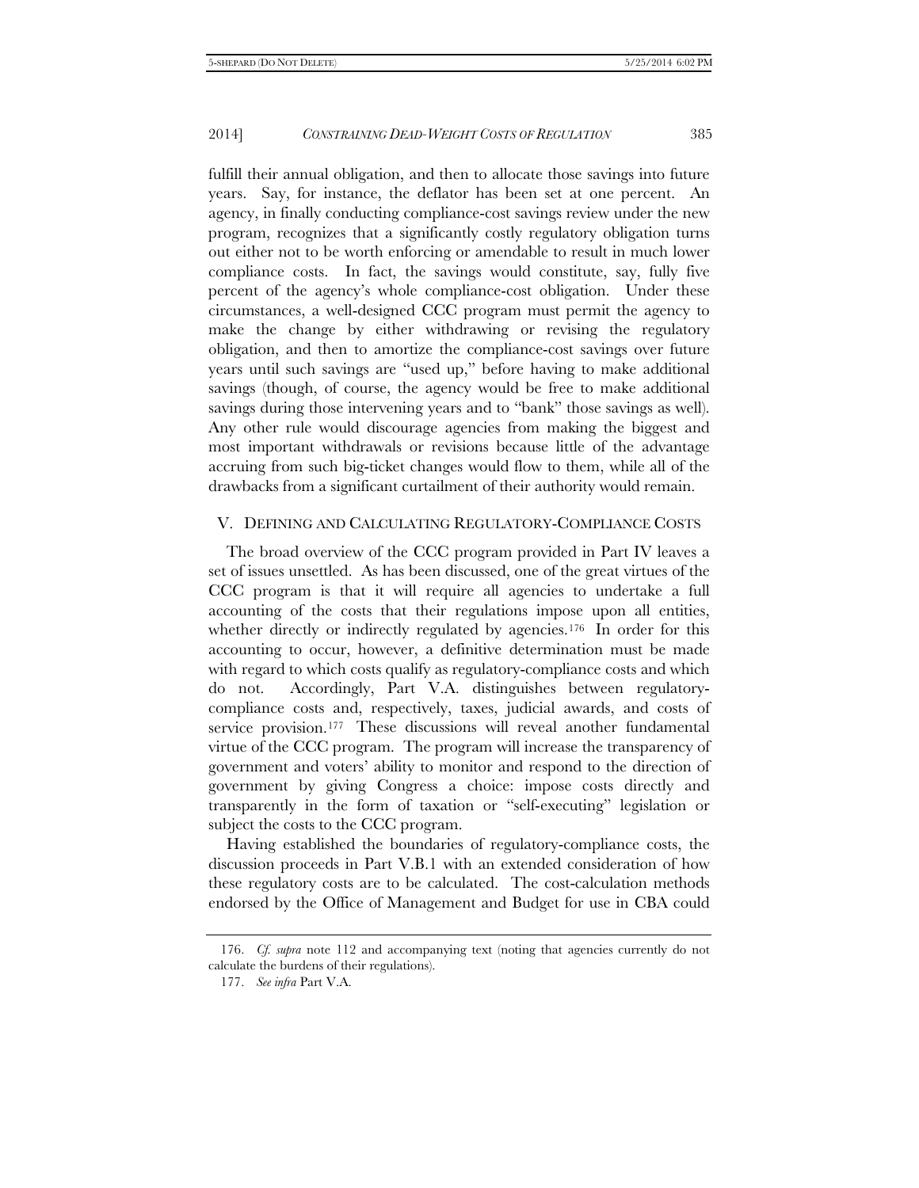fulfill their annual obligation, and then to allocate those savings into future years. Say, for instance, the deflator has been set at one percent. An agency, in finally conducting compliance-cost savings review under the new program, recognizes that a significantly costly regulatory obligation turns out either not to be worth enforcing or amendable to result in much lower compliance costs. In fact, the savings would constitute, say, fully five percent of the agency's whole compliance-cost obligation. Under these circumstances, a well-designed CCC program must permit the agency to make the change by either withdrawing or revising the regulatory obligation, and then to amortize the compliance-cost savings over future years until such savings are "used up," before having to make additional savings (though, of course, the agency would be free to make additional savings during those intervening years and to "bank" those savings as well). Any other rule would discourage agencies from making the biggest and most important withdrawals or revisions because little of the advantage accruing from such big-ticket changes would flow to them, while all of the drawbacks from a significant curtailment of their authority would remain.

## V. Defining and Calculating Regulatory-Compliance Costs

The broad overview of the CCC program provided in Part IV leaves a set of issues unsettled. As has been discussed, one of the great virtues of the CCC program is that it will require all agencies to undertake a full accounting of the costs that their regulations impose upon all entities, whether directly or indirectly regulated by agencies.[176] In order for this accounting to occur, however, a definitive determination must be made with regard to which costs qualify as regulatory-compliance costs and which do not. Accordingly, Part V.A. distinguishes between regulatory-compliance costs and, respectively, taxes, judicial awards, and costs of service provision.[177] These discussions will reveal another fundamental virtue of the CCC program. The program will increase the transparency of government and voters' ability to monitor and respond to the direction of government by giving Congress a choice: impose costs directly and transparently in the form of taxation or "self-executing" legislation or subject the costs to the CCC program.

Having established the boundaries of regulatory-compliance costs, the discussion proceeds in Part V.B.1 with an extended consideration of how these regulatory costs are to be calculated. The cost-calculation methods endorsed by the Office of Management and Budget for use in CBA could

---

176. *Cf. supra* note 112 and accompanying text (noting that agencies currently do not calculate the burdens of their regulations).

177. *See infra* Part V.A.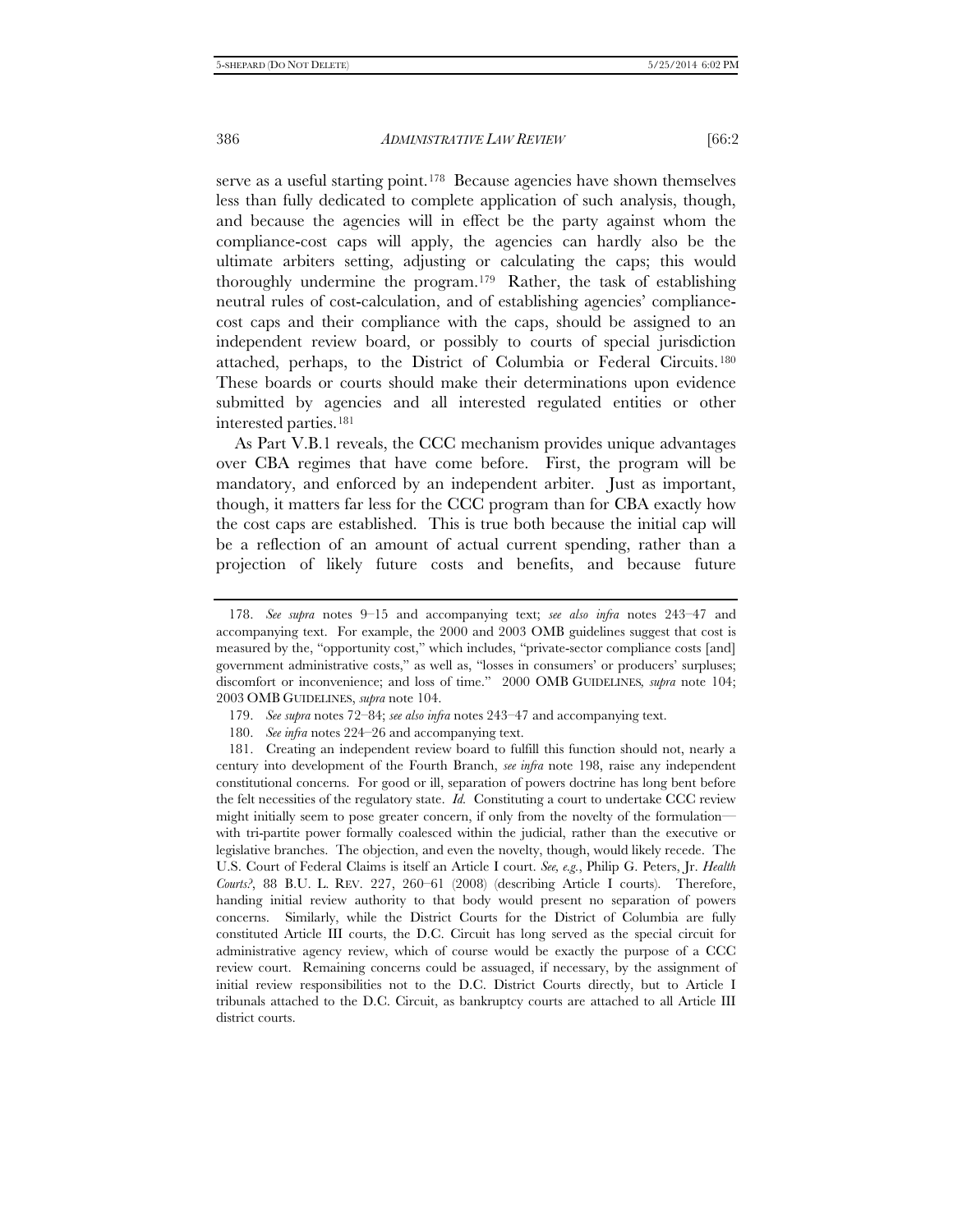serve as a useful starting point.[178] Because agencies have shown themselves less than fully dedicated to complete application of such analysis, though, and because the agencies will in effect be the party against whom the compliance-cost caps will apply, the agencies can hardly also be the ultimate arbiters setting, adjusting or calculating the caps; this would thoroughly undermine the program.[179] Rather, the task of establishing neutral rules of cost-calculation, and of establishing agencies' compliance-cost caps and their compliance with the caps, should be assigned to an independent review board, or possibly to courts of special jurisdiction attached, perhaps, to the District of Columbia or Federal Circuits.[180] These boards or courts should make their determinations upon evidence submitted by agencies and all interested regulated entities or other interested parties.[181]

As Part V.B.1 reveals, the CCC mechanism provides unique advantages over CBA regimes that have come before. First, the program will be mandatory, and enforced by an independent arbiter. Just as important, though, it matters far less for the CCC program than for CBA exactly how the cost caps are established. This is true both because the initial cap will be a reflection of an amount of actual current spending, rather than a projection of likely future costs and benefits, and because future

---

178. *See supra* notes 9–15 and accompanying text; *see also infra* notes 243–47 and accompanying text. For example, the 2000 and 2003 OMB guidelines suggest that cost is measured by the, "opportunity cost," which includes, "private-sector compliance costs [and] government administrative costs," as well as, "losses in consumers' or producers' surpluses; discomfort or inconvenience; and loss of time." 2000 OMB GUIDELINES, *supra* note 104; 2003 OMB GUIDELINES, *supra* note 104.

179. *See supra* notes 72–84; *see also infra* notes 243–47 and accompanying text.

180. *See infra* notes 224–26 and accompanying text.

181. Creating an independent review board to fulfill this function should not, nearly a century into development of the Fourth Branch, *see infra* note 198, raise any independent constitutional concerns. For good or ill, separation of powers doctrine has long bent before the felt necessities of the regulatory state. *Id.* Constituting a court to undertake CCC review might initially seem to pose greater concern, if only from the novelty of the formulation—with tri-partite power formally coalesced within the judicial, rather than the executive or legislative branches. The objection, and even the novelty, though, would likely recede. The U.S. Court of Federal Claims is itself an Article I court. *See, e.g.*, Philip G. Peters, Jr. *Health Courts?*, 88 B.U. L. REV. 227, 260–61 (2008) (describing Article I courts). Therefore, handing initial review authority to that body would present no separation of powers concerns. Similarly, while the District Courts for the District of Columbia are fully constituted Article III courts, the D.C. Circuit has long served as the special circuit for administrative agency review, which of course would be exactly the purpose of a CCC review court. Remaining concerns could be assuaged, if necessary, by the assignment of initial review responsibilities not to the D.C. District Courts directly, but to Article I tribunals attached to the D.C. Circuit, as bankruptcy courts are attached to all Article III district courts.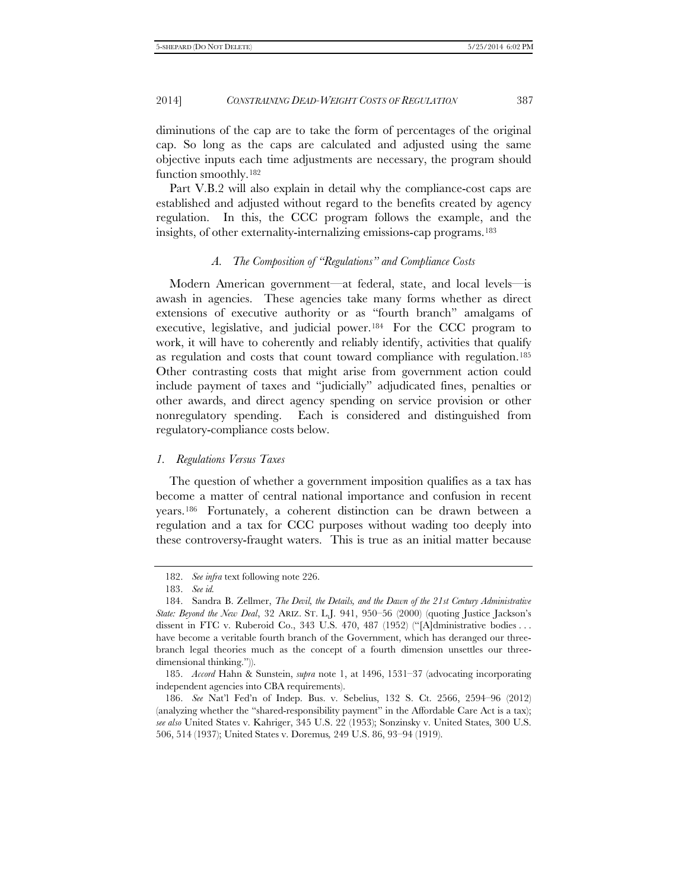diminutions of the cap are to take the form of percentages of the original cap. So long as the caps are calculated and adjusted using the same objective inputs each time adjustments are necessary, the program should function smoothly.[182]

Part V.B.2 will also explain in detail why the compliance-cost caps are established and adjusted without regard to the benefits created by agency regulation. In this, the CCC program follows the example, and the insights, of other externality-internalizing emissions-cap programs.[183]

### *A. The Composition of "Regulations" and Compliance Costs*

Modern American government—at federal, state, and local levels—is awash in agencies. These agencies take many forms whether as direct extensions of executive authority or as "fourth branch" amalgams of executive, legislative, and judicial power.[184] For the CCC program to work, it will have to coherently and reliably identify, activities that qualify as regulation and costs that count toward compliance with regulation.[185] Other contrasting costs that might arise from government action could include payment of taxes and "judicially" adjudicated fines, penalties or other awards, and direct agency spending on service provision or other nonregulatory spending. Each is considered and distinguished from regulatory-compliance costs below.

#### *1. Regulations Versus Taxes*

The question of whether a government imposition qualifies as a tax has become a matter of central national importance and confusion in recent years.[186] Fortunately, a coherent distinction can be drawn between a regulation and a tax for CCC purposes without wading too deeply into these controversy-fraught waters. This is true as an initial matter because

---

182. *See infra* text following note 226.

183. *See id.*

184. Sandra B. Zellmer, *The Devil, the Details, and the Dawn of the 21st Century Administrative State: Beyond the New Deal*, 32 ARIZ. ST. L.J. 941, 950–56 (2000) (quoting Justice Jackson's dissent in FTC v. Ruberoid Co., 343 U.S. 470, 487 (1952) ("[A]dministrative bodies . . . have become a veritable fourth branch of the Government, which has deranged our three-branch legal theories much as the concept of a fourth dimension unsettles our three-dimensional thinking.")).

185. *Accord* Hahn & Sunstein, *supra* note 1, at 1496, 1531–37 (advocating incorporating independent agencies into CBA requirements).

186. *See* Nat'l Fed'n of Indep. Bus. v. Sebelius, 132 S. Ct. 2566, 2594–96 (2012) (analyzing whether the "shared-responsibility payment" in the Affordable Care Act is a tax); *see also* United States v. Kahriger, 345 U.S. 22 (1953); Sonzinsky v. United States, 300 U.S. 506, 514 (1937); United States v. Doremus, 249 U.S. 86, 93–94 (1919).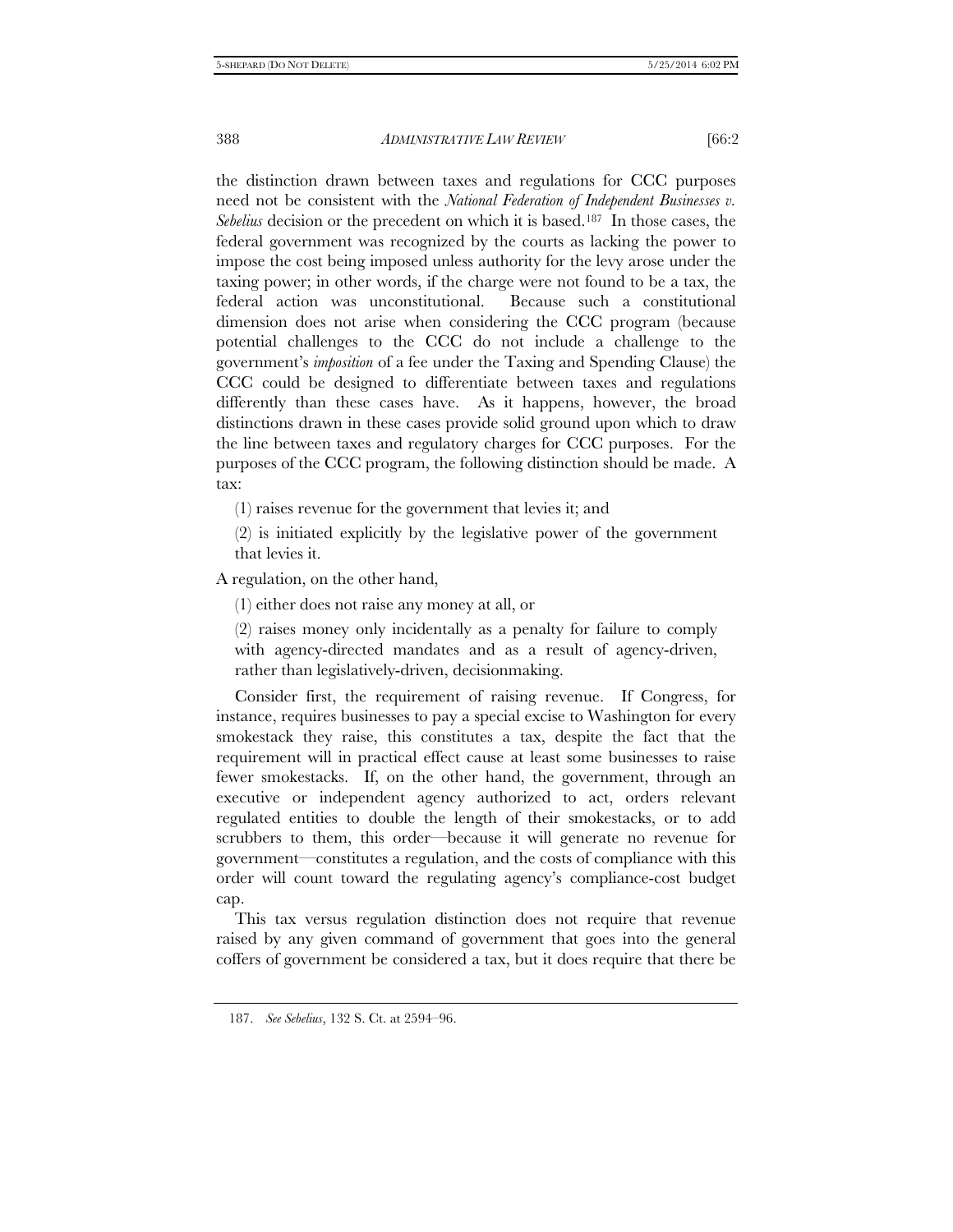the distinction drawn between taxes and regulations for CCC purposes need not be consistent with the *National Federation of Independent Businesses v. Sebelius* decision or the precedent on which it is based.[187] In those cases, the federal government was recognized by the courts as lacking the power to impose the cost being imposed unless authority for the levy arose under the taxing power; in other words, if the charge were not found to be a tax, the federal action was unconstitutional. Because such a constitutional dimension does not arise when considering the CCC program (because potential challenges to the CCC do not include a challenge to the government's *imposition* of a fee under the Taxing and Spending Clause) the CCC could be designed to differentiate between taxes and regulations differently than these cases have. As it happens, however, the broad distinctions drawn in these cases provide solid ground upon which to draw the line between taxes and regulatory charges for CCC purposes. For the purposes of the CCC program, the following distinction should be made. A tax:

(1) raises revenue for the government that levies it; and

(2) is initiated explicitly by the legislative power of the government that levies it.

A regulation, on the other hand,

(1) either does not raise any money at all, or

(2) raises money only incidentally as a penalty for failure to comply with agency-directed mandates and as a result of agency-driven, rather than legislatively-driven, decisionmaking.

Consider first, the requirement of raising revenue. If Congress, for instance, requires businesses to pay a special excise to Washington for every smokestack they raise, this constitutes a tax, despite the fact that the requirement will in practical effect cause at least some businesses to raise fewer smokestacks. If, on the other hand, the government, through an executive or independent agency authorized to act, orders relevant regulated entities to double the length of their smokestacks, or to add scrubbers to them, this order—because it will generate no revenue for government—constitutes a regulation, and the costs of compliance with this order will count toward the regulating agency's compliance-cost budget cap.

This tax versus regulation distinction does not require that revenue raised by any given command of government that goes into the general coffers of government be considered a tax, but it does require that there be

187. *See Sebelius*, 132 S. Ct. at 2594–96.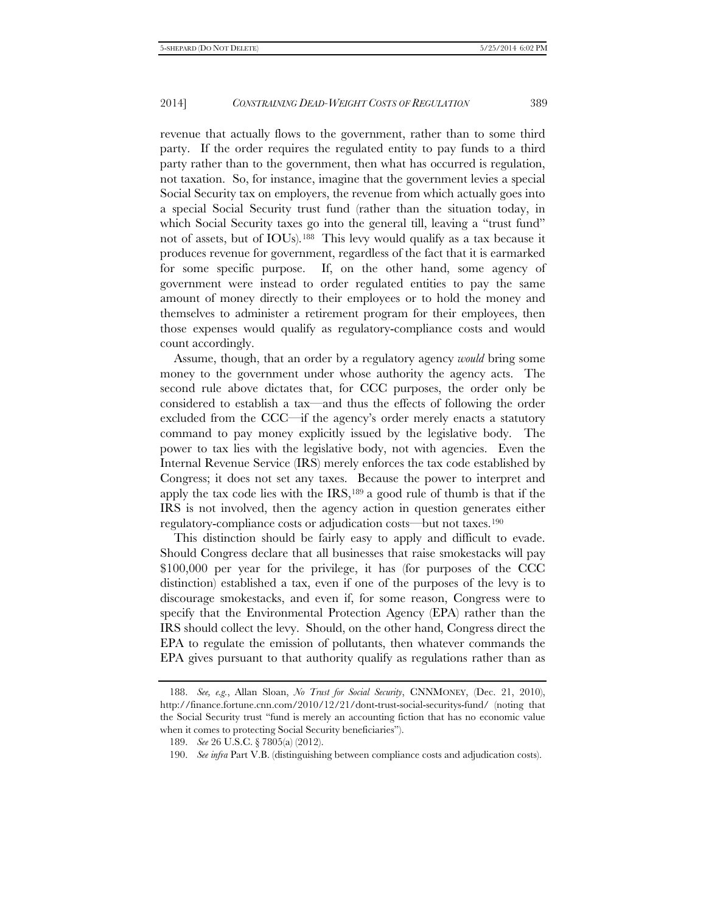revenue that actually flows to the government, rather than to some third party. If the order requires the regulated entity to pay funds to a third party rather than to the government, then what has occurred is regulation, not taxation. So, for instance, imagine that the government levies a special Social Security tax on employers, the revenue from which actually goes into a special Social Security trust fund (rather than the situation today, in which Social Security taxes go into the general till, leaving a "trust fund" not of assets, but of IOUs).[188] This levy would qualify as a tax because it produces revenue for government, regardless of the fact that it is earmarked for some specific purpose. If, on the other hand, some agency of government were instead to order regulated entities to pay the same amount of money directly to their employees or to hold the money and themselves to administer a retirement program for their employees, then those expenses would qualify as regulatory-compliance costs and would count accordingly.

Assume, though, that an order by a regulatory agency *would* bring some money to the government under whose authority the agency acts. The second rule above dictates that, for CCC purposes, the order only be considered to establish a tax—and thus the effects of following the order excluded from the CCC—if the agency's order merely enacts a statutory command to pay money explicitly issued by the legislative body. The power to tax lies with the legislative body, not with agencies. Even the Internal Revenue Service (IRS) merely enforces the tax code established by Congress; it does not set any taxes. Because the power to interpret and apply the tax code lies with the IRS,[189] a good rule of thumb is that if the IRS is not involved, then the agency action in question generates either regulatory-compliance costs or adjudication costs—but not taxes.[190]

This distinction should be fairly easy to apply and difficult to evade. Should Congress declare that all businesses that raise smokestacks will pay \$100,000 per year for the privilege, it has (for purposes of the CCC distinction) established a tax, even if one of the purposes of the levy is to discourage smokestacks, and even if, for some reason, Congress were to specify that the Environmental Protection Agency (EPA) rather than the IRS should collect the levy. Should, on the other hand, Congress direct the EPA to regulate the emission of pollutants, then whatever commands the EPA gives pursuant to that authority qualify as regulations rather than as

---

188. *See, e.g.*, Allan Sloan, *No Trust for Social Security*, CNNMONEY, (Dec. 21, 2010), http://finance.fortune.cnn.com/2010/12/21/dont-trust-social-securitys-fund/ (noting that the Social Security trust "fund is merely an accounting fiction that has no economic value when it comes to protecting Social Security beneficiaries").

189. *See* 26 U.S.C. § 7805(a) (2012).

190. *See infra* Part V.B. (distinguishing between compliance costs and adjudication costs).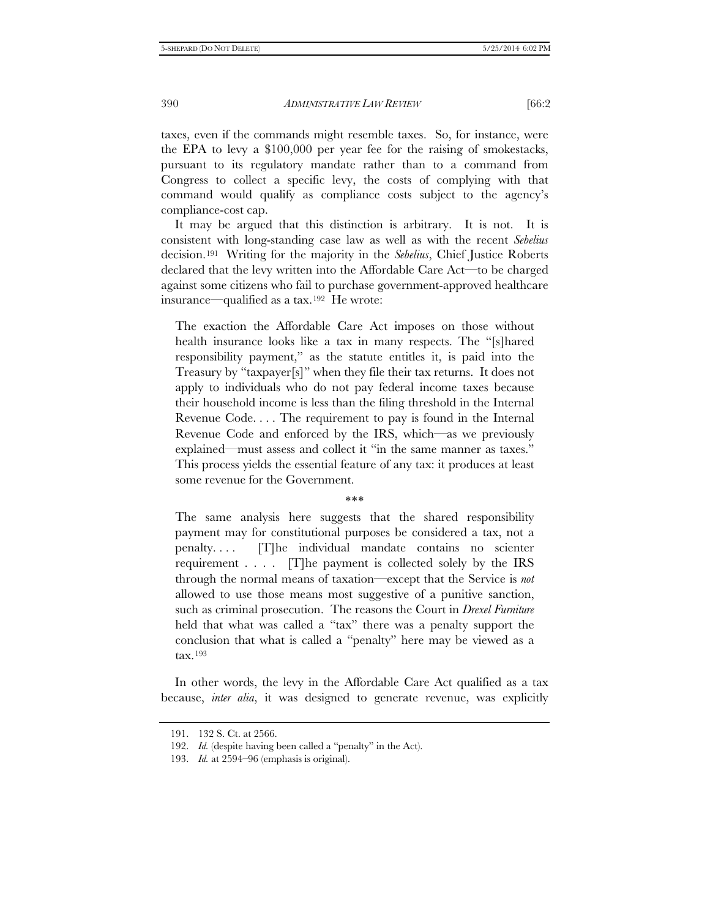taxes, even if the commands might resemble taxes. So, for instance, were the EPA to levy a $100,000 per year fee for the raising of smokestacks, pursuant to its regulatory mandate rather than to a command from Congress to collect a specific levy, the costs of complying with that command would qualify as compliance costs subject to the agency's compliance-cost cap.

It may be argued that this distinction is arbitrary. It is not. It is consistent with long-standing case law as well as with the recent *Sebelius* decision.[191] Writing for the majority in the *Sebelius*, Chief Justice Roberts declared that the levy written into the Affordable Care Act—to be charged against some citizens who fail to purchase government-approved healthcare insurance—qualified as a tax.[192] He wrote:

> The exaction the Affordable Care Act imposes on those without health insurance looks like a tax in many respects. The "[s]hared responsibility payment," as the statute entitles it, is paid into the Treasury by "taxpayer[s]" when they file their tax returns. It does not apply to individuals who do not pay federal income taxes because their household income is less than the filing threshold in the Internal Revenue Code. . . . The requirement to pay is found in the Internal Revenue Code and enforced by the IRS, which—as we previously explained—must assess and collect it "in the same manner as taxes." This process yields the essential feature of any tax: it produces at least some revenue for the Government.
>
> \*\*\*
>
> The same analysis here suggests that the shared responsibility payment may for constitutional purposes be considered a tax, not a penalty. . . . [T]he individual mandate contains no scienter requirement . . . . [T]he payment is collected solely by the IRS through the normal means of taxation—except that the Service is *not* allowed to use those means most suggestive of a punitive sanction, such as criminal prosecution. The reasons the Court in *Drexel Furniture* held that what was called a "tax" there was a penalty support the conclusion that what is called a "penalty" here may be viewed as a tax.[193]

In other words, the levy in the Affordable Care Act qualified as a tax because, *inter alia*, it was designed to generate revenue, was explicitly

191. 132 S. Ct. at 2566.

192. *Id.* (despite having been called a "penalty" in the Act).

193. *Id.* at 2594–96 (emphasis is original).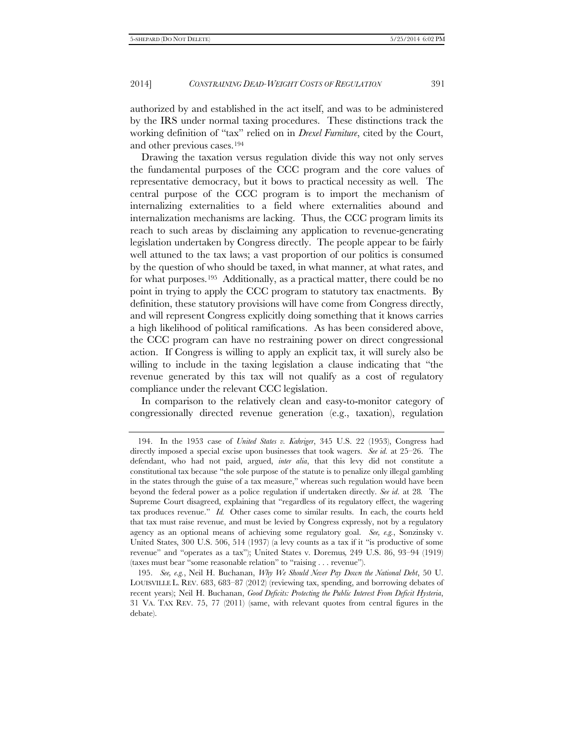authorized by and established in the act itself, and was to be administered by the IRS under normal taxing procedures. These distinctions track the working definition of "tax" relied on in *Drexel Furniture*, cited by the Court, and other previous cases.[194]

Drawing the taxation versus regulation divide this way not only serves the fundamental purposes of the CCC program and the core values of representative democracy, but it bows to practical necessity as well. The central purpose of the CCC program is to import the mechanism of internalizing externalities to a field where externalities abound and internalization mechanisms are lacking. Thus, the CCC program limits its reach to such areas by disclaiming any application to revenue-generating legislation undertaken by Congress directly. The people appear to be fairly well attuned to the tax laws; a vast proportion of our politics is consumed by the question of who should be taxed, in what manner, at what rates, and for what purposes.[195] Additionally, as a practical matter, there could be no point in trying to apply the CCC program to statutory tax enactments. By definition, these statutory provisions will have come from Congress directly, and will represent Congress explicitly doing something that it knows carries a high likelihood of political ramifications. As has been considered above, the CCC program can have no restraining power on direct congressional action. If Congress is willing to apply an explicit tax, it will surely also be willing to include in the taxing legislation a clause indicating that "the revenue generated by this tax will not qualify as a cost of regulatory compliance under the relevant CCC legislation.

In comparison to the relatively clean and easy-to-monitor category of congressionally directed revenue generation (e.g., taxation), regulation

---

194. In the 1953 case of *United States v. Kahriger*, 345 U.S. 22 (1953), Congress had directly imposed a special excise upon businesses that took wagers. *See id.* at 25–26. The defendant, who had not paid, argued, *inter alia*, that this levy did not constitute a constitutional tax because "the sole purpose of the statute is to penalize only illegal gambling in the states through the guise of a tax measure," whereas such regulation would have been beyond the federal power as a police regulation if undertaken directly. *See id*. at 28. The Supreme Court disagreed, explaining that "regardless of its regulatory effect, the wagering tax produces revenue." *Id.* Other cases come to similar results. In each, the courts held that tax must raise revenue, and must be levied by Congress expressly, not by a regulatory agency as an optional means of achieving some regulatory goal. *See, e.g.*, Sonzinsky v. United States, 300 U.S. 506, 514 (1937) (a levy counts as a tax if it "is productive of some revenue" and "operates as a tax"); United States v. Doremus*,* 249 U.S. 86, 93–94 (1919) (taxes must bear "some reasonable relation" to "raising . . . revenue").

195. *See, e.g.*, Neil H. Buchanan, *Why We Should Never Pay Down the National Debt*, 50 U. LOUISVILLE L. REV. 683, 683–87 (2012) (reviewing tax, spending, and borrowing debates of recent years); Neil H. Buchanan, *Good Deficits: Protecting the Public Interest From Deficit Hysteria*, 31 VA. TAX REV. 75, 77 (2011) (same, with relevant quotes from central figures in the debate).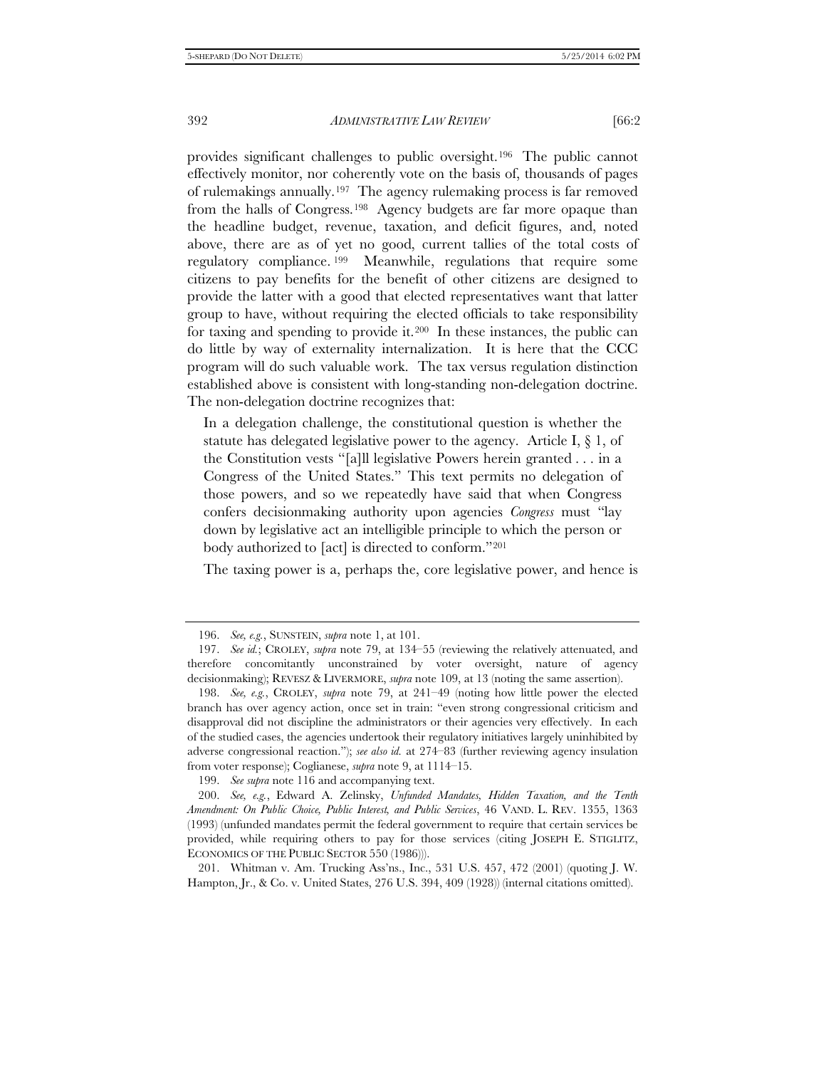provides significant challenges to public oversight.[196] The public cannot effectively monitor, nor coherently vote on the basis of, thousands of pages of rulemakings annually.[197] The agency rulemaking process is far removed from the halls of Congress.[198] Agency budgets are far more opaque than the headline budget, revenue, taxation, and deficit figures, and, noted above, there are as of yet no good, current tallies of the total costs of regulatory compliance.[199] Meanwhile, regulations that require some citizens to pay benefits for the benefit of other citizens are designed to provide the latter with a good that elected representatives want that latter group to have, without requiring the elected officials to take responsibility for taxing and spending to provide it.[200] In these instances, the public can do little by way of externality internalization. It is here that the CCC program will do such valuable work. The tax versus regulation distinction established above is consistent with long-standing non-delegation doctrine. The non-delegation doctrine recognizes that:

> In a delegation challenge, the constitutional question is whether the statute has delegated legislative power to the agency. Article I, § 1, of the Constitution vests "[a]ll legislative Powers herein granted . . . in a Congress of the United States." This text permits no delegation of those powers, and so we repeatedly have said that when Congress confers decisionmaking authority upon agencies *Congress* must "lay down by legislative act an intelligible principle to which the person or body authorized to [act] is directed to conform."[201]

The taxing power is a, perhaps the, core legislative power, and hence is

---

196. *See, e.g.*, SUNSTEIN, *supra* note 1, at 101.

197. *See id.*; CROLEY, *supra* note 79, at 134–55 (reviewing the relatively attenuated, and therefore concomitantly unconstrained by voter oversight, nature of agency decisionmaking); REVESZ & LIVERMORE, *supra* note 109, at 13 (noting the same assertion).

198. *See, e.g.*, CROLEY, *supra* note 79, at 241–49 (noting how little power the elected branch has over agency action, once set in train: "even strong congressional criticism and disapproval did not discipline the administrators or their agencies very effectively. In each of the studied cases, the agencies undertook their regulatory initiatives largely uninhibited by adverse congressional reaction."); *see also id.* at 274–83 (further reviewing agency insulation from voter response); Coglianese, *supra* note 9, at 1114–15.

199. *See supra* note 116 and accompanying text.

200. *See, e.g.*, Edward A. Zelinsky, *Unfunded Mandates, Hidden Taxation, and the Tenth Amendment: On Public Choice, Public Interest, and Public Services*, 46 VAND. L. REV. 1355, 1363 (1993) (unfunded mandates permit the federal government to require that certain services be provided, while requiring others to pay for those services (citing JOSEPH E. STIGLITZ, ECONOMICS OF THE PUBLIC SECTOR 550 (1986))).

201. Whitman v. Am. Trucking Ass'ns., Inc., 531 U.S. 457, 472 (2001) (quoting J. W. Hampton, Jr., & Co. v. United States, 276 U.S. 394, 409 (1928)) (internal citations omitted).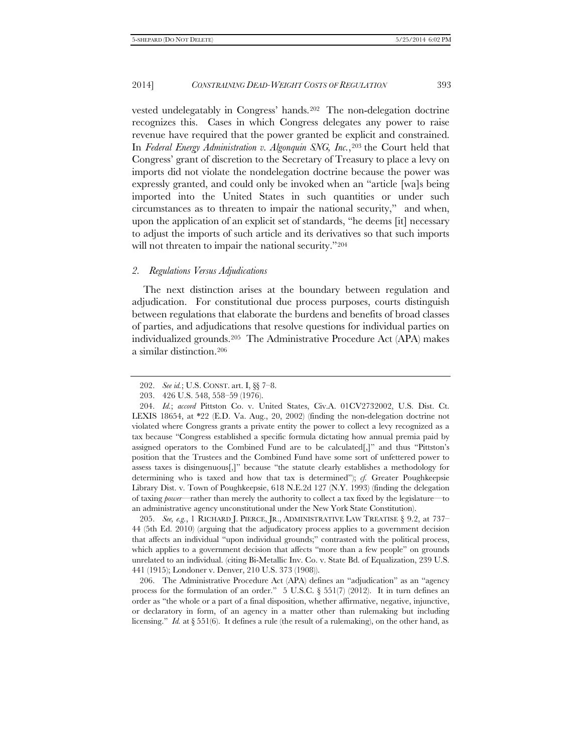vested undelegatably in Congress' hands.[202] The non-delegation doctrine recognizes this. Cases in which Congress delegates any power to raise revenue have required that the power granted be explicit and constrained. In *Federal Energy Administration v. Algonquin SNG, Inc.*,[203] the Court held that Congress' grant of discretion to the Secretary of Treasury to place a levy on imports did not violate the nondelegation doctrine because the power was expressly granted, and could only be invoked when an "article [wa]s being imported into the United States in such quantities or under such circumstances as to threaten to impair the national security," and when, upon the application of an explicit set of standards, "he deems [it] necessary to adjust the imports of such article and its derivatives so that such imports will not threaten to impair the national security."[204]

### *2. Regulations Versus Adjudications*

The next distinction arises at the boundary between regulation and adjudication. For constitutional due process purposes, courts distinguish between regulations that elaborate the burdens and benefits of broad classes of parties, and adjudications that resolve questions for individual parties on individualized grounds.[205] The Administrative Procedure Act (APA) makes a similar distinction.[206]

---

202. *See id.*; U.S. CONST. art. I, §§ 7–8.

203. 426 U.S. 548, 558–59 (1976).

204. *Id.*; *accord* Pittston Co. v. United States, Civ.A. 01CV2732002, U.S. Dist. Ct. LEXIS 18654, at *22 (E.D. Va. Aug., 20, 2002) (finding the non-delegation doctrine not violated where Congress grants a private entity the power to collect a levy recognized as a tax because "Congress established a specific formula dictating how annual premia paid by assigned operators to the Combined Fund are to be calculated[,]" and thus "Pittston's position that the Trustees and the Combined Fund have some sort of unfettered power to assess taxes is disingenuous[,]" because "the statute clearly establishes a methodology for determining who is taxed and how that tax is determined"); *cf.* Greater Poughkeepsie Library Dist. v. Town of Poughkeepsie, 618 N.E.2d 127 (N.Y. 1993) (finding the delegation of taxing *power*—rather than merely the authority to collect a tax fixed by the legislature—to an administrative agency unconstitutional under the New York State Constitution).

205. *See, e.g.*, 1 RICHARD J. PIERCE, JR., ADMINISTRATIVE LAW TREATISE § 9.2, at 737–44 (5th Ed. 2010) (arguing that the adjudicatory process applies to a government decision that affects an individual "upon individual grounds;" contrasted with the political process, which applies to a government decision that affects "more than a few people" on grounds unrelated to an individual. (citing Bi-Metallic Inv. Co. v. State Bd. of Equalization, 239 U.S. 441 (1915); Londoner v. Denver, 210 U.S. 373 (1908)).

206. The Administrative Procedure Act (APA) defines an "adjudication" as an "agency process for the formulation of an order." 5 U.S.C. § 551(7) (2012). It in turn defines an order as "the whole or a part of a final disposition, whether affirmative, negative, injunctive, or declaratory in form, of an agency in a matter other than rulemaking but including licensing." *Id.* at § 551(6). It defines a rule (the result of a rulemaking), on the other hand, as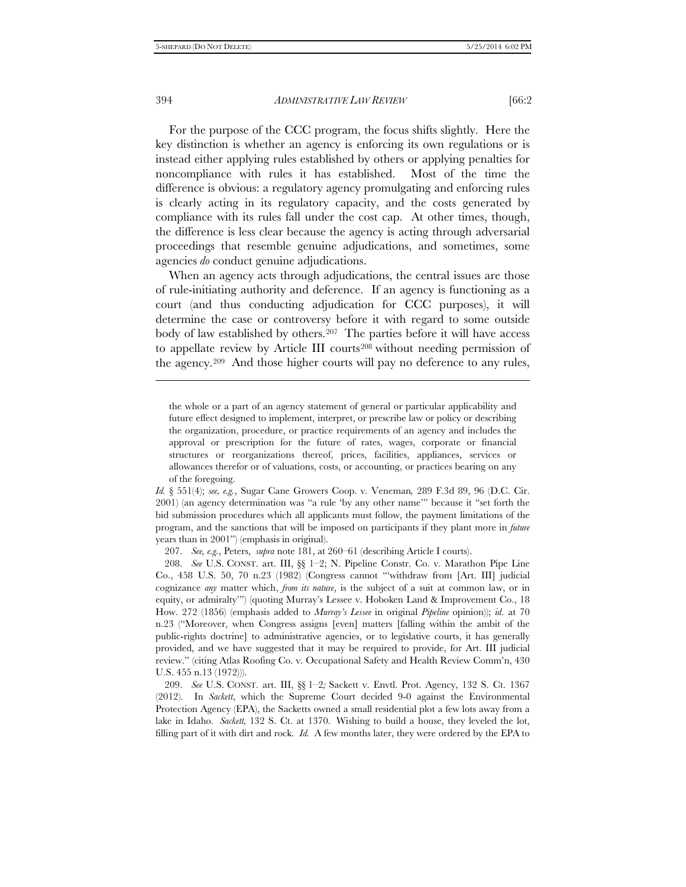For the purpose of the CCC program, the focus shifts slightly. Here the key distinction is whether an agency is enforcing its own regulations or is instead either applying rules established by others or applying penalties for noncompliance with rules it has established. Most of the time the difference is obvious: a regulatory agency promulgating and enforcing rules is clearly acting in its regulatory capacity, and the costs generated by compliance with its rules fall under the cost cap. At other times, though, the difference is less clear because the agency is acting through adversarial proceedings that resemble genuine adjudications, and sometimes, some agencies *do* conduct genuine adjudications.

When an agency acts through adjudications, the central issues are those of rule-initiating authority and deference. If an agency is functioning as a court (and thus conducting adjudication for CCC purposes), it will determine the case or controversy before it with regard to some outside body of law established by others.[207] The parties before it will have access to appellate review by Article III courts[208] without needing permission of the agency.[209] And those higher courts will pay no deference to any rules,

---

the whole or a part of an agency statement of general or particular applicability and future effect designed to implement, interpret, or prescribe law or policy or describing the organization, procedure, or practice requirements of an agency and includes the approval or prescription for the future of rates, wages, corporate or financial structures or reorganizations thereof, prices, facilities, appliances, services or allowances therefor or of valuations, costs, or accounting, or practices bearing on any of the foregoing.

*Id.* § 551(4); *see, e.g.*, Sugar Cane Growers Coop. v. Veneman*,* 289 F.3d 89, 96 (D.C. Cir. 2001) (an agency determination was "a rule 'by any other name'" because it "set forth the bid submission procedures which all applicants must follow, the payment limitations of the program, and the sanctions that will be imposed on participants if they plant more in *future* years than in 2001") (emphasis in original).

207. *See, e.g.*, Peters, *supra* note 181, at 260–61 (describing Article I courts).

208. *See* U.S. CONST. art. III, §§ 1–2; N. Pipeline Constr. Co. v. Marathon Pipe Line Co., 458 U.S. 50, 70 n.23 (1982) (Congress cannot "'withdraw from [Art. III] judicial cognizance *any* matter which, *from its nature*, is the subject of a suit at common law, or in equity, or admiralty'") (quoting Murray's Lessee v. Hoboken Land & Improvement Co., 18 How. 272 (1856) (emphasis added to *Murray's Lessee* in original *Pipeline* opinion)); *id*. at 70 n.23 ("Moreover, when Congress assigns [even] matters [falling within the ambit of the public-rights doctrine] to administrative agencies, or to legislative courts, it has generally provided, and we have suggested that it may be required to provide, for Art. III judicial review." (citing Atlas Roofing Co. v. Occupational Safety and Health Review Comm'n, 430 U.S. 455 n.13 (1972))).

209. *See* U.S. CONST. art. III, §§ 1–2*;* Sackett v. Envtl. Prot. Agency, 132 S. Ct. 1367 (2012). In *Sackett*, which the Supreme Court decided 9-0 against the Environmental Protection Agency (EPA), the Sacketts owned a small residential plot a few lots away from a lake in Idaho. *Sackett,* 132 S. Ct. at 1370. Wishing to build a house, they leveled the lot, filling part of it with dirt and rock. *Id.* A few months later, they were ordered by the EPA to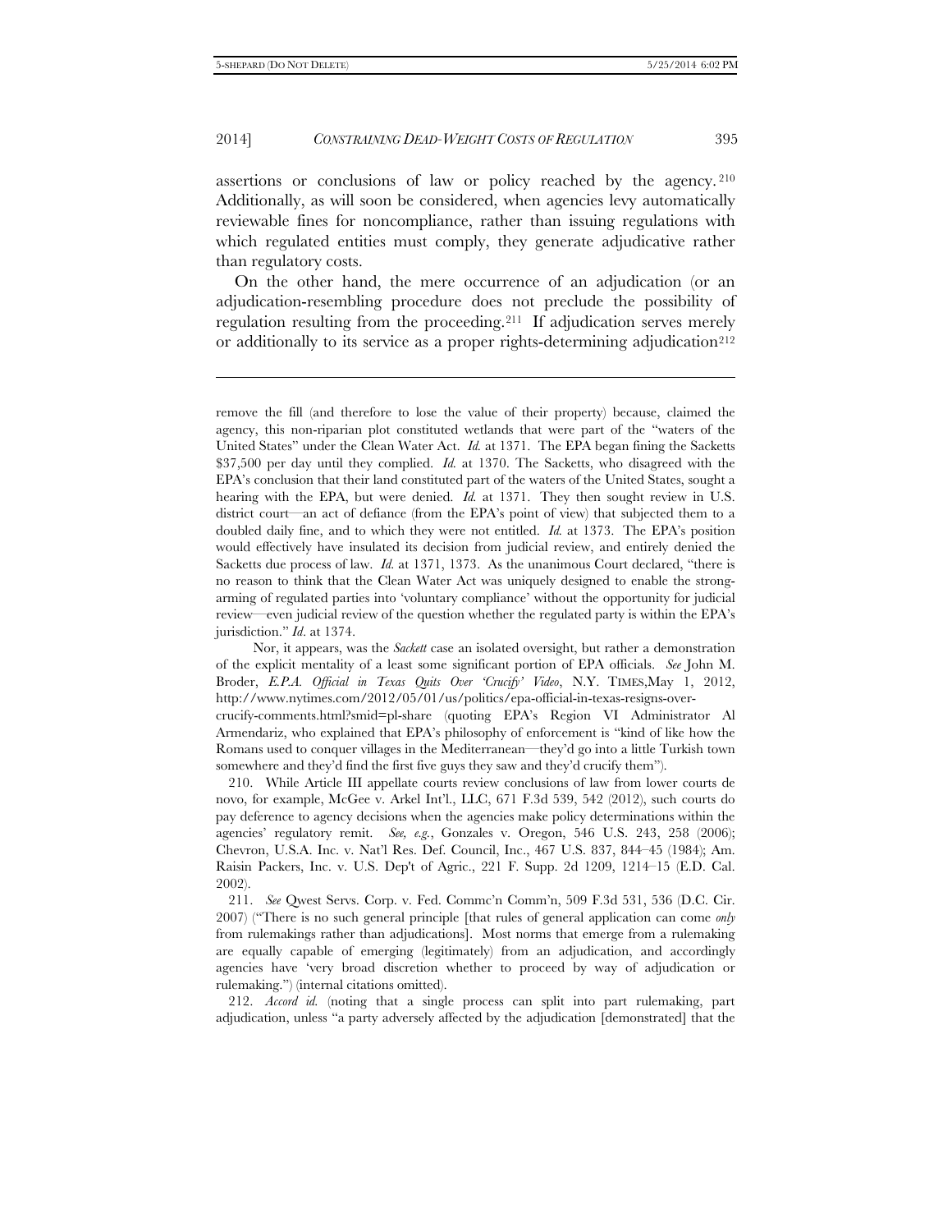assertions or conclusions of law or policy reached by the agency.[210] Additionally, as will soon be considered, when agencies levy automatically reviewable fines for noncompliance, rather than issuing regulations with which regulated entities must comply, they generate adjudicative rather than regulatory costs.

On the other hand, the mere occurrence of an adjudication (or an adjudication-resembling procedure does not preclude the possibility of regulation resulting from the proceeding.[211] If adjudication serves merely or additionally to its service as a proper rights-determining adjudication[212]

---

remove the fill (and therefore to lose the value of their property) because, claimed the agency, this non-riparian plot constituted wetlands that were part of the "waters of the United States" under the Clean Water Act. *Id.* at 1371. The EPA began fining the Sacketts $37,500 per day until they complied. *Id.* at 1370. The Sacketts, who disagreed with the EPA's conclusion that their land constituted part of the waters of the United States, sought a hearing with the EPA, but were denied. *Id.* at 1371. They then sought review in U.S. district court—an act of defiance (from the EPA's point of view) that subjected them to a doubled daily fine, and to which they were not entitled. *Id.* at 1373. The EPA's position would effectively have insulated its decision from judicial review, and entirely denied the Sacketts due process of law. *Id.* at 1371, 1373. As the unanimous Court declared, "there is no reason to think that the Clean Water Act was uniquely designed to enable the strong-arming of regulated parties into 'voluntary compliance' without the opportunity for judicial review—even judicial review of the question whether the regulated party is within the EPA's jurisdiction." *Id*. at 1374.

Nor, it appears, was the *Sackett* case an isolated oversight, but rather a demonstration of the explicit mentality of a least some significant portion of EPA officials. *See* John M. Broder, *E.P.A. Official in Texas Quits Over 'Crucify' Video*, N.Y. TIMES,May 1, 2012, http://www.nytimes.com/2012/05/01/us/politics/epa-official-in-texas-resigns-over-crucify-comments.html?smid=pl-share (quoting EPA's Region VI Administrator Al Armendariz, who explained that EPA's philosophy of enforcement is "kind of like how the Romans used to conquer villages in the Mediterranean—they'd go into a little Turkish town somewhere and they'd find the first five guys they saw and they'd crucify them").

210. While Article III appellate courts review conclusions of law from lower courts de novo, for example, McGee v. Arkel Int'l., LLC, 671 F.3d 539, 542 (2012), such courts do pay deference to agency decisions when the agencies make policy determinations within the agencies' regulatory remit. *See, e.g.*, Gonzales v. Oregon, 546 U.S. 243, 258 (2006); Chevron, U.S.A. Inc. v. Nat'l Res. Def. Council, Inc., 467 U.S. 837, 844–45 (1984); Am. Raisin Packers, Inc. v. U.S. Dep't of Agric., 221 F. Supp. 2d 1209, 1214–15 (E.D. Cal. 2002).

211. *See* Qwest Servs. Corp. v. Fed. Commc'n Comm'n, 509 F.3d 531, 536 (D.C. Cir. 2007) ("There is no such general principle [that rules of general application can come *only* from rulemakings rather than adjudications]. Most norms that emerge from a rulemaking are equally capable of emerging (legitimately) from an adjudication, and accordingly agencies have 'very broad discretion whether to proceed by way of adjudication or rulemaking.") (internal citations omitted).

212. *Accord id.* (noting that a single process can split into part rulemaking, part adjudication, unless "a party adversely affected by the adjudication [demonstrated] that the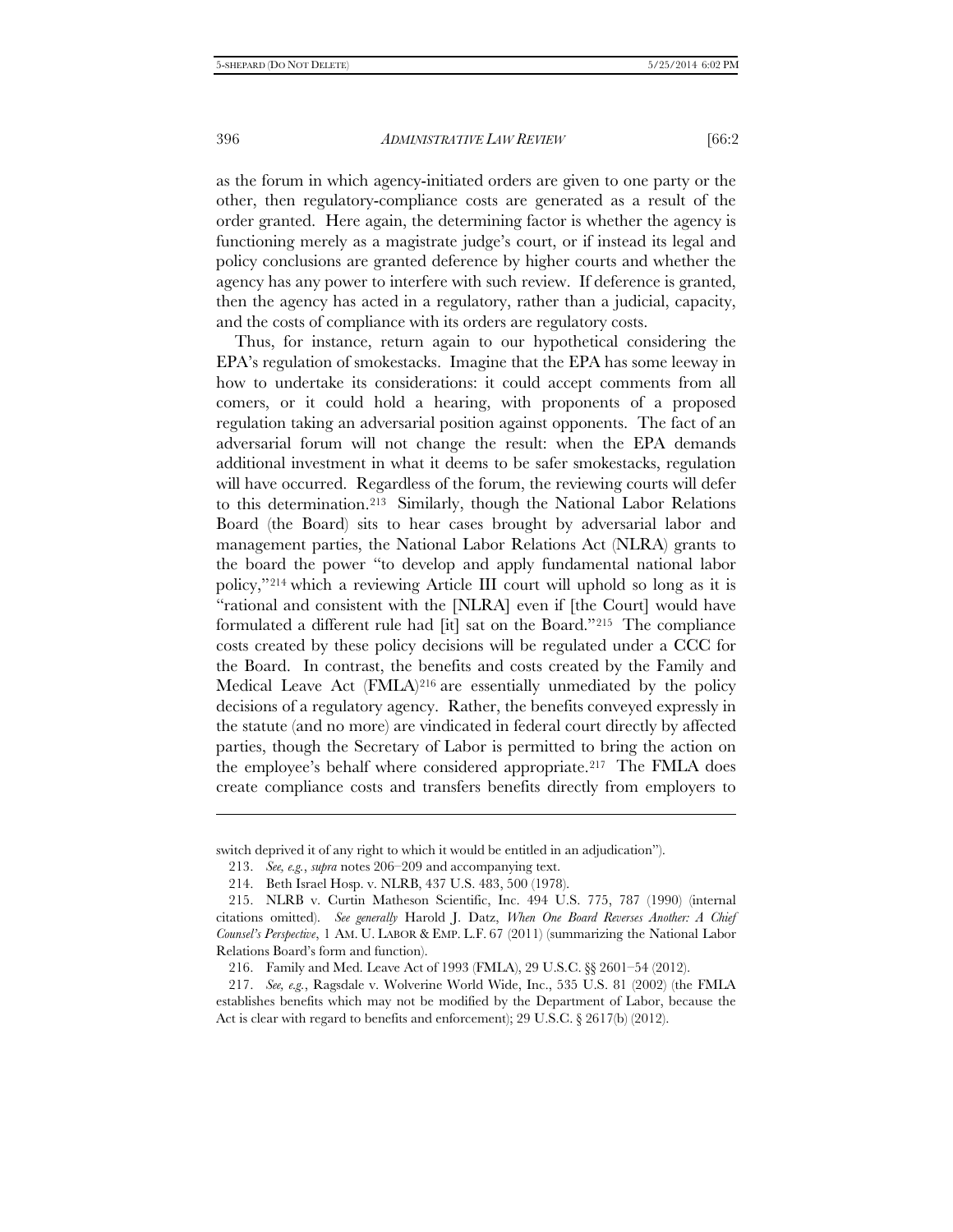as the forum in which agency-initiated orders are given to one party or the other, then regulatory-compliance costs are generated as a result of the order granted. Here again, the determining factor is whether the agency is functioning merely as a magistrate judge's court, or if instead its legal and policy conclusions are granted deference by higher courts and whether the agency has any power to interfere with such review. If deference is granted, then the agency has acted in a regulatory, rather than a judicial, capacity, and the costs of compliance with its orders are regulatory costs.

Thus, for instance, return again to our hypothetical considering the EPA's regulation of smokestacks. Imagine that the EPA has some leeway in how to undertake its considerations: it could accept comments from all comers, or it could hold a hearing, with proponents of a proposed regulation taking an adversarial position against opponents. The fact of an adversarial forum will not change the result: when the EPA demands additional investment in what it deems to be safer smokestacks, regulation will have occurred. Regardless of the forum, the reviewing courts will defer to this determination.[213] Similarly, though the National Labor Relations Board (the Board) sits to hear cases brought by adversarial labor and management parties, the National Labor Relations Act (NLRA) grants to the board the power "to develop and apply fundamental national labor policy,"[214] which a reviewing Article III court will uphold so long as it is "rational and consistent with the [NLRA] even if [the Court] would have formulated a different rule had [it] sat on the Board."[215] The compliance costs created by these policy decisions will be regulated under a CCC for the Board. In contrast, the benefits and costs created by the Family and Medical Leave Act (FMLA)[216] are essentially unmediated by the policy decisions of a regulatory agency. Rather, the benefits conveyed expressly in the statute (and no more) are vindicated in federal court directly by affected parties, though the Secretary of Labor is permitted to bring the action on the employee's behalf where considered appropriate.[217] The FMLA does create compliance costs and transfers benefits directly from employers to

---

switch deprived it of any right to which it would be entitled in an adjudication").

213. *See, e.g.*, *supra* notes 206–209 and accompanying text.

214. Beth Israel Hosp. v. NLRB, 437 U.S. 483, 500 (1978).

215. NLRB v. Curtin Matheson Scientific, Inc. 494 U.S. 775, 787 (1990) (internal citations omitted). *See generally* Harold J. Datz, *When One Board Reverses Another: A Chief Counsel's Perspective*, 1 AM. U. LABOR & EMP. L.F. 67 (2011) (summarizing the National Labor Relations Board's form and function).

216. Family and Med. Leave Act of 1993 (FMLA), 29 U.S.C. §§ 2601–54 (2012).

217. *See, e.g.*, Ragsdale v. Wolverine World Wide, Inc., 535 U.S. 81 (2002) (the FMLA establishes benefits which may not be modified by the Department of Labor, because the Act is clear with regard to benefits and enforcement); 29 U.S.C. § 2617(b) (2012).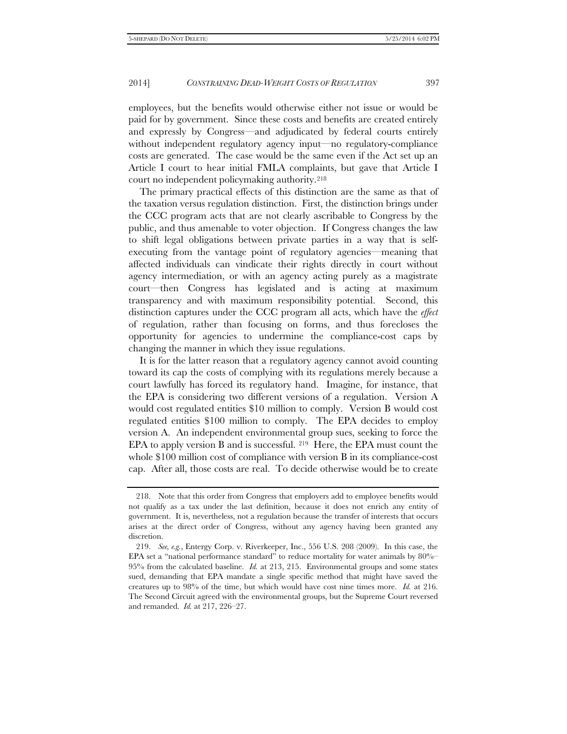employees, but the benefits would otherwise either not issue or would be paid for by government. Since these costs and benefits are created entirely and expressly by Congress—and adjudicated by federal courts entirely without independent regulatory agency input—no regulatory-compliance costs are generated. The case would be the same even if the Act set up an Article I court to hear initial FMLA complaints, but gave that Article I court no independent policymaking authority.[218]

The primary practical effects of this distinction are the same as that of the taxation versus regulation distinction. First, the distinction brings under the CCC program acts that are not clearly ascribable to Congress by the public, and thus amenable to voter objection. If Congress changes the law to shift legal obligations between private parties in a way that is self-executing from the vantage point of regulatory agencies—meaning that affected individuals can vindicate their rights directly in court without agency intermediation, or with an agency acting purely as a magistrate court—then Congress has legislated and is acting at maximum transparency and with maximum responsibility potential. Second, this distinction captures under the CCC program all acts, which have the *effect* of regulation, rather than focusing on forms, and thus forecloses the opportunity for agencies to undermine the compliance-cost caps by changing the manner in which they issue regulations.

It is for the latter reason that a regulatory agency cannot avoid counting toward its cap the costs of complying with its regulations merely because a court lawfully has forced its regulatory hand. Imagine, for instance, that the EPA is considering two different versions of a regulation. Version A would cost regulated entities $10 million to comply. Version B would cost regulated entities $100 million to comply. The EPA decides to employ version A. An independent environmental group sues, seeking to force the EPA to apply version B and is successful.[219] Here, the EPA must count the whole $100 million cost of compliance with version B in its compliance-cost cap. After all, those costs are real. To decide otherwise would be to create

---

218. Note that this order from Congress that employers add to employee benefits would not qualify as a tax under the last definition, because it does not enrich any entity of government. It is, nevertheless, not a regulation because the transfer of interests that occurs arises at the direct order of Congress, without any agency having been granted any discretion.

219. *See, e.g.*, Entergy Corp. v. Riverkeeper, Inc., 556 U.S. 208 (2009). In this case, the EPA set a "national performance standard" to reduce mortality for water animals by 80%–95% from the calculated baseline. *Id.* at 213, 215. Environmental groups and some states sued, demanding that EPA mandate a single specific method that might have saved the creatures up to 98% of the time, but which would have cost nine times more. *Id.* at 216. The Second Circuit agreed with the environmental groups, but the Supreme Court reversed and remanded. *Id.* at 217, 226–27.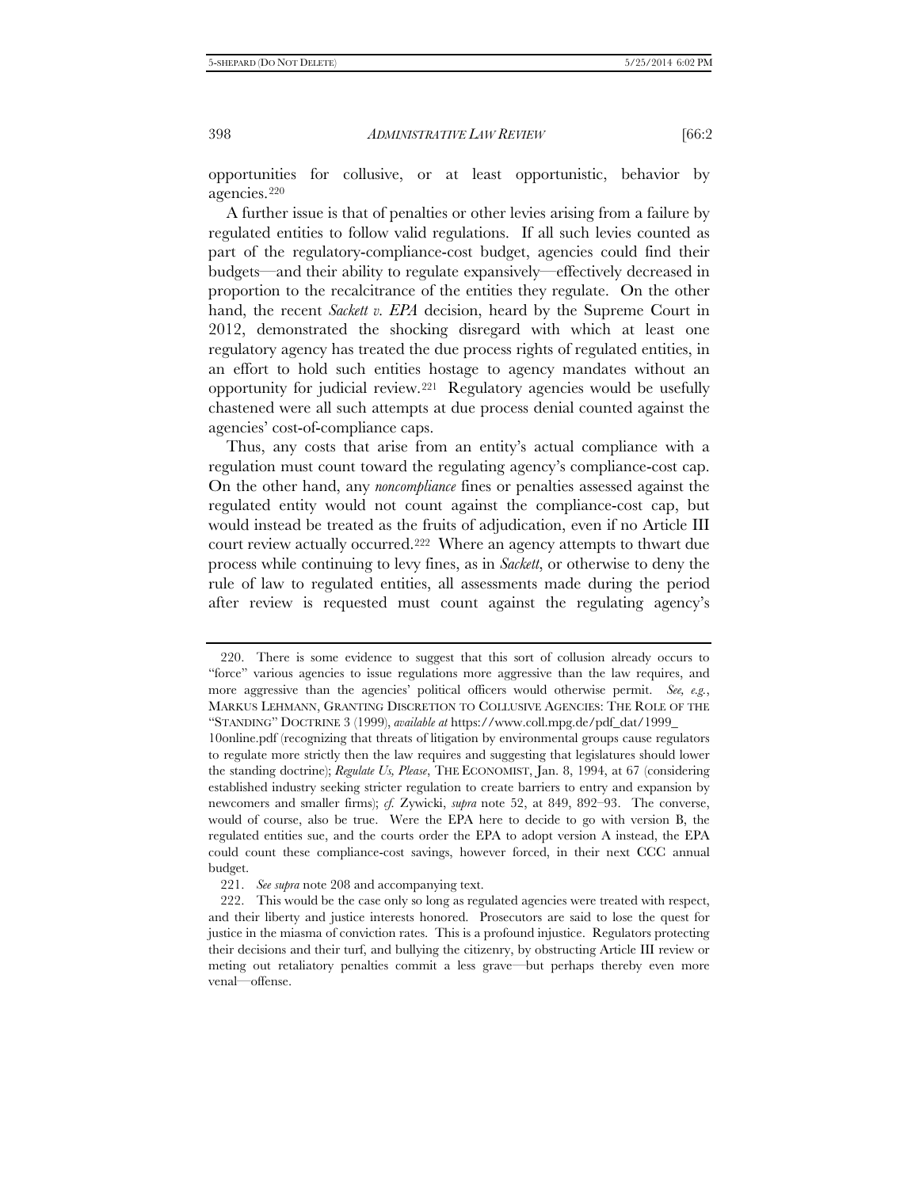opportunities for collusive, or at least opportunistic, behavior by agencies.[220]

A further issue is that of penalties or other levies arising from a failure by regulated entities to follow valid regulations. If all such levies counted as part of the regulatory-compliance-cost budget, agencies could find their budgets—and their ability to regulate expansively—effectively decreased in proportion to the recalcitrance of the entities they regulate. On the other hand, the recent *Sackett v. EPA* decision, heard by the Supreme Court in 2012, demonstrated the shocking disregard with which at least one regulatory agency has treated the due process rights of regulated entities, in an effort to hold such entities hostage to agency mandates without an opportunity for judicial review.[221] Regulatory agencies would be usefully chastened were all such attempts at due process denial counted against the agencies' cost-of-compliance caps.

Thus, any costs that arise from an entity's actual compliance with a regulation must count toward the regulating agency's compliance-cost cap. On the other hand, any *noncompliance* fines or penalties assessed against the regulated entity would not count against the compliance-cost cap, but would instead be treated as the fruits of adjudication, even if no Article III court review actually occurred.[222] Where an agency attempts to thwart due process while continuing to levy fines, as in *Sackett*, or otherwise to deny the rule of law to regulated entities, all assessments made during the period after review is requested must count against the regulating agency's

---

220. There is some evidence to suggest that this sort of collusion already occurs to "force" various agencies to issue regulations more aggressive than the law requires, and more aggressive than the agencies' political officers would otherwise permit. *See, e.g.*, MARKUS LEHMANN, GRANTING DISCRETION TO COLLUSIVE AGENCIES: THE ROLE OF THE "STANDING" DOCTRINE 3 (1999), *available at* https://www.coll.mpg.de/pdf_dat/1999_10online.pdf (recognizing that threats of litigation by environmental groups cause regulators to regulate more strictly then the law requires and suggesting that legislatures should lower the standing doctrine); *Regulate Us, Please*, THE ECONOMIST, Jan. 8, 1994, at 67 (considering established industry seeking stricter regulation to create barriers to entry and expansion by newcomers and smaller firms); *cf.* Zywicki, *supra* note 52, at 849, 892–93. The converse, would of course, also be true. Were the EPA here to decide to go with version B, the regulated entities sue, and the courts order the EPA to adopt version A instead, the EPA could count these compliance-cost savings, however forced, in their next CCC annual budget.

221. *See supra* note 208 and accompanying text.

222. This would be the case only so long as regulated agencies were treated with respect, and their liberty and justice interests honored. Prosecutors are said to lose the quest for justice in the miasma of conviction rates. This is a profound injustice. Regulators protecting their decisions and their turf, and bullying the citizenry, by obstructing Article III review or meting out retaliatory penalties commit a less grave—but perhaps thereby even more venal—offense.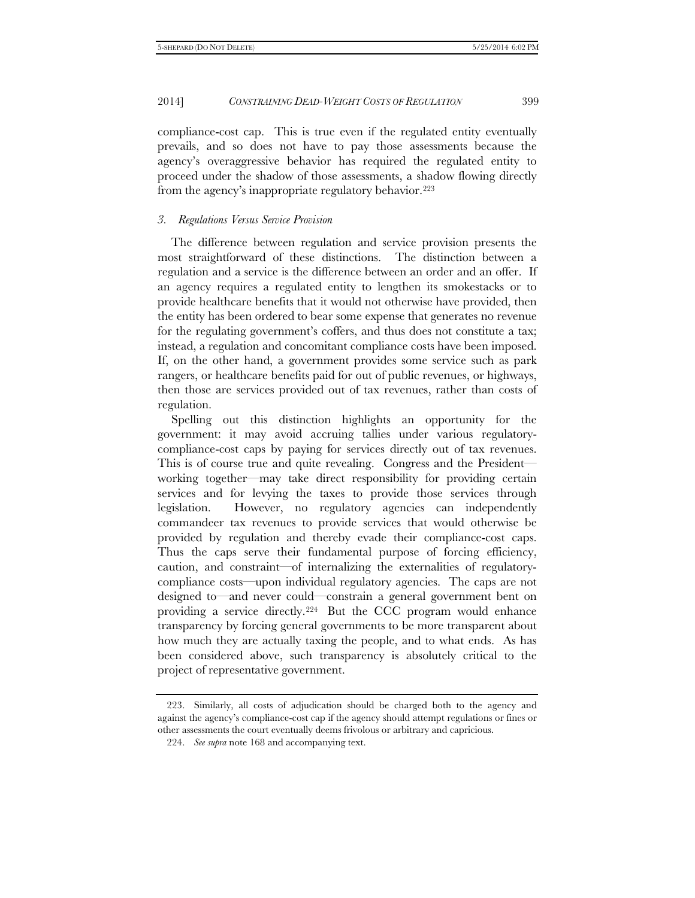compliance-cost cap. This is true even if the regulated entity eventually prevails, and so does not have to pay those assessments because the agency's overaggressive behavior has required the regulated entity to proceed under the shadow of those assessments, a shadow flowing directly from the agency's inappropriate regulatory behavior.[223]

### *3. Regulations Versus Service Provision*

The difference between regulation and service provision presents the most straightforward of these distinctions. The distinction between a regulation and a service is the difference between an order and an offer. If an agency requires a regulated entity to lengthen its smokestacks or to provide healthcare benefits that it would not otherwise have provided, then the entity has been ordered to bear some expense that generates no revenue for the regulating government's coffers, and thus does not constitute a tax; instead, a regulation and concomitant compliance costs have been imposed. If, on the other hand, a government provides some service such as park rangers, or healthcare benefits paid for out of public revenues, or highways, then those are services provided out of tax revenues, rather than costs of regulation.

Spelling out this distinction highlights an opportunity for the government: it may avoid accruing tallies under various regulatory-compliance-cost caps by paying for services directly out of tax revenues. This is of course true and quite revealing. Congress and the President—working together—may take direct responsibility for providing certain services and for levying the taxes to provide those services through legislation. However, no regulatory agencies can independently commandeer tax revenues to provide services that would otherwise be provided by regulation and thereby evade their compliance-cost caps. Thus the caps serve their fundamental purpose of forcing efficiency, caution, and constraint—of internalizing the externalities of regulatory-compliance costs—upon individual regulatory agencies. The caps are not designed to—and never could—constrain a general government bent on providing a service directly.[224] But the CCC program would enhance transparency by forcing general governments to be more transparent about how much they are actually taxing the people, and to what ends. As has been considered above, such transparency is absolutely critical to the project of representative government.

223. Similarly, all costs of adjudication should be charged both to the agency and against the agency's compliance-cost cap if the agency should attempt regulations or fines or other assessments the court eventually deems frivolous or arbitrary and capricious.

224. *See supra* note 168 and accompanying text.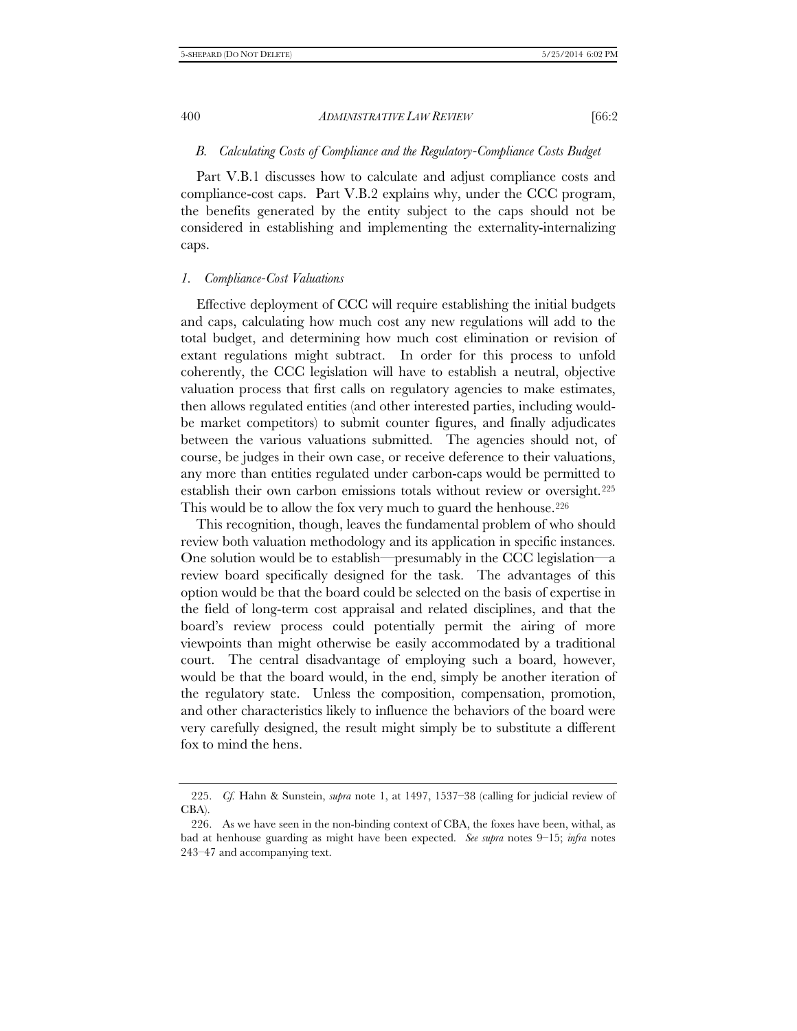### *B. Calculating Costs of Compliance and the Regulatory-Compliance Costs Budget*

Part V.B.1 discusses how to calculate and adjust compliance costs and compliance-cost caps. Part V.B.2 explains why, under the CCC program, the benefits generated by the entity subject to the caps should not be considered in establishing and implementing the externality-internalizing caps.

#### *1. Compliance-Cost Valuations*

Effective deployment of CCC will require establishing the initial budgets and caps, calculating how much cost any new regulations will add to the total budget, and determining how much cost elimination or revision of extant regulations might subtract. In order for this process to unfold coherently, the CCC legislation will have to establish a neutral, objective valuation process that first calls on regulatory agencies to make estimates, then allows regulated entities (and other interested parties, including would-be market competitors) to submit counter figures, and finally adjudicates between the various valuations submitted. The agencies should not, of course, be judges in their own case, or receive deference to their valuations, any more than entities regulated under carbon-caps would be permitted to establish their own carbon emissions totals without review or oversight.[225] This would be to allow the fox very much to guard the henhouse.[226]

This recognition, though, leaves the fundamental problem of who should review both valuation methodology and its application in specific instances. One solution would be to establish—presumably in the CCC legislation—a review board specifically designed for the task. The advantages of this option would be that the board could be selected on the basis of expertise in the field of long-term cost appraisal and related disciplines, and that the board's review process could potentially permit the airing of more viewpoints than might otherwise be easily accommodated by a traditional court. The central disadvantage of employing such a board, however, would be that the board would, in the end, simply be another iteration of the regulatory state. Unless the composition, compensation, promotion, and other characteristics likely to influence the behaviors of the board were very carefully designed, the result might simply be to substitute a different fox to mind the hens.

---

225. *Cf.* Hahn & Sunstein, *supra* note 1, at 1497, 1537–38 (calling for judicial review of CBA).

226. As we have seen in the non-binding context of CBA, the foxes have been, withal, as bad at henhouse guarding as might have been expected. *See supra* notes 9–15; *infra* notes 243–47 and accompanying text.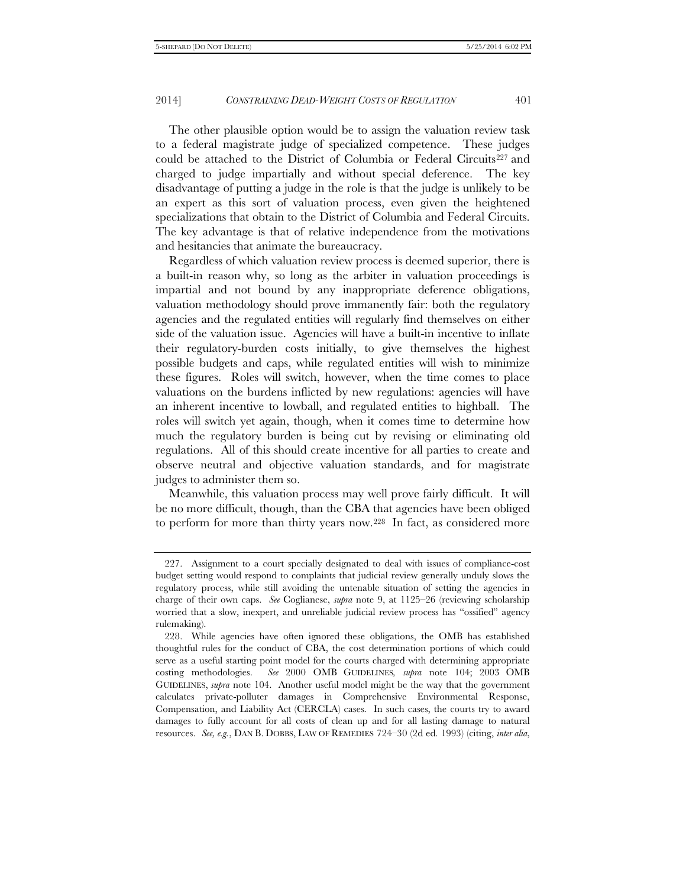The other plausible option would be to assign the valuation review task to a federal magistrate judge of specialized competence. These judges could be attached to the District of Columbia or Federal Circuits[227] and charged to judge impartially and without special deference. The key disadvantage of putting a judge in the role is that the judge is unlikely to be an expert as this sort of valuation process, even given the heightened specializations that obtain to the District of Columbia and Federal Circuits. The key advantage is that of relative independence from the motivations and hesitancies that animate the bureaucracy.

Regardless of which valuation review process is deemed superior, there is a built-in reason why, so long as the arbiter in valuation proceedings is impartial and not bound by any inappropriate deference obligations, valuation methodology should prove immanently fair: both the regulatory agencies and the regulated entities will regularly find themselves on either side of the valuation issue. Agencies will have a built-in incentive to inflate their regulatory-burden costs initially, to give themselves the highest possible budgets and caps, while regulated entities will wish to minimize these figures. Roles will switch, however, when the time comes to place valuations on the burdens inflicted by new regulations: agencies will have an inherent incentive to lowball, and regulated entities to highball. The roles will switch yet again, though, when it comes time to determine how much the regulatory burden is being cut by revising or eliminating old regulations. All of this should create incentive for all parties to create and observe neutral and objective valuation standards, and for magistrate judges to administer them so.

Meanwhile, this valuation process may well prove fairly difficult. It will be no more difficult, though, than the CBA that agencies have been obliged to perform for more than thirty years now.[228] In fact, as considered more

---

227. Assignment to a court specially designated to deal with issues of compliance-cost budget setting would respond to complaints that judicial review generally unduly slows the regulatory process, while still avoiding the untenable situation of setting the agencies in charge of their own caps. *See* Coglianese, *supra* note 9, at 1125–26 (reviewing scholarship worried that a slow, inexpert, and unreliable judicial review process has "ossified" agency rulemaking).

228. While agencies have often ignored these obligations, the OMB has established thoughtful rules for the conduct of CBA, the cost determination portions of which could serve as a useful starting point model for the courts charged with determining appropriate costing methodologies. *See* 2000 OMB GUIDELINES, *supra* note 104; 2003 OMB GUIDELINES, *supra* note 104. Another useful model might be the way that the government calculates private-polluter damages in Comprehensive Environmental Response, Compensation, and Liability Act (CERCLA) cases. In such cases, the courts try to award damages to fully account for all costs of clean up and for all lasting damage to natural resources. *See, e.g.*, DAN B. DOBBS, LAW OF REMEDIES 724–30 (2d ed. 1993) (citing, *inter alia*,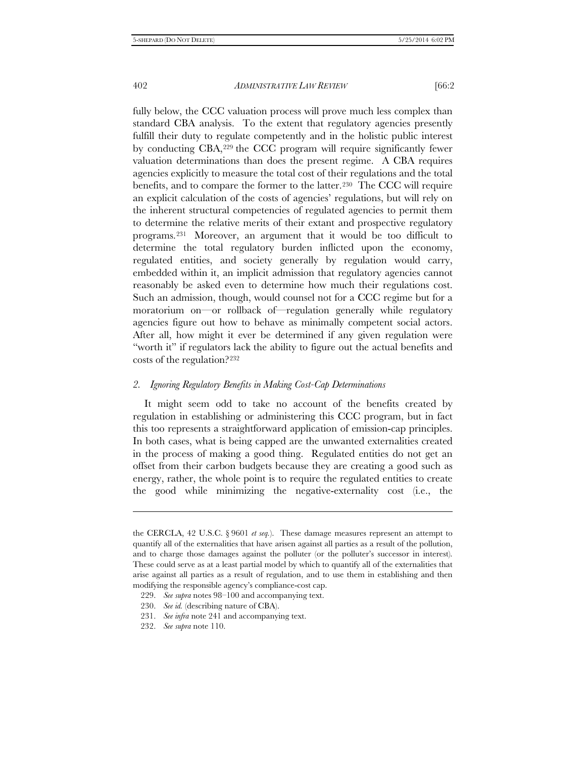fully below, the CCC valuation process will prove much less complex than standard CBA analysis. To the extent that regulatory agencies presently fulfill their duty to regulate competently and in the holistic public interest by conducting CBA,[229] the CCC program will require significantly fewer valuation determinations than does the present regime. A CBA requires agencies explicitly to measure the total cost of their regulations and the total benefits, and to compare the former to the latter.[230] The CCC will require an explicit calculation of the costs of agencies' regulations, but will rely on the inherent structural competencies of regulated agencies to permit them to determine the relative merits of their extant and prospective regulatory programs.[231] Moreover, an argument that it would be too difficult to determine the total regulatory burden inflicted upon the economy, regulated entities, and society generally by regulation would carry, embedded within it, an implicit admission that regulatory agencies cannot reasonably be asked even to determine how much their regulations cost. Such an admission, though, would counsel not for a CCC regime but for a moratorium on—or rollback of—regulation generally while regulatory agencies figure out how to behave as minimally competent social actors. After all, how might it ever be determined if any given regulation were "worth it" if regulators lack the ability to figure out the actual benefits and costs of the regulation?[232]

### 2. *Ignoring Regulatory Benefits in Making Cost-Cap Determinations*

It might seem odd to take no account of the benefits created by regulation in establishing or administering this CCC program, but in fact this too represents a straightforward application of emission-cap principles. In both cases, what is being capped are the unwanted externalities created in the process of making a good thing. Regulated entities do not get an offset from their carbon budgets because they are creating a good such as energy, rather, the whole point is to require the regulated entities to create the good while minimizing the negative-externality cost (i.e., the

---

the CERCLA, 42 U.S.C. § 9601 *et seq.*). These damage measures represent an attempt to quantify all of the externalities that have arisen against all parties as a result of the pollution, and to charge those damages against the polluter (or the polluter's successor in interest). These could serve as at a least partial model by which to quantify all of the externalities that arise against all parties as a result of regulation, and to use them in establishing and then modifying the responsible agency's compliance-cost cap.

229. *See supra* notes 98–100 and accompanying text.

230. *See id.* (describing nature of CBA).

231. *See infra* note 241 and accompanying text.

232. *See supra* note 110.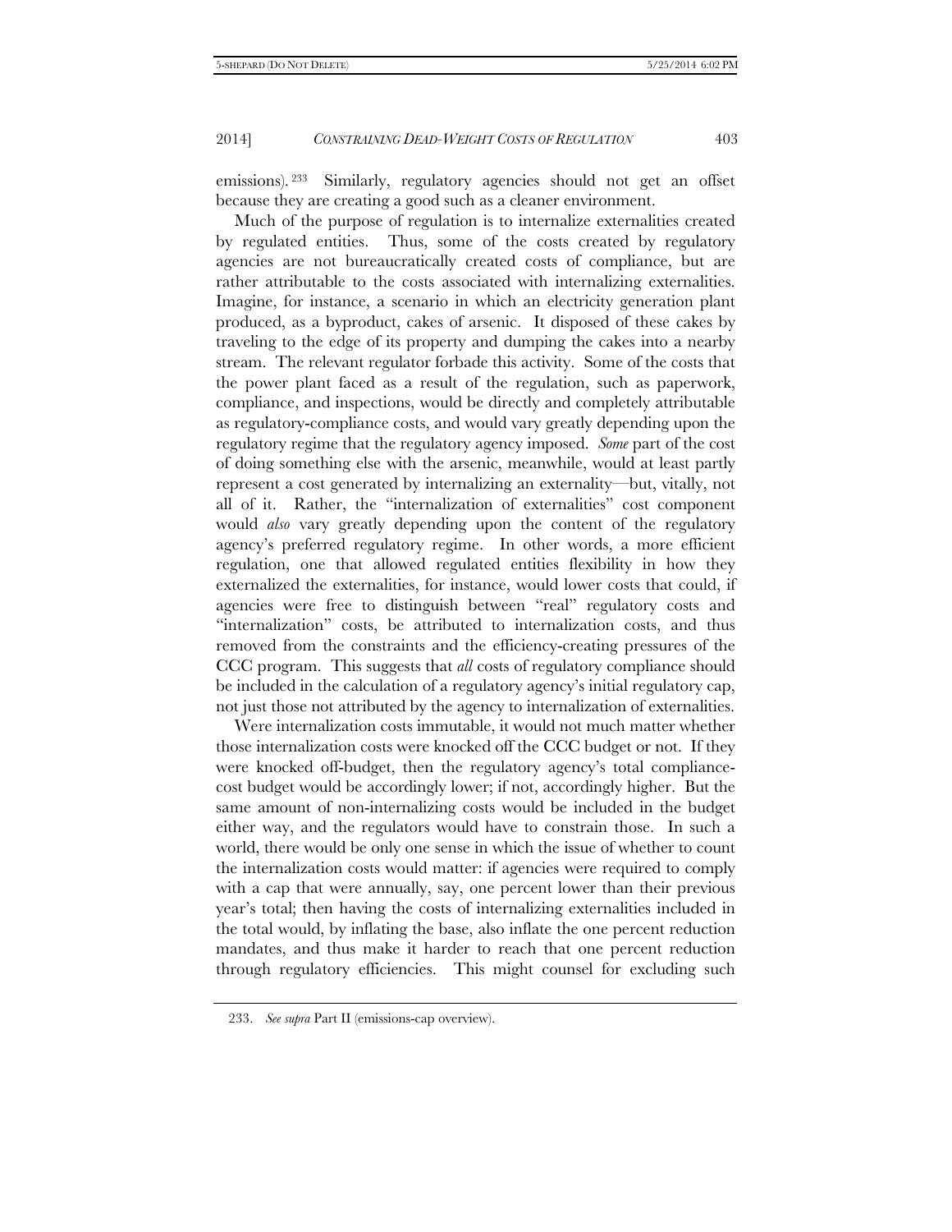emissions).[233] Similarly, regulatory agencies should not get an offset because they are creating a good such as a cleaner environment.

Much of the purpose of regulation is to internalize externalities created by regulated entities. Thus, some of the costs created by regulatory agencies are not bureaucratically created costs of compliance, but are rather attributable to the costs associated with internalizing externalities. Imagine, for instance, a scenario in which an electricity generation plant produced, as a byproduct, cakes of arsenic. It disposed of these cakes by traveling to the edge of its property and dumping the cakes into a nearby stream. The relevant regulator forbade this activity. Some of the costs that the power plant faced as a result of the regulation, such as paperwork, compliance, and inspections, would be directly and completely attributable as regulatory-compliance costs, and would vary greatly depending upon the regulatory regime that the regulatory agency imposed. *Some* part of the cost of doing something else with the arsenic, meanwhile, would at least partly represent a cost generated by internalizing an externality—but, vitally, not all of it. Rather, the "internalization of externalities" cost component would *also* vary greatly depending upon the content of the regulatory agency's preferred regulatory regime. In other words, a more efficient regulation, one that allowed regulated entities flexibility in how they externalized the externalities, for instance, would lower costs that could, if agencies were free to distinguish between "real" regulatory costs and "internalization" costs, be attributed to internalization costs, and thus removed from the constraints and the efficiency-creating pressures of the CCC program. This suggests that *all* costs of regulatory compliance should be included in the calculation of a regulatory agency's initial regulatory cap, not just those not attributed by the agency to internalization of externalities.

Were internalization costs immutable, it would not much matter whether those internalization costs were knocked off the CCC budget or not. If they were knocked off-budget, then the regulatory agency's total compliance-cost budget would be accordingly lower; if not, accordingly higher. But the same amount of non-internalizing costs would be included in the budget either way, and the regulators would have to constrain those. In such a world, there would be only one sense in which the issue of whether to count the internalization costs would matter: if agencies were required to comply with a cap that were annually, say, one percent lower than their previous year's total; then having the costs of internalizing externalities included in the total would, by inflating the base, also inflate the one percent reduction mandates, and thus make it harder to reach that one percent reduction through regulatory efficiencies. This might counsel for excluding such

233. *See supra* Part II (emissions-cap overview).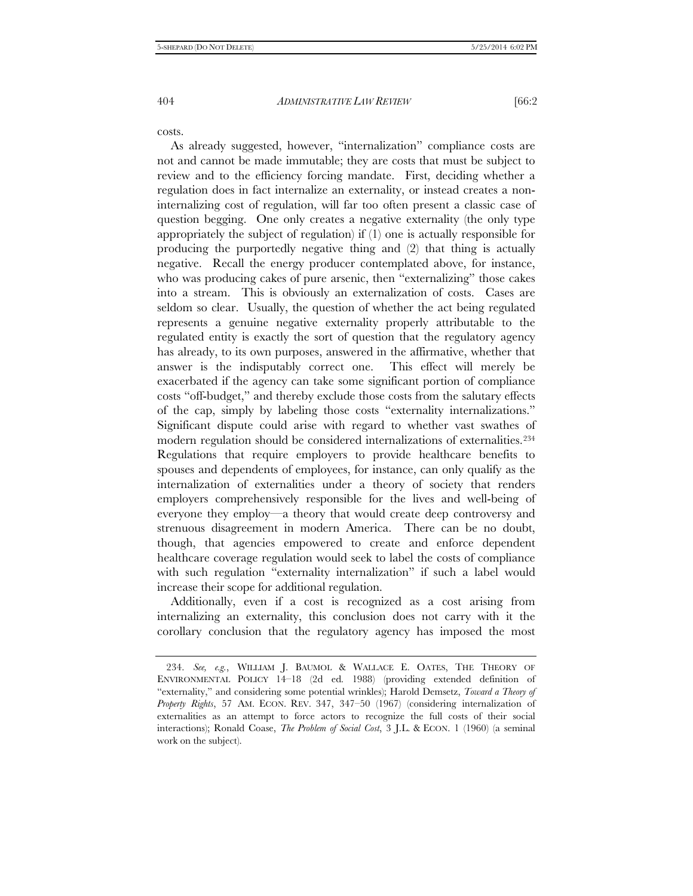costs.

As already suggested, however, "internalization" compliance costs are not and cannot be made immutable; they are costs that must be subject to review and to the efficiency forcing mandate. First, deciding whether a regulation does in fact internalize an externality, or instead creates a non-internalizing cost of regulation, will far too often present a classic case of question begging. One only creates a negative externality (the only type appropriately the subject of regulation) if (1) one is actually responsible for producing the purportedly negative thing and (2) that thing is actually negative. Recall the energy producer contemplated above, for instance, who was producing cakes of pure arsenic, then "externalizing" those cakes into a stream. This is obviously an externalization of costs. Cases are seldom so clear. Usually, the question of whether the act being regulated represents a genuine negative externality properly attributable to the regulated entity is exactly the sort of question that the regulatory agency has already, to its own purposes, answered in the affirmative, whether that answer is the indisputably correct one. This effect will merely be exacerbated if the agency can take some significant portion of compliance costs "off-budget," and thereby exclude those costs from the salutary effects of the cap, simply by labeling those costs "externality internalizations." Significant dispute could arise with regard to whether vast swathes of modern regulation should be considered internalizations of externalities.[234] Regulations that require employers to provide healthcare benefits to spouses and dependents of employees, for instance, can only qualify as the internalization of externalities under a theory of society that renders employers comprehensively responsible for the lives and well-being of everyone they employ—a theory that would create deep controversy and strenuous disagreement in modern America. There can be no doubt, though, that agencies empowered to create and enforce dependent healthcare coverage regulation would seek to label the costs of compliance with such regulation "externality internalization" if such a label would increase their scope for additional regulation.

Additionally, even if a cost is recognized as a cost arising from internalizing an externality, this conclusion does not carry with it the corollary conclusion that the regulatory agency has imposed the most

---

234. *See, e.g.*, WILLIAM J. BAUMOL & WALLACE E. OATES, THE THEORY OF ENVIRONMENTAL POLICY 14–18 (2d ed. 1988) (providing extended definition of "externality," and considering some potential wrinkles); Harold Demsetz, *Toward a Theory of Property Rights*, 57 AM. ECON. REV. 347, 347–50 (1967) (considering internalization of externalities as an attempt to force actors to recognize the full costs of their social interactions); Ronald Coase, *The Problem of Social Cost*, 3 J.L. & ECON. 1 (1960) (a seminal work on the subject).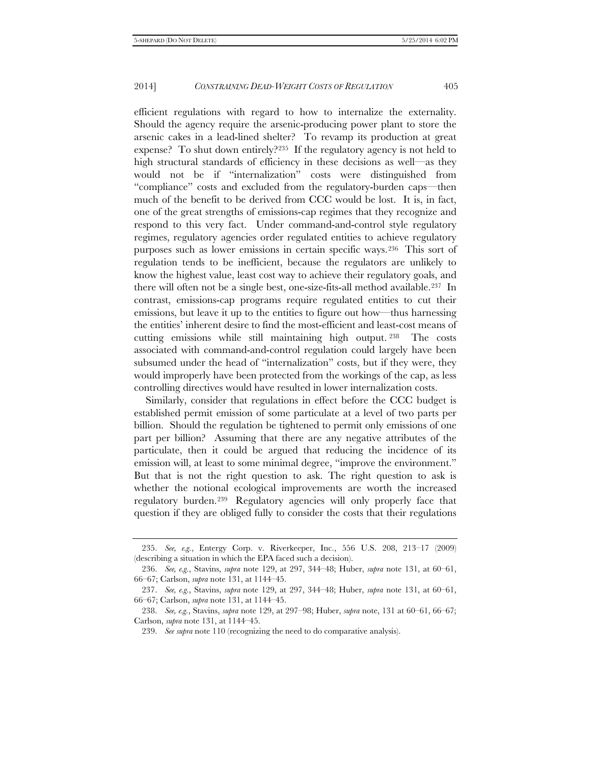efficient regulations with regard to how to internalize the externality. Should the agency require the arsenic-producing power plant to store the arsenic cakes in a lead-lined shelter? To revamp its production at great expense? To shut down entirely?[235] If the regulatory agency is not held to high structural standards of efficiency in these decisions as well—as they would not be if "internalization" costs were distinguished from "compliance" costs and excluded from the regulatory-burden caps—then much of the benefit to be derived from CCC would be lost. It is, in fact, one of the great strengths of emissions-cap regimes that they recognize and respond to this very fact. Under command-and-control style regulatory regimes, regulatory agencies order regulated entities to achieve regulatory purposes such as lower emissions in certain specific ways.[236] This sort of regulation tends to be inefficient, because the regulators are unlikely to know the highest value, least cost way to achieve their regulatory goals, and there will often not be a single best, one-size-fits-all method available.[237] In contrast, emissions-cap programs require regulated entities to cut their emissions, but leave it up to the entities to figure out how—thus harnessing the entities' inherent desire to find the most-efficient and least-cost means of cutting emissions while still maintaining high output.[238] The costs associated with command-and-control regulation could largely have been subsumed under the head of "internalization" costs, but if they were, they would improperly have been protected from the workings of the cap, as less controlling directives would have resulted in lower internalization costs.

Similarly, consider that regulations in effect before the CCC budget is established permit emission of some particulate at a level of two parts per billion. Should the regulation be tightened to permit only emissions of one part per billion? Assuming that there are any negative attributes of the particulate, then it could be argued that reducing the incidence of its emission will, at least to some minimal degree, "improve the environment." But that is not the right question to ask. The right question to ask is whether the notional ecological improvements are worth the increased regulatory burden.[239] Regulatory agencies will only properly face that question if they are obliged fully to consider the costs that their regulations

---

235. *See, e.g.*, Entergy Corp. v. Riverkeeper, Inc., 556 U.S. 208, 213–17 (2009) (describing a situation in which the EPA faced such a decision).

236. *See, e.g.*, Stavins, *supra* note 129, at 297, 344–48; Huber, *supra* note 131, at 60–61, 66–67; Carlson, *supra* note 131, at 1144–45.

237. *See, e.g.*, Stavins, *supra* note 129, at 297, 344–48; Huber, *supra* note 131, at 60–61, 66–67; Carlson, *supra* note 131, at 1144–45.

238. *See, e.g.*, Stavins, *supra* note 129, at 297–98; Huber, *supra* note, 131 at 60–61, 66–67; Carlson, *supra* note 131, at 1144–45.

239. *See supra* note 110 (recognizing the need to do comparative analysis).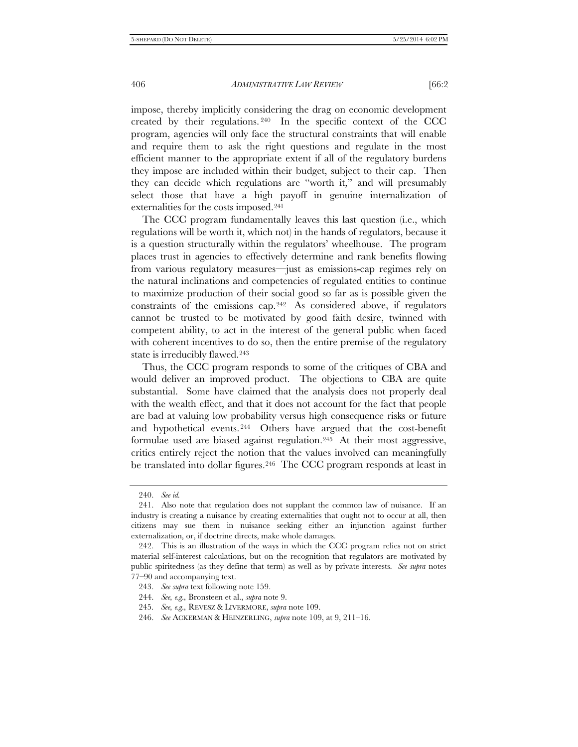impose, thereby implicitly considering the drag on economic development created by their regulations.[240] In the specific context of the CCC program, agencies will only face the structural constraints that will enable and require them to ask the right questions and regulate in the most efficient manner to the appropriate extent if all of the regulatory burdens they impose are included within their budget, subject to their cap. Then they can decide which regulations are "worth it," and will presumably select those that have a high payoff in genuine internalization of externalities for the costs imposed.[241]

The CCC program fundamentally leaves this last question (i.e., which regulations will be worth it, which not) in the hands of regulators, because it is a question structurally within the regulators' wheelhouse. The program places trust in agencies to effectively determine and rank benefits flowing from various regulatory measures—just as emissions-cap regimes rely on the natural inclinations and competencies of regulated entities to continue to maximize production of their social good so far as is possible given the constraints of the emissions cap.[242] As considered above, if regulators cannot be trusted to be motivated by good faith desire, twinned with competent ability, to act in the interest of the general public when faced with coherent incentives to do so, then the entire premise of the regulatory state is irreducibly flawed.[243]

Thus, the CCC program responds to some of the critiques of CBA and would deliver an improved product. The objections to CBA are quite substantial. Some have claimed that the analysis does not properly deal with the wealth effect, and that it does not account for the fact that people are bad at valuing low probability versus high consequence risks or future and hypothetical events.[244] Others have argued that the cost-benefit formulae used are biased against regulation.[245] At their most aggressive, critics entirely reject the notion that the values involved can meaningfully be translated into dollar figures.[246] The CCC program responds at least in

---

240. *See id.*

241. Also note that regulation does not supplant the common law of nuisance. If an industry is creating a nuisance by creating externalities that ought not to occur at all, then citizens may sue them in nuisance seeking either an injunction against further externalization, or, if doctrine directs, make whole damages.

242. This is an illustration of the ways in which the CCC program relies not on strict material self-interest calculations, but on the recognition that regulators are motivated by public spiritedness (as they define that term) as well as by private interests. *See supra* notes 77–90 and accompanying text.

243. *See supra* text following note 159.

244. *See, e.g.*, Bronsteen et al., *supra* note 9.

245. *See, e.g.*, REVESZ & LIVERMORE, *supra* note 109.

246. *See* ACKERMAN & HEINZERLING, *supra* note 109, at 9, 211–16.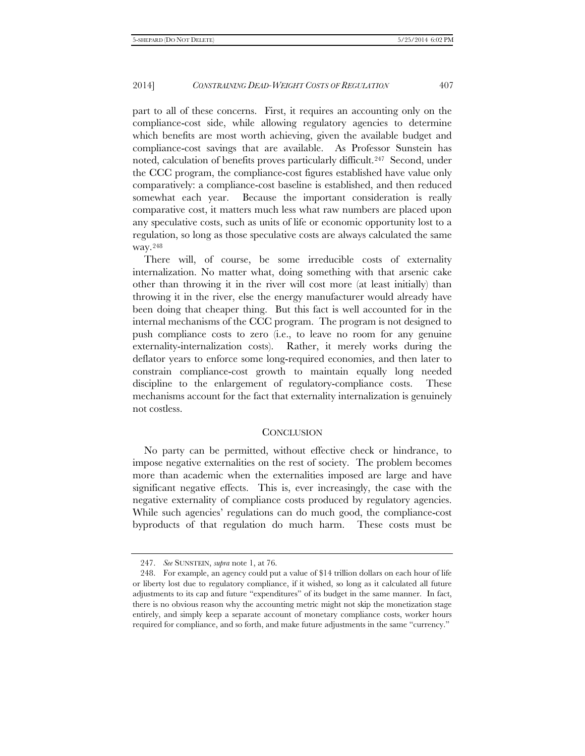part to all of these concerns. First, it requires an accounting only on the compliance-cost side, while allowing regulatory agencies to determine which benefits are most worth achieving, given the available budget and compliance-cost savings that are available. As Professor Sunstein has noted, calculation of benefits proves particularly difficult.[247] Second, under the CCC program, the compliance-cost figures established have value only comparatively: a compliance-cost baseline is established, and then reduced somewhat each year. Because the important consideration is really comparative cost, it matters much less what raw numbers are placed upon any speculative costs, such as units of life or economic opportunity lost to a regulation, so long as those speculative costs are always calculated the same way.[248]

There will, of course, be some irreducible costs of externality internalization. No matter what, doing something with that arsenic cake other than throwing it in the river will cost more (at least initially) than throwing it in the river, else the energy manufacturer would already have been doing that cheaper thing. But this fact is well accounted for in the internal mechanisms of the CCC program. The program is not designed to push compliance costs to zero (i.e., to leave no room for any genuine externality-internalization costs). Rather, it merely works during the deflator years to enforce some long-required economies, and then later to constrain compliance-cost growth to maintain equally long needed discipline to the enlargement of regulatory-compliance costs. These mechanisms account for the fact that externality internalization is genuinely not costless.

## CONCLUSION

No party can be permitted, without effective check or hindrance, to impose negative externalities on the rest of society. The problem becomes more than academic when the externalities imposed are large and have significant negative effects. This is, ever increasingly, the case with the negative externality of compliance costs produced by regulatory agencies. While such agencies' regulations can do much good, the compliance-cost byproducts of that regulation do much harm. These costs must be

---

247. *See* SUNSTEIN, *supra* note 1, at 76.

248. For example, an agency could put a value of $14 trillion dollars on each hour of life or liberty lost due to regulatory compliance, if it wished, so long as it calculated all future adjustments to its cap and future "expenditures" of its budget in the same manner. In fact, there is no obvious reason why the accounting metric might not skip the monetization stage entirely, and simply keep a separate account of monetary compliance costs, worker hours required for compliance, and so forth, and make future adjustments in the same "currency."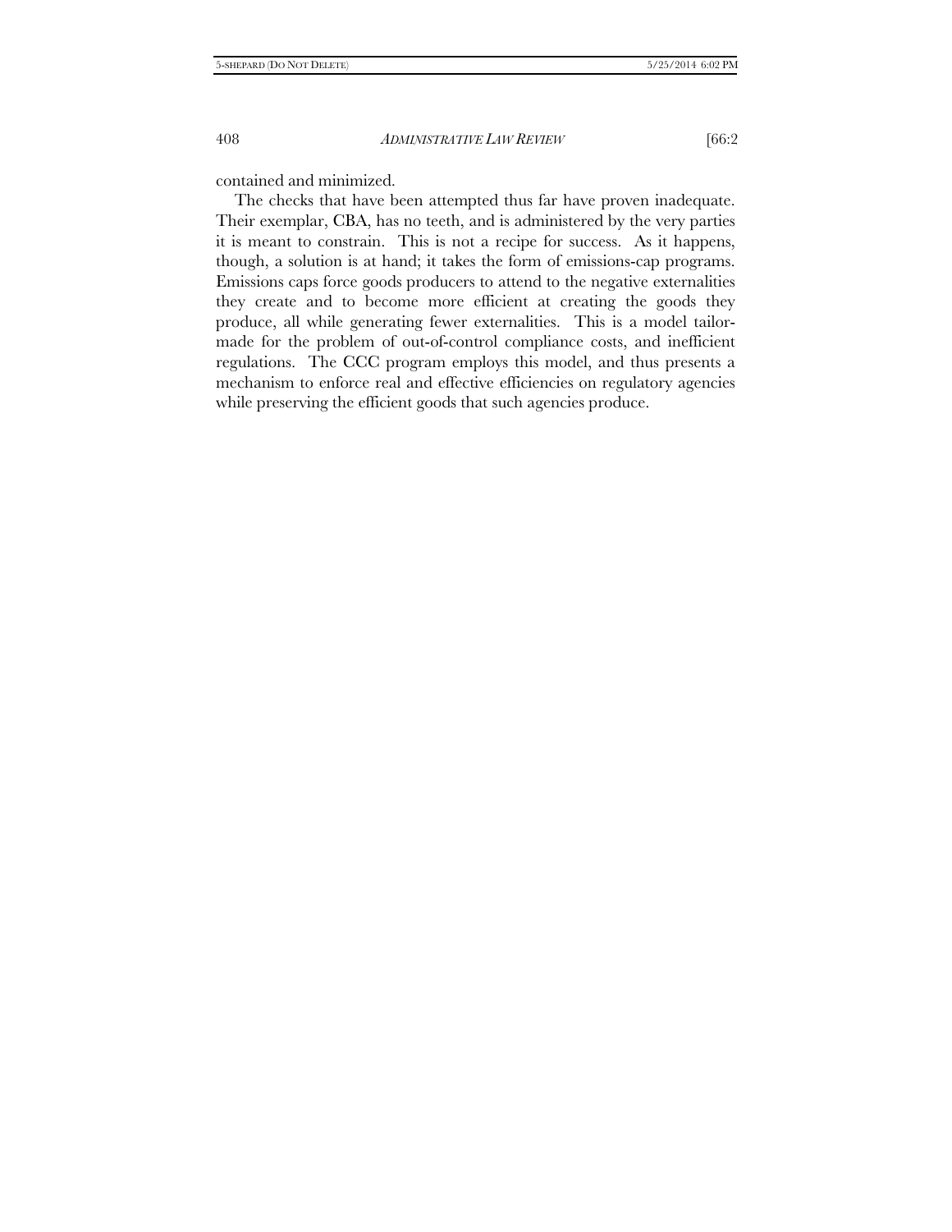contained and minimized.

The checks that have been attempted thus far have proven inadequate. Their exemplar, CBA, has no teeth, and is administered by the very parties it is meant to constrain. This is not a recipe for success. As it happens, though, a solution is at hand; it takes the form of emissions-cap programs. Emissions caps force goods producers to attend to the negative externalities they create and to become more efficient at creating the goods they produce, all while generating fewer externalities. This is a model tailor-made for the problem of out-of-control compliance costs, and inefficient regulations. The CCC program employs this model, and thus presents a mechanism to enforce real and effective efficiencies on regulatory agencies while preserving the efficient goods that such agencies produce.